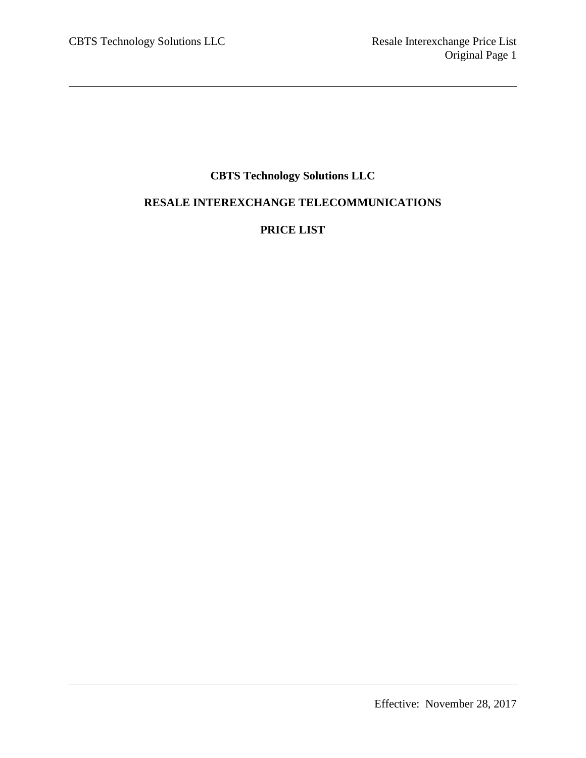# CBTS Technology Solutions LLC

## RESALE INTEREXCHANGE TELECOMMUNICATIONS

## PRICE LIST

Effective: November 28, 2017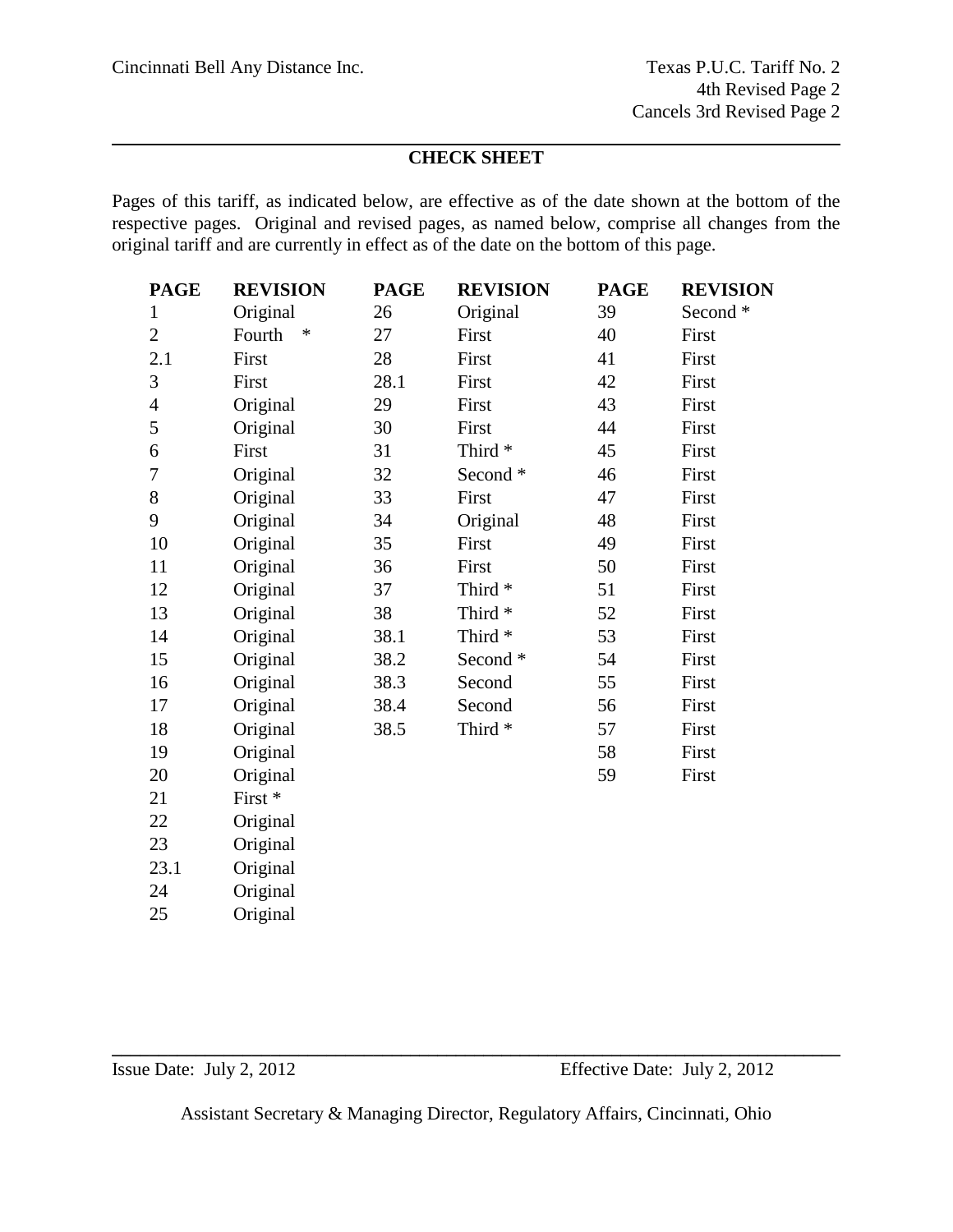Cincinnati Bell Any Distance Inc.

Texas P.U.C. Tariff No. 2
4th Revised Page 2
Cancels 3rd Revised Page 2

## CHECK SHEET

Pages of this tariff, as indicated below, are effective as of the date shown at the bottom of the respective pages. Original and revised pages, as named below, comprise all changes from the original tariff and are currently in effect as of the date on the bottom of this page.

| PAGE | REVISION | PAGE | REVISION | PAGE | REVISION |
|---|---|---|---|---|---|
| 1 | Original | 26 | Original | 39 | Second * |
| 2 | Fourth * | 27 | First | 40 | First |
| 2.1 | First | 28 | First | 41 | First |
| 3 | First | 28.1 | First | 42 | First |
| 4 | Original | 29 | First | 43 | First |
| 5 | Original | 30 | First | 44 | First |
| 6 | First | 31 | Third * | 45 | First |
| 7 | Original | 32 | Second * | 46 | First |
| 8 | Original | 33 | First | 47 | First |
| 9 | Original | 34 | Original | 48 | First |
| 10 | Original | 35 | First | 49 | First |
| 11 | Original | 36 | First | 50 | First |
| 12 | Original | 37 | Third * | 51 | First |
| 13 | Original | 38 | Third * | 52 | First |
| 14 | Original | 38.1 | Third * | 53 | First |
| 15 | Original | 38.2 | Second * | 54 | First |
| 16 | Original | 38.3 | Second | 55 | First |
| 17 | Original | 38.4 | Second | 56 | First |
| 18 | Original | 38.5 | Third * | 57 | First |
| 19 | Original | | | 58 | First |
| 20 | Original | | | 59 | First |
| 21 | First * | | | | |
| 22 | Original | | | | |
| 23 | Original | | | | |
| 23.1 | Original | | | | |
| 24 | Original | | | | |
| 25 | Original | | | | |

Issue Date: July 2, 2012 Effective Date: July 2, 2012

Assistant Secretary & Managing Director, Regulatory Affairs, Cincinnati, Ohio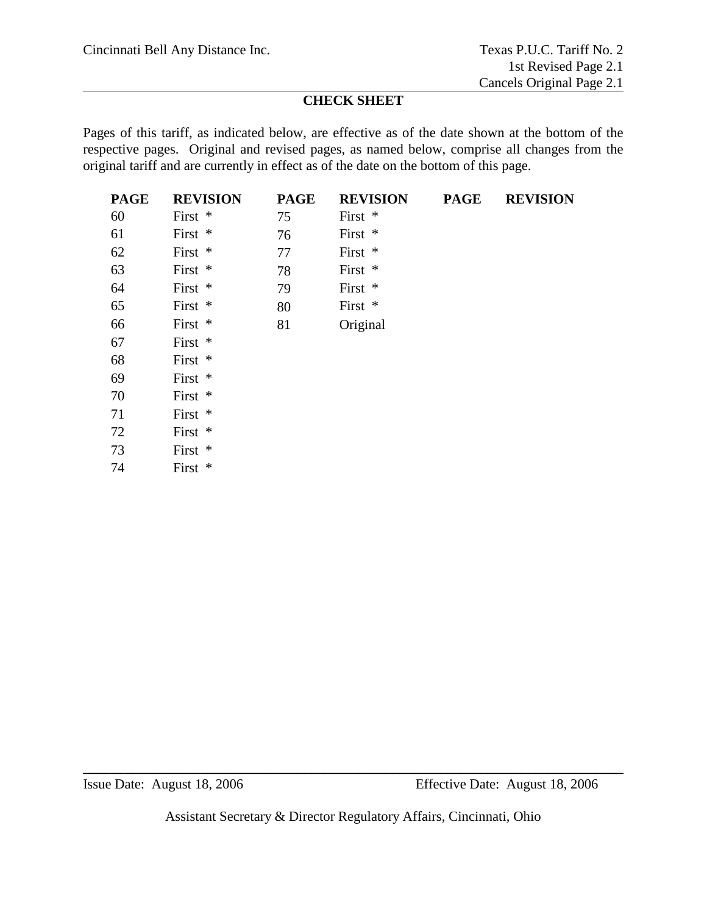## CHECK SHEET

Pages of this tariff, as indicated below, are effective as of the date shown at the bottom of the respective pages. Original and revised pages, as named below, comprise all changes from the original tariff and are currently in effect as of the date on the bottom of this page.

| PAGE | REVISION | PAGE | REVISION | PAGE | REVISION |
|---|---|---|---|---|---|
| 60 | First * | 75 | First * | | |
| 61 | First * | 76 | First * | | |
| 62 | First * | 77 | First * | | |
| 63 | First * | 78 | First * | | |
| 64 | First * | 79 | First * | | |
| 65 | First * | 80 | First * | | |
| 66 | First * | 81 | Original | | |
| 67 | First * | | | | |
| 68 | First * | | | | |
| 69 | First * | | | | |
| 70 | First * | | | | |
| 71 | First * | | | | |
| 72 | First * | | | | |
| 73 | First * | | | | |
| 74 | First * | | | | |

Issue Date: August 18, 2006 Effective Date: August 18, 2006

Assistant Secretary & Director Regulatory Affairs, Cincinnati, Ohio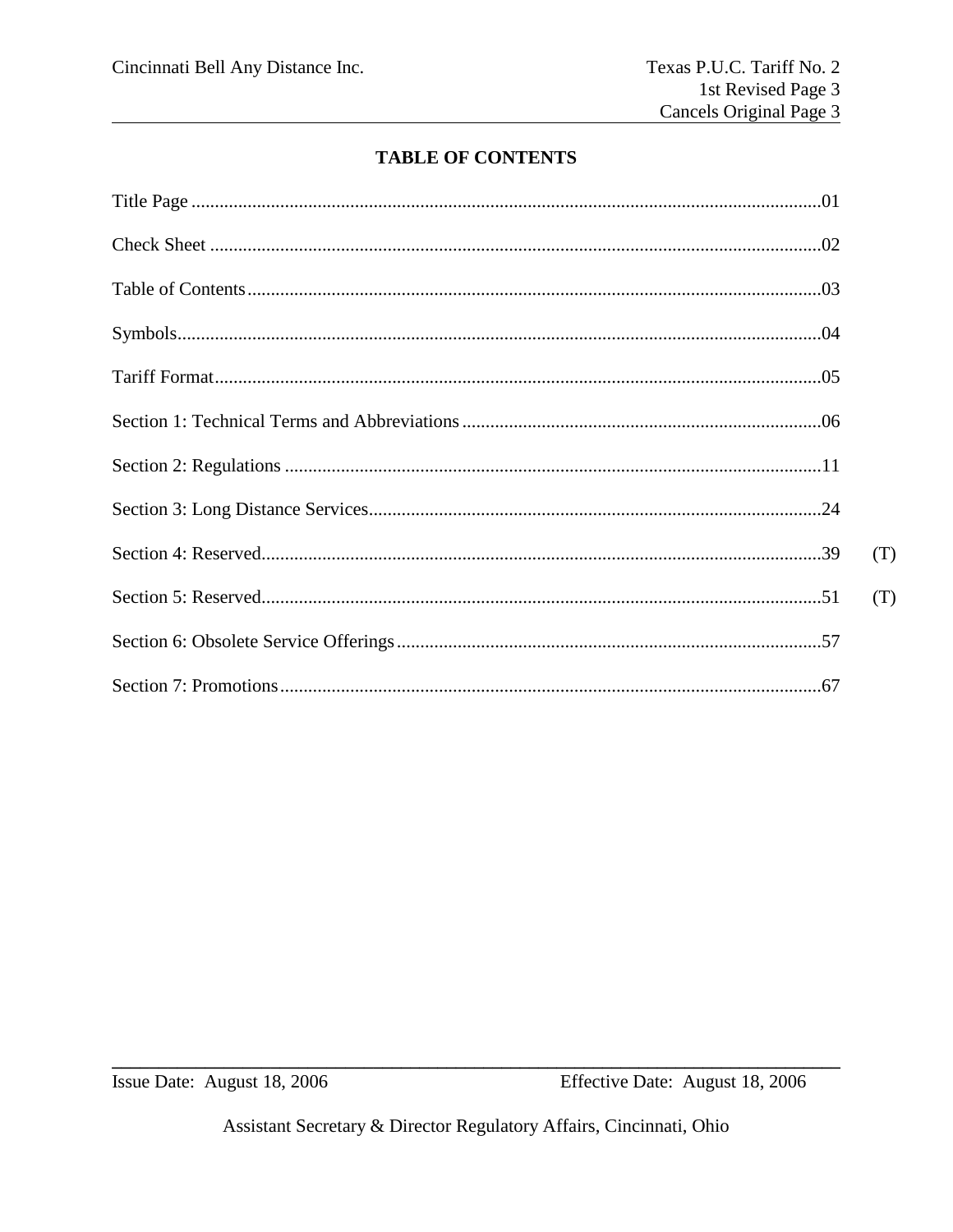# TABLE OF CONTENTS

| | | |
|---|---|---|
| Title Page | 01 | |
| Check Sheet | 02 | |
| Table of Contents | 03 | |
| Symbols | 04 | |
| Tariff Format | 05 | |
| Section 1: Technical Terms and Abbreviations | 06 | |
| Section 2: Regulations | 11 | |
| Section 3: Long Distance Services | 24 | |
| Section 4: Reserved | 39 | (T) |
| Section 5: Reserved | 51 | (T) |
| Section 6: Obsolete Service Offerings | 57 | |
| Section 7: Promotions | 67 | |

Issue Date: August 18, 2006 Effective Date: August 18, 2006

Assistant Secretary & Director Regulatory Affairs, Cincinnati, Ohio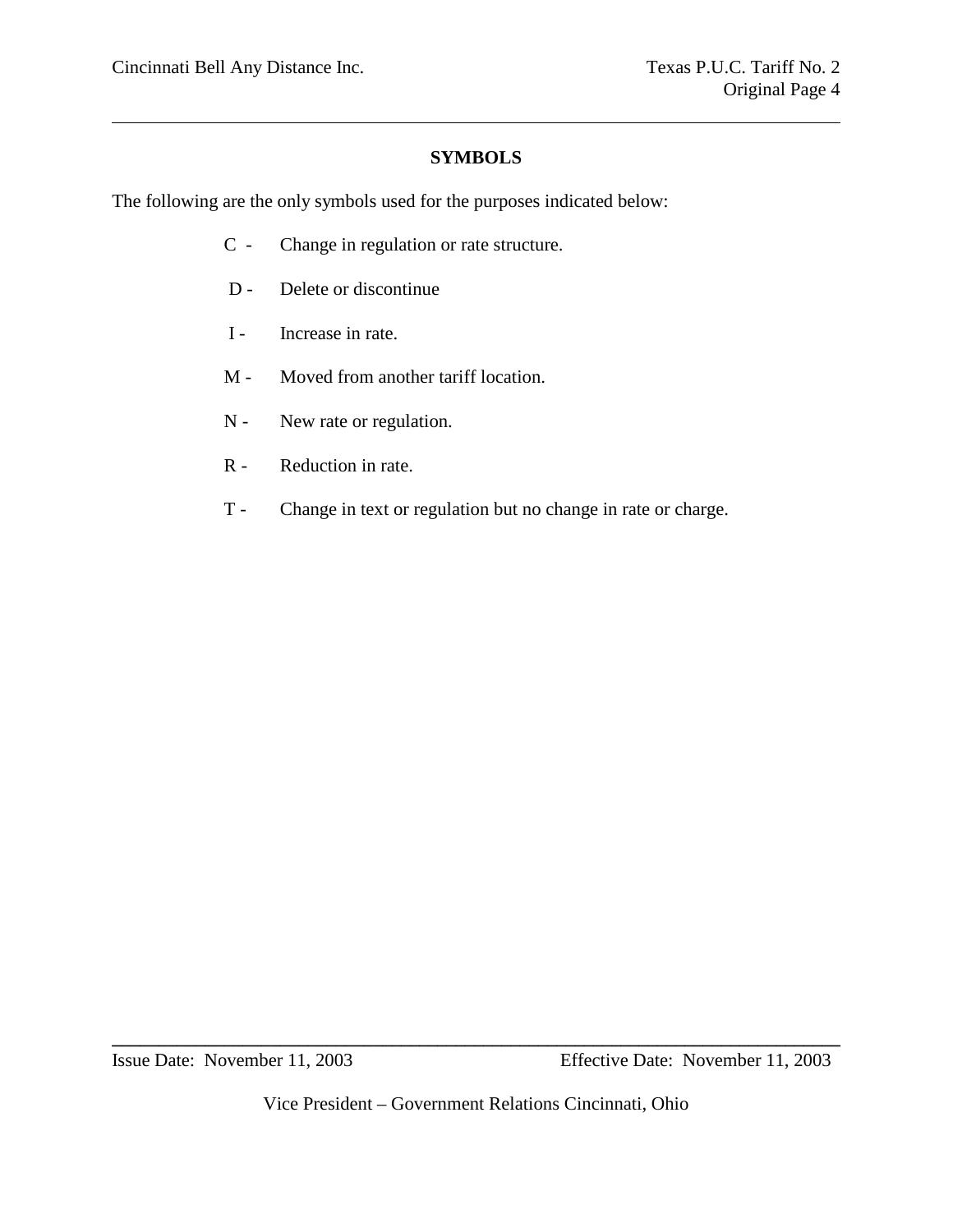## SYMBOLS

The following are the only symbols used for the purposes indicated below:

- C - Change in regulation or rate structure.
- D - Delete or discontinue
- I - Increase in rate.
- M - Moved from another tariff location.
- N - New rate or regulation.
- R - Reduction in rate.
- T - Change in text or regulation but no change in rate or charge.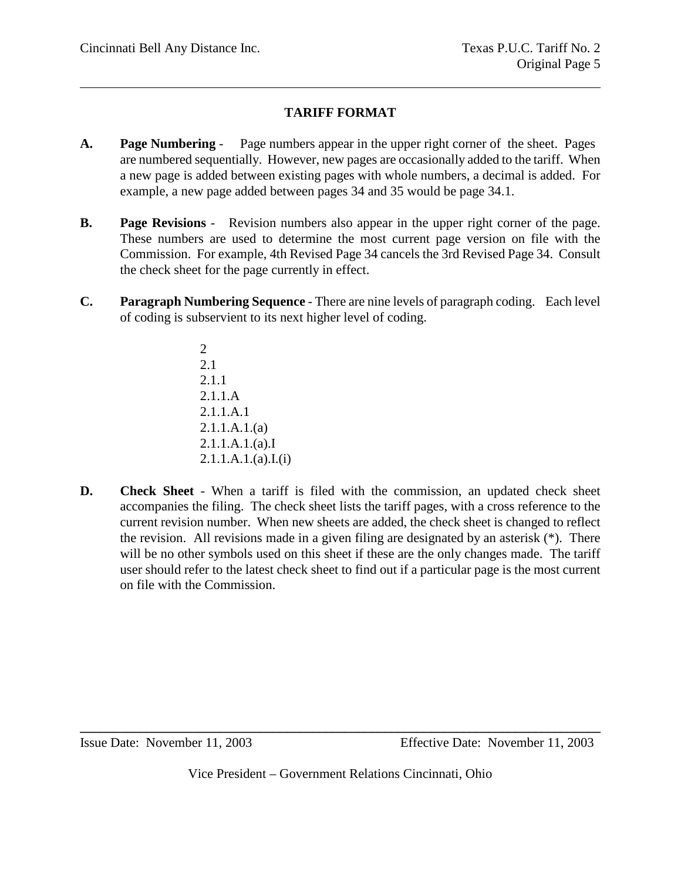## TARIFF FORMAT

**A. Page Numbering** - Page numbers appear in the upper right corner of the sheet. Pages are numbered sequentially. However, new pages are occasionally added to the tariff. When a new page is added between existing pages with whole numbers, a decimal is added. For example, a new page added between pages 34 and 35 would be page 34.1.

**B. Page Revisions** - Revision numbers also appear in the upper right corner of the page. These numbers are used to determine the most current page version on file with the Commission. For example, 4th Revised Page 34 cancels the 3rd Revised Page 34. Consult the check sheet for the page currently in effect.

**C. Paragraph Numbering Sequence** - There are nine levels of paragraph coding. Each level of coding is subservient to its next higher level of coding.

2
2.1
2.1.1
2.1.1.A
2.1.1.A.1
2.1.1.A.1.(a)
2.1.1.A.1.(a).I
2.1.1.A.1.(a).I.(i)

**D. Check Sheet** - When a tariff is filed with the commission, an updated check sheet accompanies the filing. The check sheet lists the tariff pages, with a cross reference to the current revision number. When new sheets are added, the check sheet is changed to reflect the revision. All revisions made in a given filing are designated by an asterisk (*). There will be no other symbols used on this sheet if these are the only changes made. The tariff user should refer to the latest check sheet to find out if a particular page is the most current on file with the Commission.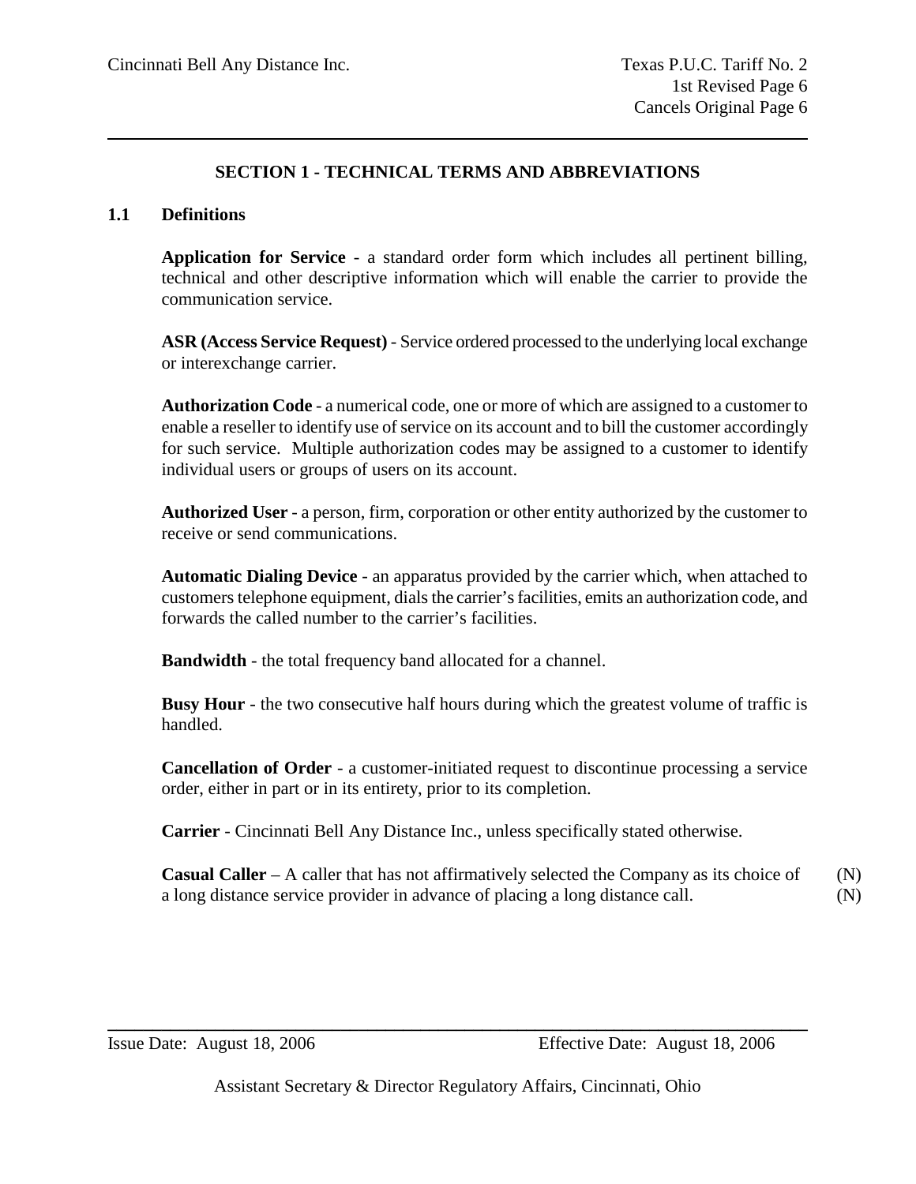## SECTION 1 - TECHNICAL TERMS AND ABBREVIATIONS

### 1.1 Definitions

**Application for Service** - a standard order form which includes all pertinent billing, technical and other descriptive information which will enable the carrier to provide the communication service.

**ASR (Access Service Request)** - Service ordered processed to the underlying local exchange or interexchange carrier.

**Authorization Code** - a numerical code, one or more of which are assigned to a customer to enable a reseller to identify use of service on its account and to bill the customer accordingly for such service. Multiple authorization codes may be assigned to a customer to identify individual users or groups of users on its account.

**Authorized User** - a person, firm, corporation or other entity authorized by the customer to receive or send communications.

**Automatic Dialing Device** - an apparatus provided by the carrier which, when attached to customers telephone equipment, dials the carrier's facilities, emits an authorization code, and forwards the called number to the carrier's facilities.

**Bandwidth** - the total frequency band allocated for a channel.

**Busy Hour** - the two consecutive half hours during which the greatest volume of traffic is handled.

**Cancellation of Order** - a customer-initiated request to discontinue processing a service order, either in part or in its entirety, prior to its completion.

**Carrier** - Cincinnati Bell Any Distance Inc., unless specifically stated otherwise.

**Casual Caller** – A caller that has not affirmatively selected the Company as its choice of a long distance service provider in advance of placing a long distance call. (N)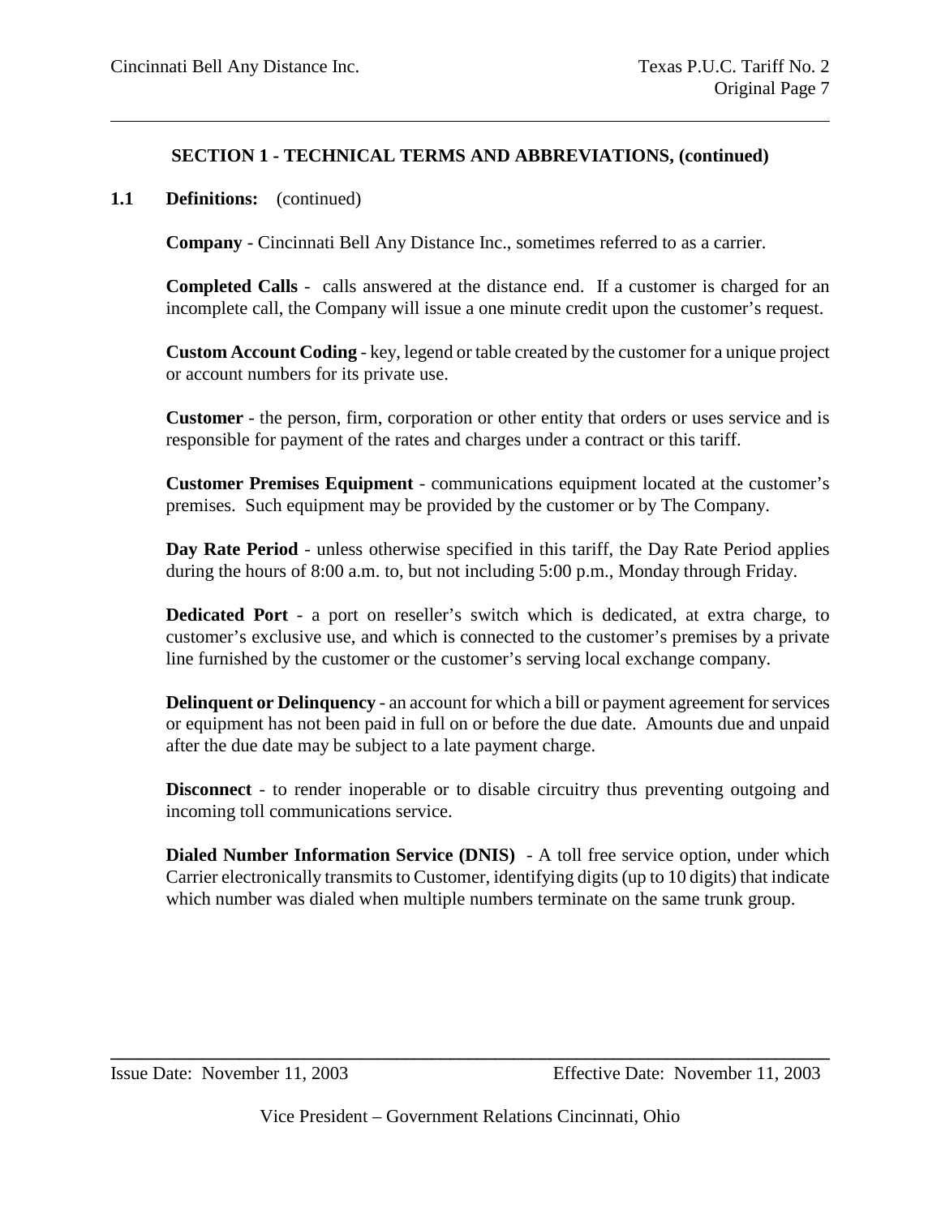## SECTION 1 - TECHNICAL TERMS AND ABBREVIATIONS, (continued)

**1.1 Definitions:** (continued)

**Company** - Cincinnati Bell Any Distance Inc., sometimes referred to as a carrier.

**Completed Calls** - calls answered at the distance end. If a customer is charged for an incomplete call, the Company will issue a one minute credit upon the customer's request.

**Custom Account Coding** - key, legend or table created by the customer for a unique project or account numbers for its private use.

**Customer** - the person, firm, corporation or other entity that orders or uses service and is responsible for payment of the rates and charges under a contract or this tariff.

**Customer Premises Equipment** - communications equipment located at the customer's premises. Such equipment may be provided by the customer or by The Company.

**Day Rate Period** - unless otherwise specified in this tariff, the Day Rate Period applies during the hours of 8:00 a.m. to, but not including 5:00 p.m., Monday through Friday.

**Dedicated Port** - a port on reseller's switch which is dedicated, at extra charge, to customer's exclusive use, and which is connected to the customer's premises by a private line furnished by the customer or the customer's serving local exchange company.

**Delinquent or Delinquency** - an account for which a bill or payment agreement for services or equipment has not been paid in full on or before the due date. Amounts due and unpaid after the due date may be subject to a late payment charge.

**Disconnect** - to render inoperable or to disable circuitry thus preventing outgoing and incoming toll communications service.

**Dialed Number Information Service (DNIS)** - A toll free service option, under which Carrier electronically transmits to Customer, identifying digits (up to 10 digits) that indicate which number was dialed when multiple numbers terminate on the same trunk group.

Issue Date: November 11, 2003 Effective Date: November 11, 2003

Vice President – Government Relations Cincinnati, Ohio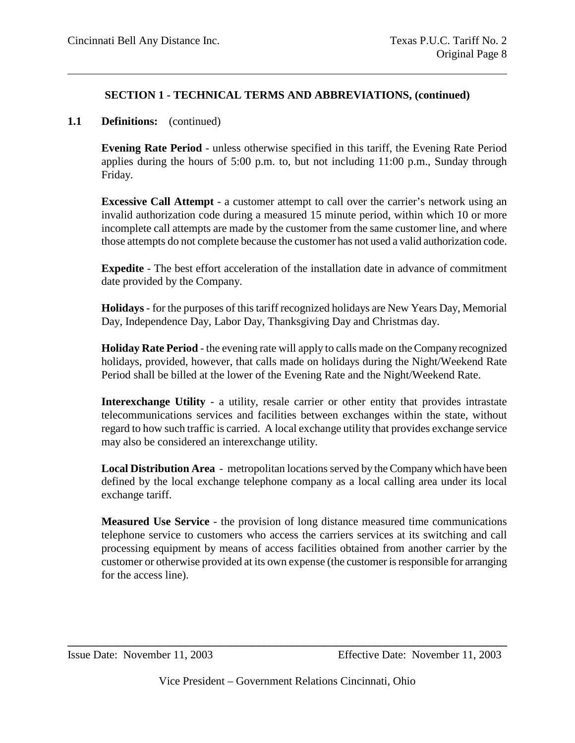## SECTION 1 - TECHNICAL TERMS AND ABBREVIATIONS, (continued)

**1.1 Definitions:** (continued)

**Evening Rate Period** - unless otherwise specified in this tariff, the Evening Rate Period applies during the hours of 5:00 p.m. to, but not including 11:00 p.m., Sunday through Friday.

**Excessive Call Attempt** - a customer attempt to call over the carrier's network using an invalid authorization code during a measured 15 minute period, within which 10 or more incomplete call attempts are made by the customer from the same customer line, and where those attempts do not complete because the customer has not used a valid authorization code.

**Expedite** - The best effort acceleration of the installation date in advance of commitment date provided by the Company.

**Holidays** - for the purposes of this tariff recognized holidays are New Years Day, Memorial Day, Independence Day, Labor Day, Thanksgiving Day and Christmas day.

**Holiday Rate Period** - the evening rate will apply to calls made on the Company recognized holidays, provided, however, that calls made on holidays during the Night/Weekend Rate Period shall be billed at the lower of the Evening Rate and the Night/Weekend Rate.

**Interexchange Utility** - a utility, resale carrier or other entity that provides intrastate telecommunications services and facilities between exchanges within the state, without regard to how such traffic is carried. A local exchange utility that provides exchange service may also be considered an interexchange utility.

**Local Distribution Area** - metropolitan locations served by the Company which have been defined by the local exchange telephone company as a local calling area under its local exchange tariff.

**Measured Use Service** - the provision of long distance measured time communications telephone service to customers who access the carriers services at its switching and call processing equipment by means of access facilities obtained from another carrier by the customer or otherwise provided at its own expense (the customer is responsible for arranging for the access line).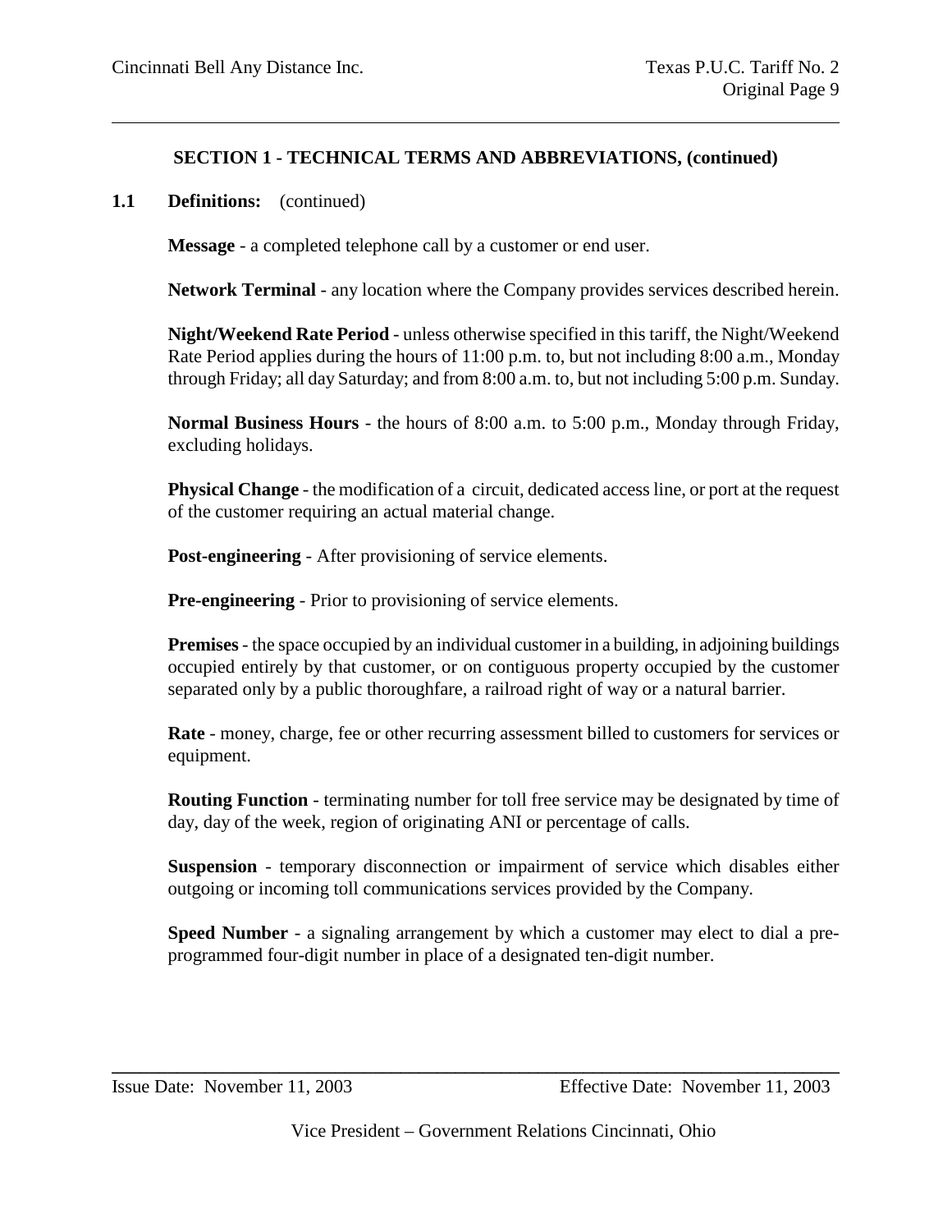## SECTION 1 - TECHNICAL TERMS AND ABBREVIATIONS, (continued)

**1.1 Definitions:** (continued)

**Message** - a completed telephone call by a customer or end user.

**Network Terminal** - any location where the Company provides services described herein.

**Night/Weekend Rate Period** - unless otherwise specified in this tariff, the Night/Weekend Rate Period applies during the hours of 11:00 p.m. to, but not including 8:00 a.m., Monday through Friday; all day Saturday; and from 8:00 a.m. to, but not including 5:00 p.m. Sunday.

**Normal Business Hours** - the hours of 8:00 a.m. to 5:00 p.m., Monday through Friday, excluding holidays.

**Physical Change** - the modification of a circuit, dedicated access line, or port at the request of the customer requiring an actual material change.

**Post-engineering** - After provisioning of service elements.

**Pre-engineering** - Prior to provisioning of service elements.

**Premises** - the space occupied by an individual customer in a building, in adjoining buildings occupied entirely by that customer, or on contiguous property occupied by the customer separated only by a public thoroughfare, a railroad right of way or a natural barrier.

**Rate** - money, charge, fee or other recurring assessment billed to customers for services or equipment.

**Routing Function** - terminating number for toll free service may be designated by time of day, day of the week, region of originating ANI or percentage of calls.

**Suspension** - temporary disconnection or impairment of service which disables either outgoing or incoming toll communications services provided by the Company.

**Speed Number** - a signaling arrangement by which a customer may elect to dial a pre-programmed four-digit number in place of a designated ten-digit number.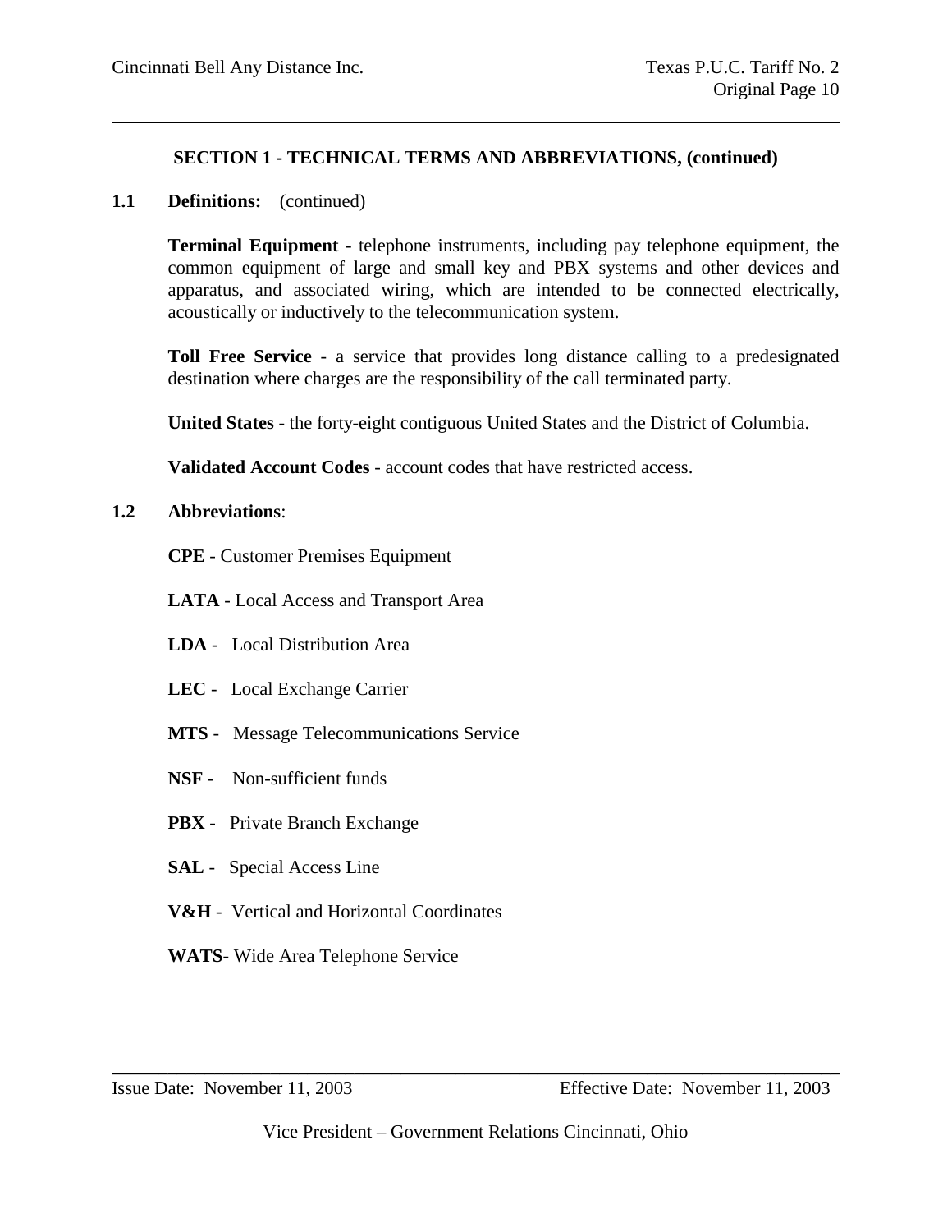## SECTION 1 - TECHNICAL TERMS AND ABBREVIATIONS, (continued)

**1.1 Definitions:** (continued)

**Terminal Equipment** - telephone instruments, including pay telephone equipment, the common equipment of large and small key and PBX systems and other devices and apparatus, and associated wiring, which are intended to be connected electrically, acoustically or inductively to the telecommunication system.

**Toll Free Service** - a service that provides long distance calling to a predesignated destination where charges are the responsibility of the call terminated party.

**United States** - the forty-eight contiguous United States and the District of Columbia.

**Validated Account Codes** - account codes that have restricted access.

**1.2 Abbreviations**:

**CPE** - Customer Premises Equipment

**LATA** - Local Access and Transport Area

**LDA** - Local Distribution Area

**LEC** - Local Exchange Carrier

**MTS** - Message Telecommunications Service

**NSF** - Non-sufficient funds

**PBX** - Private Branch Exchange

**SAL** - Special Access Line

**V&H** - Vertical and Horizontal Coordinates

**WATS**- Wide Area Telephone Service

Issue Date: November 11, 2003 Effective Date: November 11, 2003

Vice President – Government Relations Cincinnati, Ohio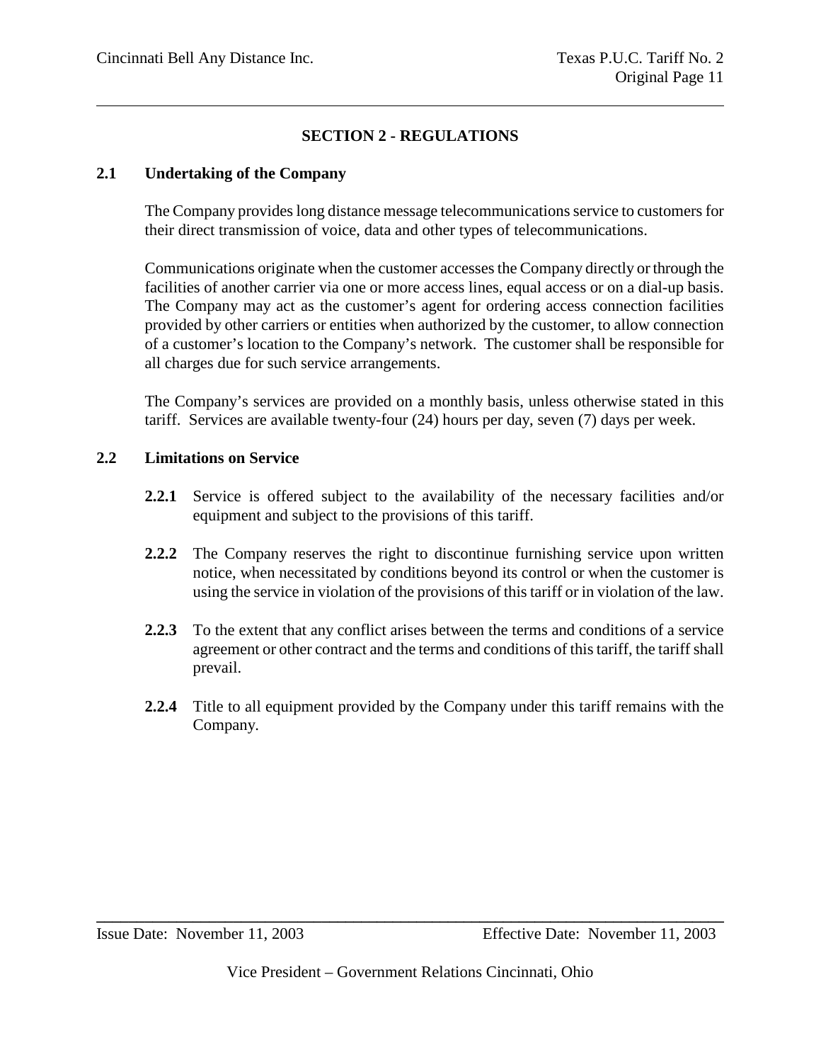# SECTION 2 - REGULATIONS

## 2.1 Undertaking of the Company

The Company provides long distance message telecommunications service to customers for their direct transmission of voice, data and other types of telecommunications.

Communications originate when the customer accesses the Company directly or through the facilities of another carrier via one or more access lines, equal access or on a dial-up basis. The Company may act as the customer's agent for ordering access connection facilities provided by other carriers or entities when authorized by the customer, to allow connection of a customer's location to the Company's network. The customer shall be responsible for all charges due for such service arrangements.

The Company's services are provided on a monthly basis, unless otherwise stated in this tariff. Services are available twenty-four (24) hours per day, seven (7) days per week.

## 2.2 Limitations on Service

**2.2.1** Service is offered subject to the availability of the necessary facilities and/or equipment and subject to the provisions of this tariff.

**2.2.2** The Company reserves the right to discontinue furnishing service upon written notice, when necessitated by conditions beyond its control or when the customer is using the service in violation of the provisions of this tariff or in violation of the law.

**2.2.3** To the extent that any conflict arises between the terms and conditions of a service agreement or other contract and the terms and conditions of this tariff, the tariff shall prevail.

**2.2.4** Title to all equipment provided by the Company under this tariff remains with the Company.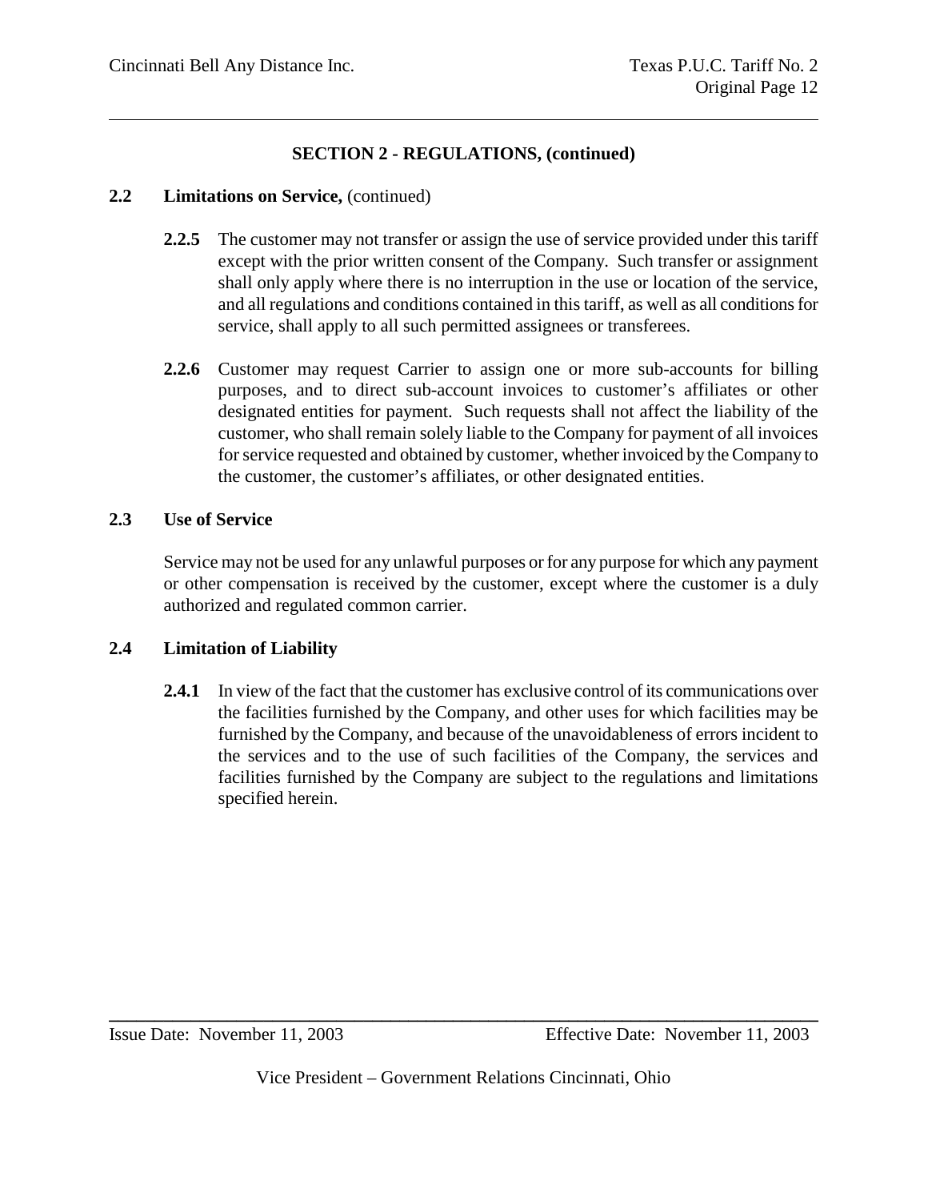## SECTION 2 - REGULATIONS, (continued)

### 2.2 Limitations on Service, (continued)

**2.2.5** The customer may not transfer or assign the use of service provided under this tariff except with the prior written consent of the Company. Such transfer or assignment shall only apply where there is no interruption in the use or location of the service, and all regulations and conditions contained in this tariff, as well as all conditions for service, shall apply to all such permitted assignees or transferees.

**2.2.6** Customer may request Carrier to assign one or more sub-accounts for billing purposes, and to direct sub-account invoices to customer's affiliates or other designated entities for payment. Such requests shall not affect the liability of the customer, who shall remain solely liable to the Company for payment of all invoices for service requested and obtained by customer, whether invoiced by the Company to the customer, the customer's affiliates, or other designated entities.

### 2.3 Use of Service

Service may not be used for any unlawful purposes or for any purpose for which any payment or other compensation is received by the customer, except where the customer is a duly authorized and regulated common carrier.

### 2.4 Limitation of Liability

**2.4.1** In view of the fact that the customer has exclusive control of its communications over the facilities furnished by the Company, and other uses for which facilities may be furnished by the Company, and because of the unavoidableness of errors incident to the services and to the use of such facilities of the Company, the services and facilities furnished by the Company are subject to the regulations and limitations specified herein.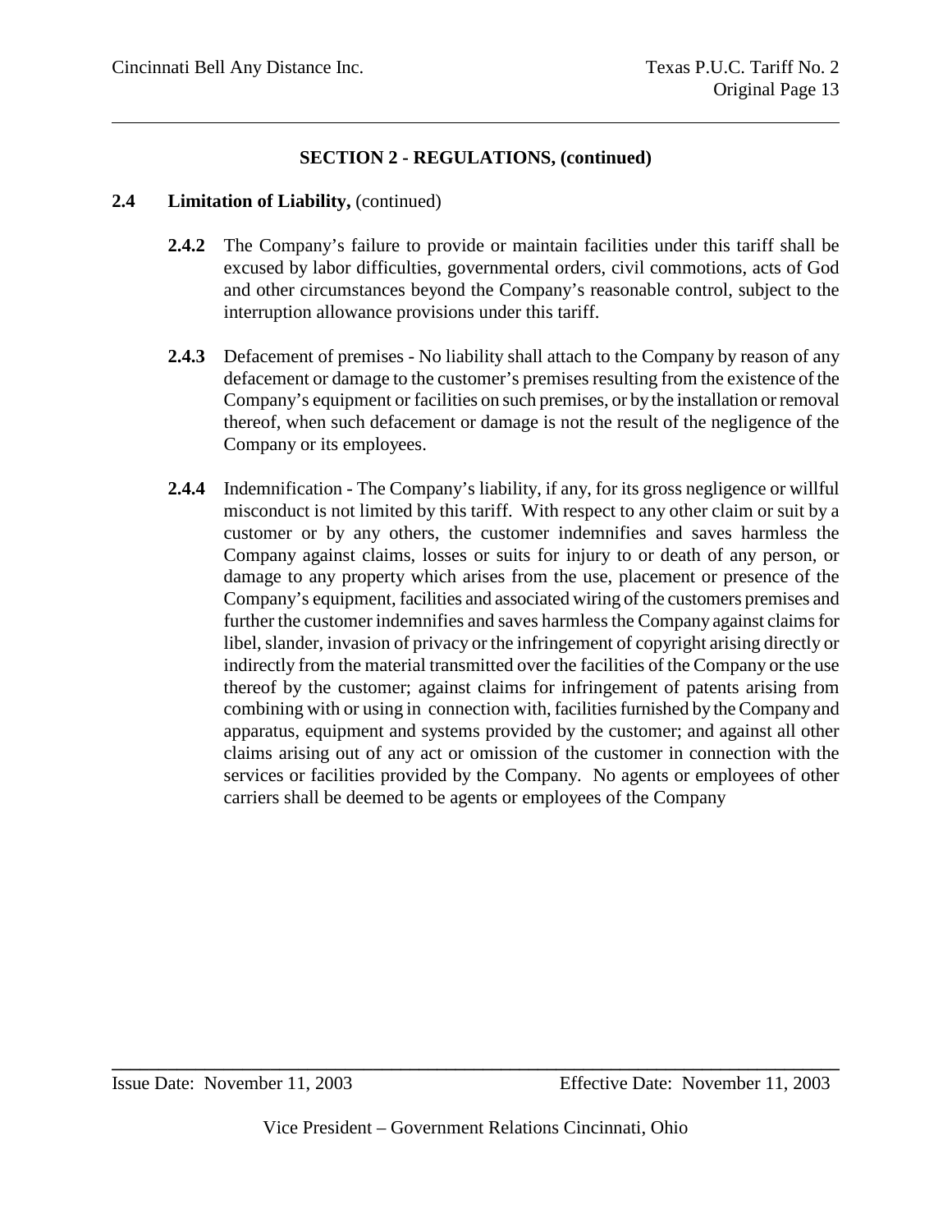## SECTION 2 - REGULATIONS, (continued)

### 2.4 Limitation of Liability, (continued)

**2.4.2** The Company's failure to provide or maintain facilities under this tariff shall be excused by labor difficulties, governmental orders, civil commotions, acts of God and other circumstances beyond the Company's reasonable control, subject to the interruption allowance provisions under this tariff.

**2.4.3** Defacement of premises - No liability shall attach to the Company by reason of any defacement or damage to the customer's premises resulting from the existence of the Company's equipment or facilities on such premises, or by the installation or removal thereof, when such defacement or damage is not the result of the negligence of the Company or its employees.

**2.4.4** Indemnification - The Company's liability, if any, for its gross negligence or willful misconduct is not limited by this tariff. With respect to any other claim or suit by a customer or by any others, the customer indemnifies and saves harmless the Company against claims, losses or suits for injury to or death of any person, or damage to any property which arises from the use, placement or presence of the Company's equipment, facilities and associated wiring of the customers premises and further the customer indemnifies and saves harmless the Company against claims for libel, slander, invasion of privacy or the infringement of copyright arising directly or indirectly from the material transmitted over the facilities of the Company or the use thereof by the customer; against claims for infringement of patents arising from combining with or using in connection with, facilities furnished by the Company and apparatus, equipment and systems provided by the customer; and against all other claims arising out of any act or omission of the customer in connection with the services or facilities provided by the Company. No agents or employees of other carriers shall be deemed to be agents or employees of the Company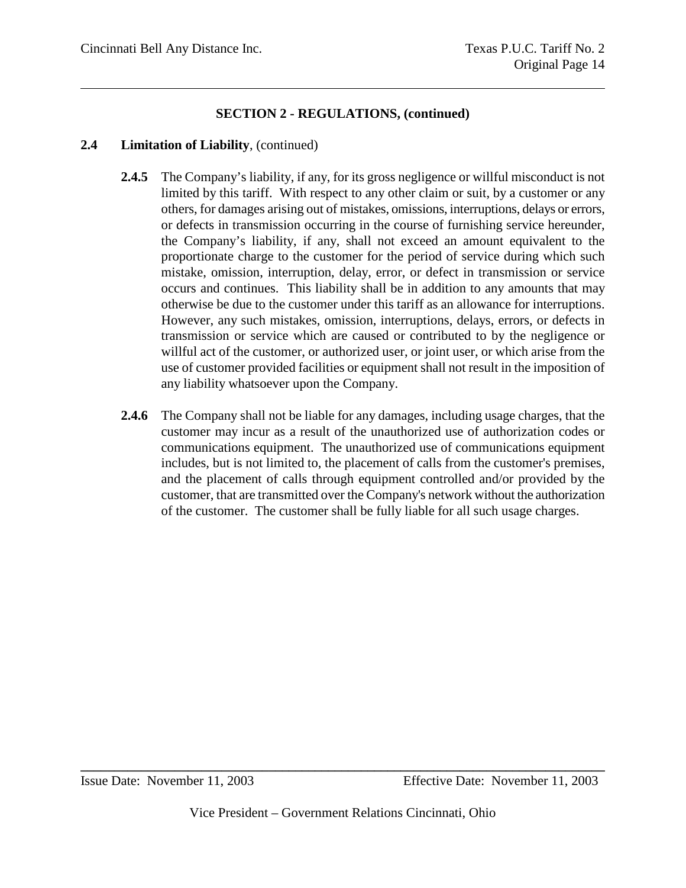## SECTION 2 - REGULATIONS, (continued)

### 2.4 Limitation of Liability, (continued)

**2.4.5** The Company's liability, if any, for its gross negligence or willful misconduct is not limited by this tariff. With respect to any other claim or suit, by a customer or any others, for damages arising out of mistakes, omissions, interruptions, delays or errors, or defects in transmission occurring in the course of furnishing service hereunder, the Company's liability, if any, shall not exceed an amount equivalent to the proportionate charge to the customer for the period of service during which such mistake, omission, interruption, delay, error, or defect in transmission or service occurs and continues. This liability shall be in addition to any amounts that may otherwise be due to the customer under this tariff as an allowance for interruptions. However, any such mistakes, omission, interruptions, delays, errors, or defects in transmission or service which are caused or contributed to by the negligence or willful act of the customer, or authorized user, or joint user, or which arise from the use of customer provided facilities or equipment shall not result in the imposition of any liability whatsoever upon the Company.

**2.4.6** The Company shall not be liable for any damages, including usage charges, that the customer may incur as a result of the unauthorized use of authorization codes or communications equipment. The unauthorized use of communications equipment includes, but is not limited to, the placement of calls from the customer's premises, and the placement of calls through equipment controlled and/or provided by the customer, that are transmitted over the Company's network without the authorization of the customer. The customer shall be fully liable for all such usage charges.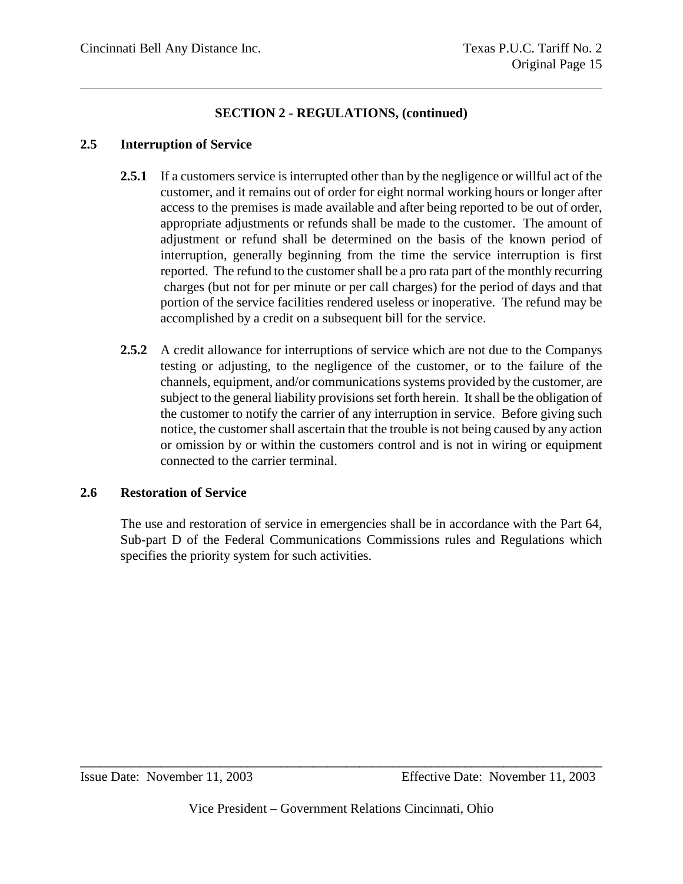## SECTION 2 - REGULATIONS, (continued)

### 2.5 Interruption of Service

**2.5.1** If a customers service is interrupted other than by the negligence or willful act of the customer, and it remains out of order for eight normal working hours or longer after access to the premises is made available and after being reported to be out of order, appropriate adjustments or refunds shall be made to the customer. The amount of adjustment or refund shall be determined on the basis of the known period of interruption, generally beginning from the time the service interruption is first reported. The refund to the customer shall be a pro rata part of the monthly recurring charges (but not for per minute or per call charges) for the period of days and that portion of the service facilities rendered useless or inoperative. The refund may be accomplished by a credit on a subsequent bill for the service.

**2.5.2** A credit allowance for interruptions of service which are not due to the Companys testing or adjusting, to the negligence of the customer, or to the failure of the channels, equipment, and/or communications systems provided by the customer, are subject to the general liability provisions set forth herein. It shall be the obligation of the customer to notify the carrier of any interruption in service. Before giving such notice, the customer shall ascertain that the trouble is not being caused by any action or omission by or within the customers control and is not in wiring or equipment connected to the carrier terminal.

### 2.6 Restoration of Service

The use and restoration of service in emergencies shall be in accordance with the Part 64, Sub-part D of the Federal Communications Commissions rules and Regulations which specifies the priority system for such activities.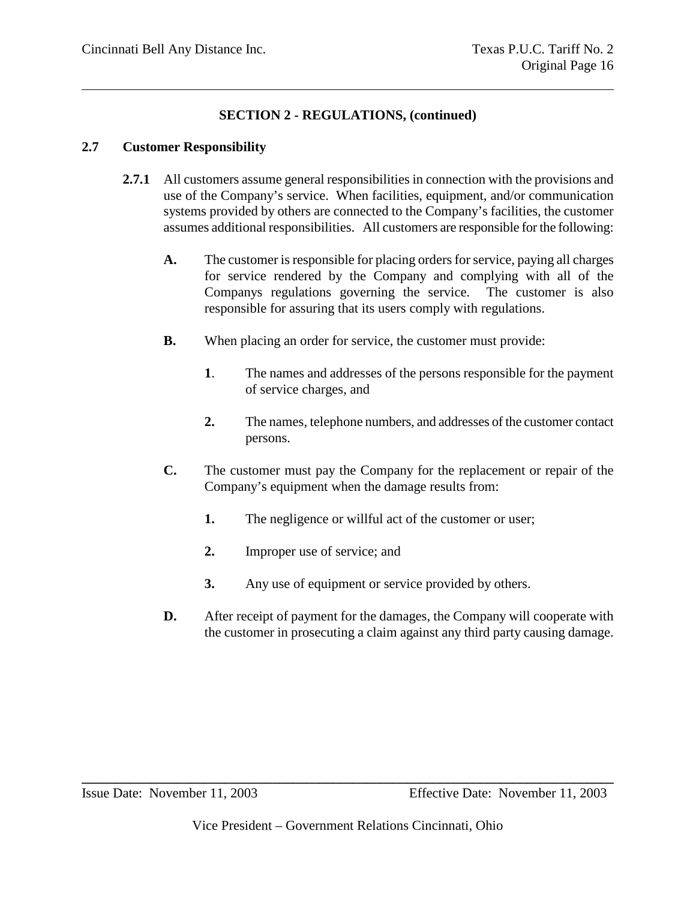## SECTION 2 - REGULATIONS, (continued)

### 2.7 Customer Responsibility

**2.7.1** All customers assume general responsibilities in connection with the provisions and use of the Company's service. When facilities, equipment, and/or communication systems provided by others are connected to the Company's facilities, the customer assumes additional responsibilities. All customers are responsible for the following:

**A.** The customer is responsible for placing orders for service, paying all charges for service rendered by the Company and complying with all of the Companys regulations governing the service. The customer is also responsible for assuring that its users comply with regulations.

**B.** When placing an order for service, the customer must provide:

**1**. The names and addresses of the persons responsible for the payment of service charges, and

**2.** The names, telephone numbers, and addresses of the customer contact persons.

**C.** The customer must pay the Company for the replacement or repair of the Company's equipment when the damage results from:

**1.** The negligence or willful act of the customer or user;

**2.** Improper use of service; and

**3.** Any use of equipment or service provided by others.

**D.** After receipt of payment for the damages, the Company will cooperate with the customer in prosecuting a claim against any third party causing damage.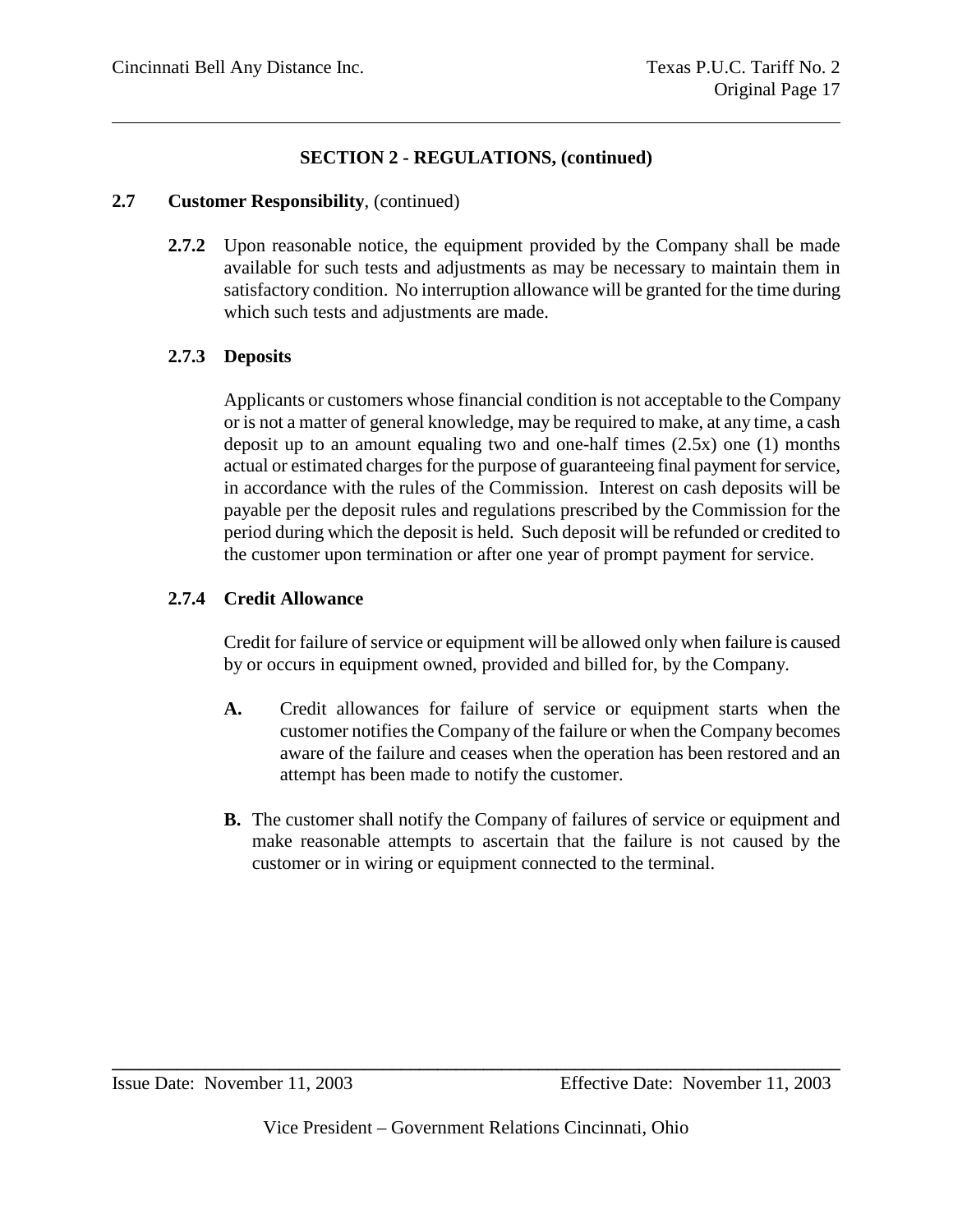## SECTION 2 - REGULATIONS, (continued)

**2.7 Customer Responsibility**, (continued)

**2.7.2** Upon reasonable notice, the equipment provided by the Company shall be made available for such tests and adjustments as may be necessary to maintain them in satisfactory condition. No interruption allowance will be granted for the time during which such tests and adjustments are made.

**2.7.3 Deposits**

Applicants or customers whose financial condition is not acceptable to the Company or is not a matter of general knowledge, may be required to make, at any time, a cash deposit up to an amount equaling two and one-half times (2.5x) one (1) months actual or estimated charges for the purpose of guaranteeing final payment for service, in accordance with the rules of the Commission. Interest on cash deposits will be payable per the deposit rules and regulations prescribed by the Commission for the period during which the deposit is held. Such deposit will be refunded or credited to the customer upon termination or after one year of prompt payment for service.

**2.7.4 Credit Allowance**

Credit for failure of service or equipment will be allowed only when failure is caused by or occurs in equipment owned, provided and billed for, by the Company.

**A.** Credit allowances for failure of service or equipment starts when the customer notifies the Company of the failure or when the Company becomes aware of the failure and ceases when the operation has been restored and an attempt has been made to notify the customer.

**B.** The customer shall notify the Company of failures of service or equipment and make reasonable attempts to ascertain that the failure is not caused by the customer or in wiring or equipment connected to the terminal.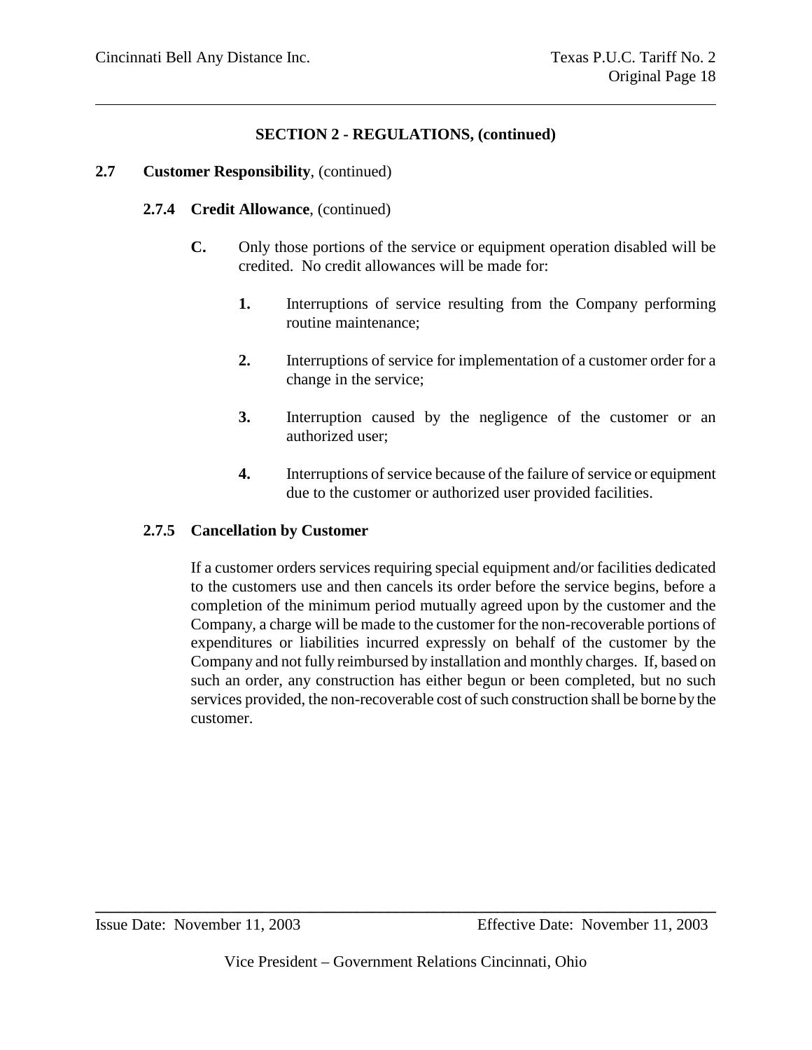## SECTION 2 - REGULATIONS, (continued)

**2.7 Customer Responsibility**, (continued)

**2.7.4 Credit Allowance**, (continued)

**C.** Only those portions of the service or equipment operation disabled will be credited. No credit allowances will be made for:

**1.** Interruptions of service resulting from the Company performing routine maintenance;

**2.** Interruptions of service for implementation of a customer order for a change in the service;

**3.** Interruption caused by the negligence of the customer or an authorized user;

**4.** Interruptions of service because of the failure of service or equipment due to the customer or authorized user provided facilities.

**2.7.5 Cancellation by Customer**

If a customer orders services requiring special equipment and/or facilities dedicated to the customers use and then cancels its order before the service begins, before a completion of the minimum period mutually agreed upon by the customer and the Company, a charge will be made to the customer for the non-recoverable portions of expenditures or liabilities incurred expressly on behalf of the customer by the Company and not fully reimbursed by installation and monthly charges. If, based on such an order, any construction has either begun or been completed, but no such services provided, the non-recoverable cost of such construction shall be borne by the customer.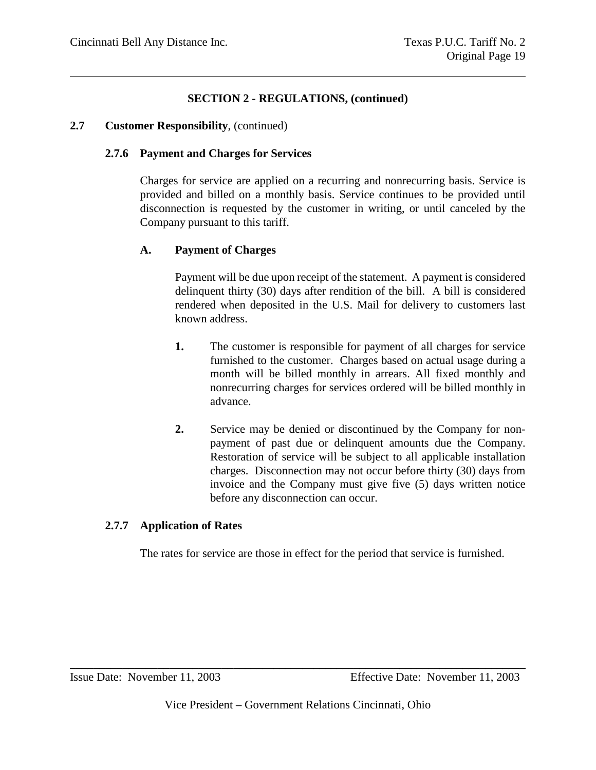## SECTION 2 - REGULATIONS, (continued)

### 2.7 Customer Responsibility, (continued)

#### 2.7.6 Payment and Charges for Services

Charges for service are applied on a recurring and nonrecurring basis. Service is provided and billed on a monthly basis. Service continues to be provided until disconnection is requested by the customer in writing, or until canceled by the Company pursuant to this tariff.

**A. Payment of Charges**

Payment will be due upon receipt of the statement. A payment is considered delinquent thirty (30) days after rendition of the bill. A bill is considered rendered when deposited in the U.S. Mail for delivery to customers last known address.

1. The customer is responsible for payment of all charges for service furnished to the customer. Charges based on actual usage during a month will be billed monthly in arrears. All fixed monthly and nonrecurring charges for services ordered will be billed monthly in advance.

2. Service may be denied or discontinued by the Company for non-payment of past due or delinquent amounts due the Company. Restoration of service will be subject to all applicable installation charges. Disconnection may not occur before thirty (30) days from invoice and the Company must give five (5) days written notice before any disconnection can occur.

#### 2.7.7 Application of Rates

The rates for service are those in effect for the period that service is furnished.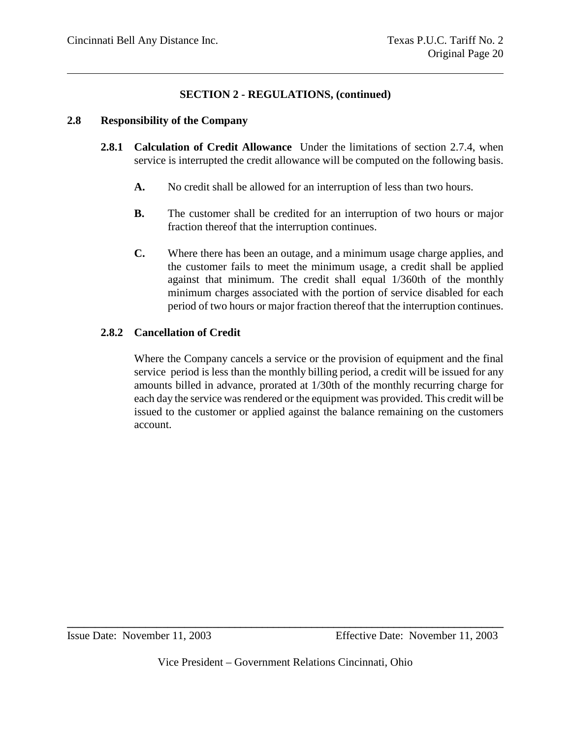## SECTION 2 - REGULATIONS, (continued)

### 2.8 Responsibility of the Company

**2.8.1 Calculation of Credit Allowance** Under the limitations of section 2.7.4, when service is interrupted the credit allowance will be computed on the following basis.

**A.** No credit shall be allowed for an interruption of less than two hours.

**B.** The customer shall be credited for an interruption of two hours or major fraction thereof that the interruption continues.

**C.** Where there has been an outage, and a minimum usage charge applies, and the customer fails to meet the minimum usage, a credit shall be applied against that minimum. The credit shall equal 1/360th of the monthly minimum charges associated with the portion of service disabled for each period of two hours or major fraction thereof that the interruption continues.

**2.8.2 Cancellation of Credit**

Where the Company cancels a service or the provision of equipment and the final service period is less than the monthly billing period, a credit will be issued for any amounts billed in advance, prorated at 1/30th of the monthly recurring charge for each day the service was rendered or the equipment was provided. This credit will be issued to the customer or applied against the balance remaining on the customers account.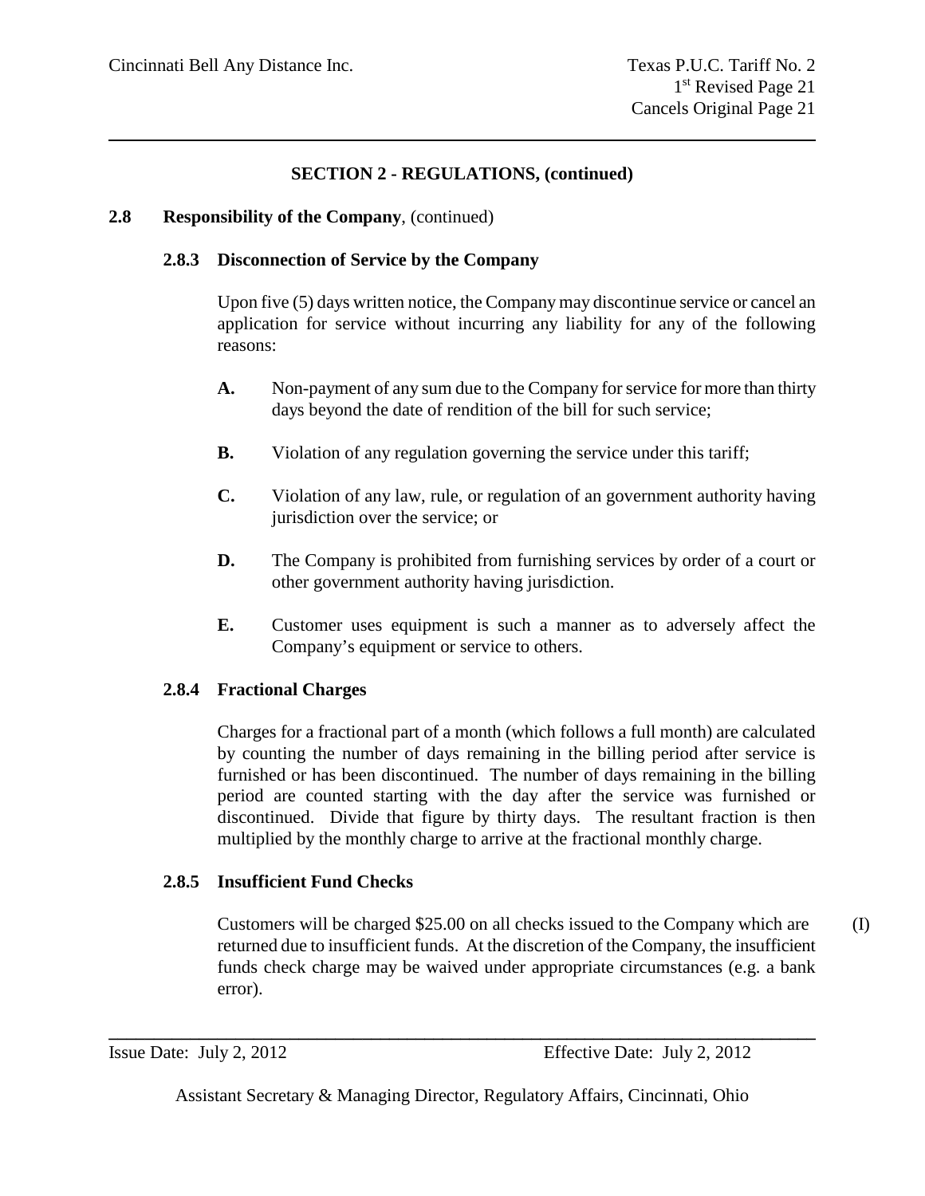## SECTION 2 - REGULATIONS, (continued)

### 2.8 Responsibility of the Company, (continued)

#### 2.8.3 Disconnection of Service by the Company

Upon five (5) days written notice, the Company may discontinue service or cancel an application for service without incurring any liability for any of the following reasons:

**A.** Non-payment of any sum due to the Company for service for more than thirty days beyond the date of rendition of the bill for such service;

**B.** Violation of any regulation governing the service under this tariff;

**C.** Violation of any law, rule, or regulation of an government authority having jurisdiction over the service; or

**D.** The Company is prohibited from furnishing services by order of a court or other government authority having jurisdiction.

**E.** Customer uses equipment is such a manner as to adversely affect the Company's equipment or service to others.

#### 2.8.4 Fractional Charges

Charges for a fractional part of a month (which follows a full month) are calculated by counting the number of days remaining in the billing period after service is furnished or has been discontinued. The number of days remaining in the billing period are counted starting with the day after the service was furnished or discontinued. Divide that figure by thirty days. The resultant fraction is then multiplied by the monthly charge to arrive at the fractional monthly charge.

#### 2.8.5 Insufficient Fund Checks

Customers will be charged $25.00 on all checks issued to the Company which are returned due to insufficient funds. At the discretion of the Company, the insufficient funds check charge may be waived under appropriate circumstances (e.g. a bank error). (I)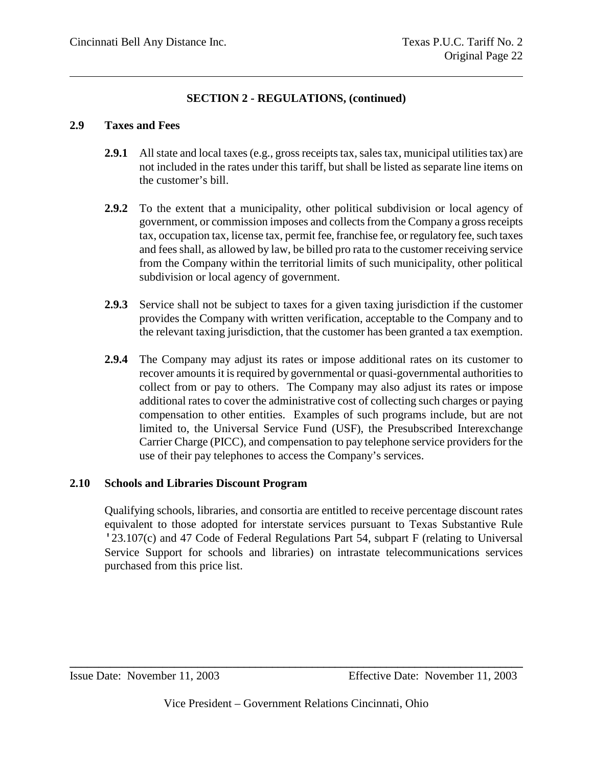## SECTION 2 - REGULATIONS, (continued)

### 2.9 Taxes and Fees

**2.9.1** All state and local taxes (e.g., gross receipts tax, sales tax, municipal utilities tax) are not included in the rates under this tariff, but shall be listed as separate line items on the customer's bill.

**2.9.2** To the extent that a municipality, other political subdivision or local agency of government, or commission imposes and collects from the Company a gross receipts tax, occupation tax, license tax, permit fee, franchise fee, or regulatory fee, such taxes and fees shall, as allowed by law, be billed pro rata to the customer receiving service from the Company within the territorial limits of such municipality, other political subdivision or local agency of government.

**2.9.3** Service shall not be subject to taxes for a given taxing jurisdiction if the customer provides the Company with written verification, acceptable to the Company and to the relevant taxing jurisdiction, that the customer has been granted a tax exemption.

**2.9.4** The Company may adjust its rates or impose additional rates on its customer to recover amounts it is required by governmental or quasi-governmental authorities to collect from or pay to others. The Company may also adjust its rates or impose additional rates to cover the administrative cost of collecting such charges or paying compensation to other entities. Examples of such programs include, but are not limited to, the Universal Service Fund (USF), the Presubscribed Interexchange Carrier Charge (PICC), and compensation to pay telephone service providers for the use of their pay telephones to access the Company's services.

### 2.10 Schools and Libraries Discount Program

Qualifying schools, libraries, and consortia are entitled to receive percentage discount rates equivalent to those adopted for interstate services pursuant to Texas Substantive Rule '23.107(c) and 47 Code of Federal Regulations Part 54, subpart F (relating to Universal Service Support for schools and libraries) on intrastate telecommunications services purchased from this price list.

Issue Date: November 11, 2003 Effective Date: November 11, 2003

Vice President – Government Relations Cincinnati, Ohio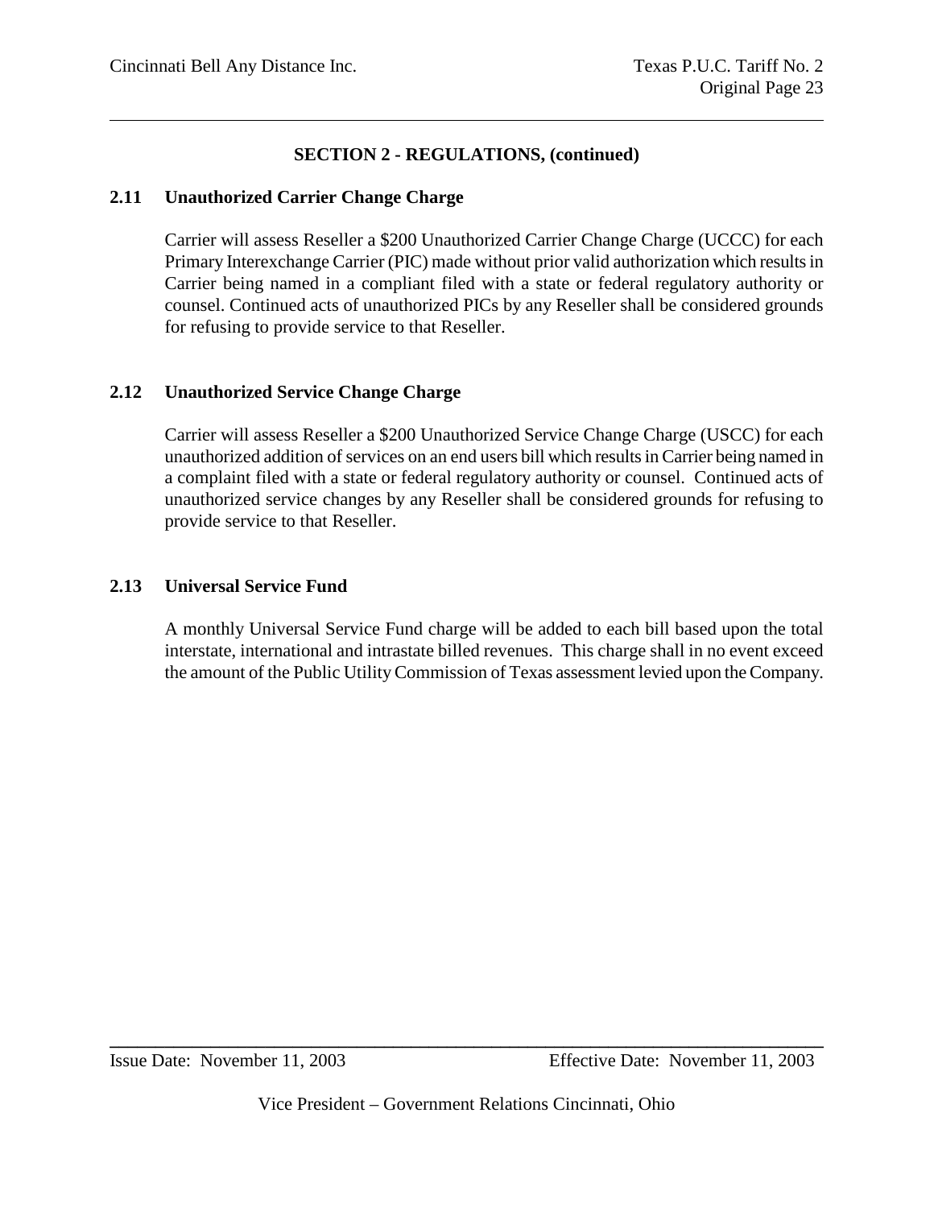## SECTION 2 - REGULATIONS, (continued)

### 2.11 Unauthorized Carrier Change Charge

Carrier will assess Reseller a $200 Unauthorized Carrier Change Charge (UCCC) for each Primary Interexchange Carrier (PIC) made without prior valid authorization which results in Carrier being named in a compliant filed with a state or federal regulatory authority or counsel. Continued acts of unauthorized PICs by any Reseller shall be considered grounds for refusing to provide service to that Reseller.

### 2.12 Unauthorized Service Change Charge

Carrier will assess Reseller a $200 Unauthorized Service Change Charge (USCC) for each unauthorized addition of services on an end users bill which results in Carrier being named in a complaint filed with a state or federal regulatory authority or counsel. Continued acts of unauthorized service changes by any Reseller shall be considered grounds for refusing to provide service to that Reseller.

### 2.13 Universal Service Fund

A monthly Universal Service Fund charge will be added to each bill based upon the total interstate, international and intrastate billed revenues. This charge shall in no event exceed the amount of the Public Utility Commission of Texas assessment levied upon the Company.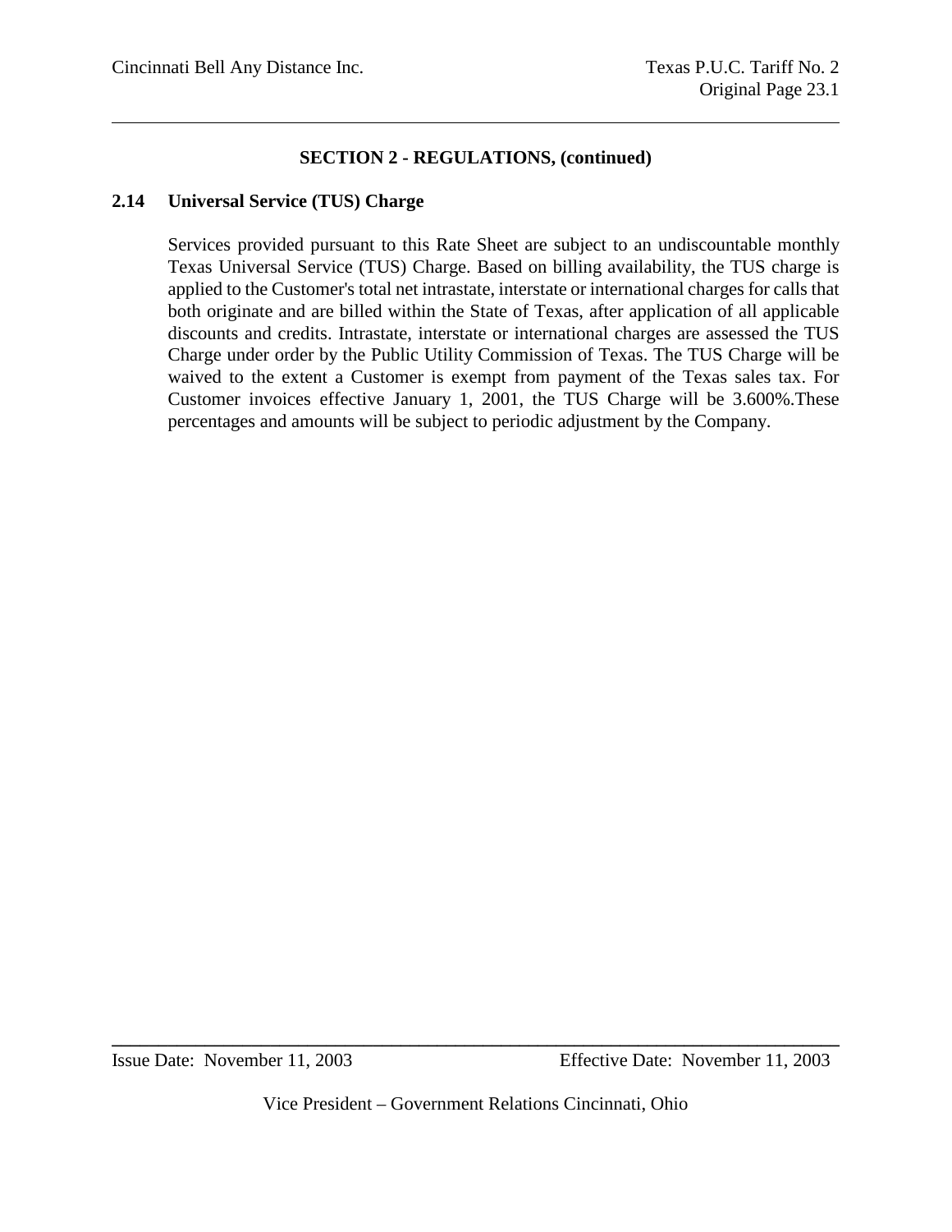## SECTION 2 - REGULATIONS, (continued)

### 2.14 Universal Service (TUS) Charge

Services provided pursuant to this Rate Sheet are subject to an undiscountable monthly Texas Universal Service (TUS) Charge. Based on billing availability, the TUS charge is applied to the Customer's total net intrastate, interstate or international charges for calls that both originate and are billed within the State of Texas, after application of all applicable discounts and credits. Intrastate, interstate or international charges are assessed the TUS Charge under order by the Public Utility Commission of Texas. The TUS Charge will be waived to the extent a Customer is exempt from payment of the Texas sales tax. For Customer invoices effective January 1, 2001, the TUS Charge will be 3.600%.These percentages and amounts will be subject to periodic adjustment by the Company.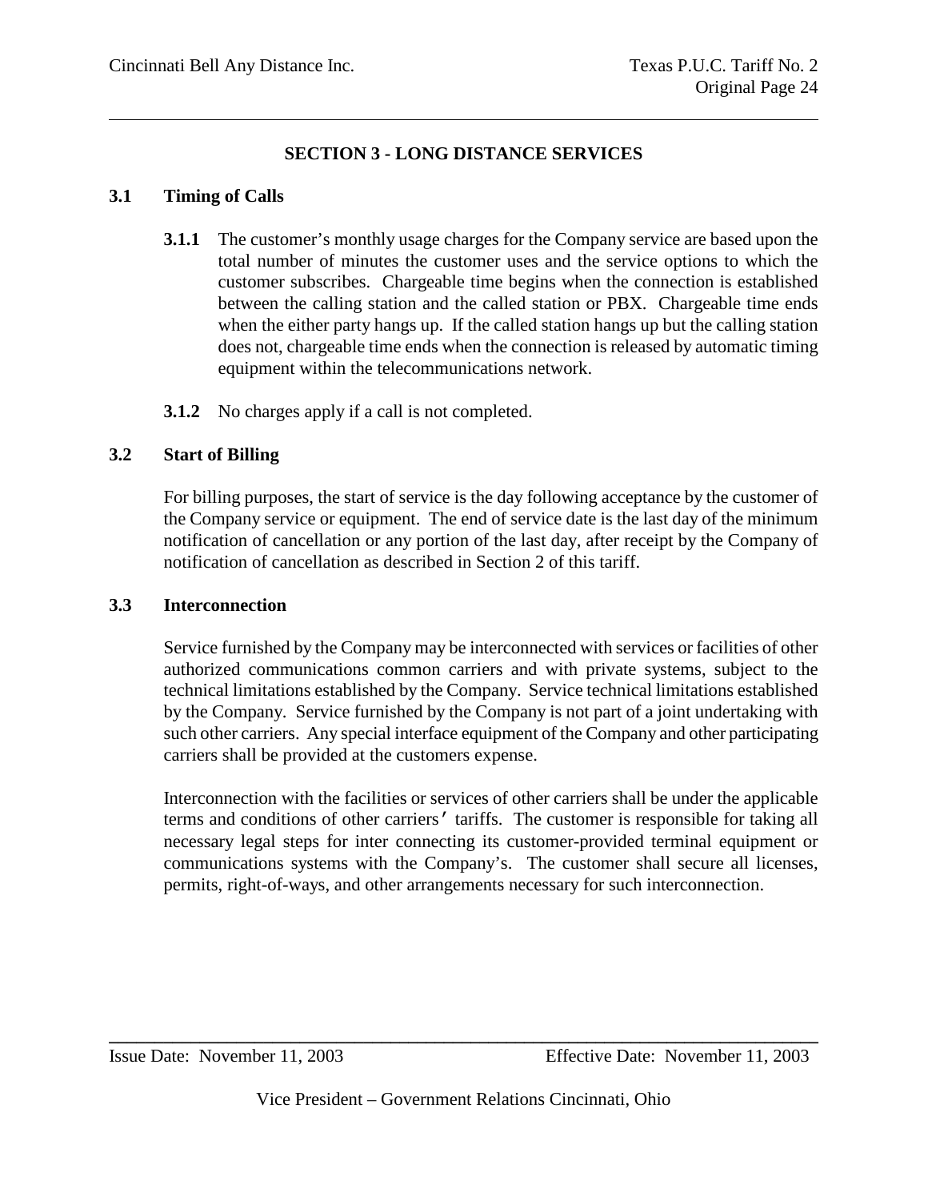## SECTION 3 - LONG DISTANCE SERVICES

### 3.1 Timing of Calls

**3.1.1** The customer's monthly usage charges for the Company service are based upon the total number of minutes the customer uses and the service options to which the customer subscribes. Chargeable time begins when the connection is established between the calling station and the called station or PBX. Chargeable time ends when the either party hangs up. If the called station hangs up but the calling station does not, chargeable time ends when the connection is released by automatic timing equipment within the telecommunications network.

**3.1.2** No charges apply if a call is not completed.

### 3.2 Start of Billing

For billing purposes, the start of service is the day following acceptance by the customer of the Company service or equipment. The end of service date is the last day of the minimum notification of cancellation or any portion of the last day, after receipt by the Company of notification of cancellation as described in Section 2 of this tariff.

### 3.3 Interconnection

Service furnished by the Company may be interconnected with services or facilities of other authorized communications common carriers and with private systems, subject to the technical limitations established by the Company. Service technical limitations established by the Company. Service furnished by the Company is not part of a joint undertaking with such other carriers. Any special interface equipment of the Company and other participating carriers shall be provided at the customers expense.

Interconnection with the facilities or services of other carriers shall be under the applicable terms and conditions of other carriers' tariffs. The customer is responsible for taking all necessary legal steps for inter connecting its customer-provided terminal equipment or communications systems with the Company's. The customer shall secure all licenses, permits, right-of-ways, and other arrangements necessary for such interconnection.

Issue Date: November 11, 2003 Effective Date: November 11, 2003

Vice President – Government Relations Cincinnati, Ohio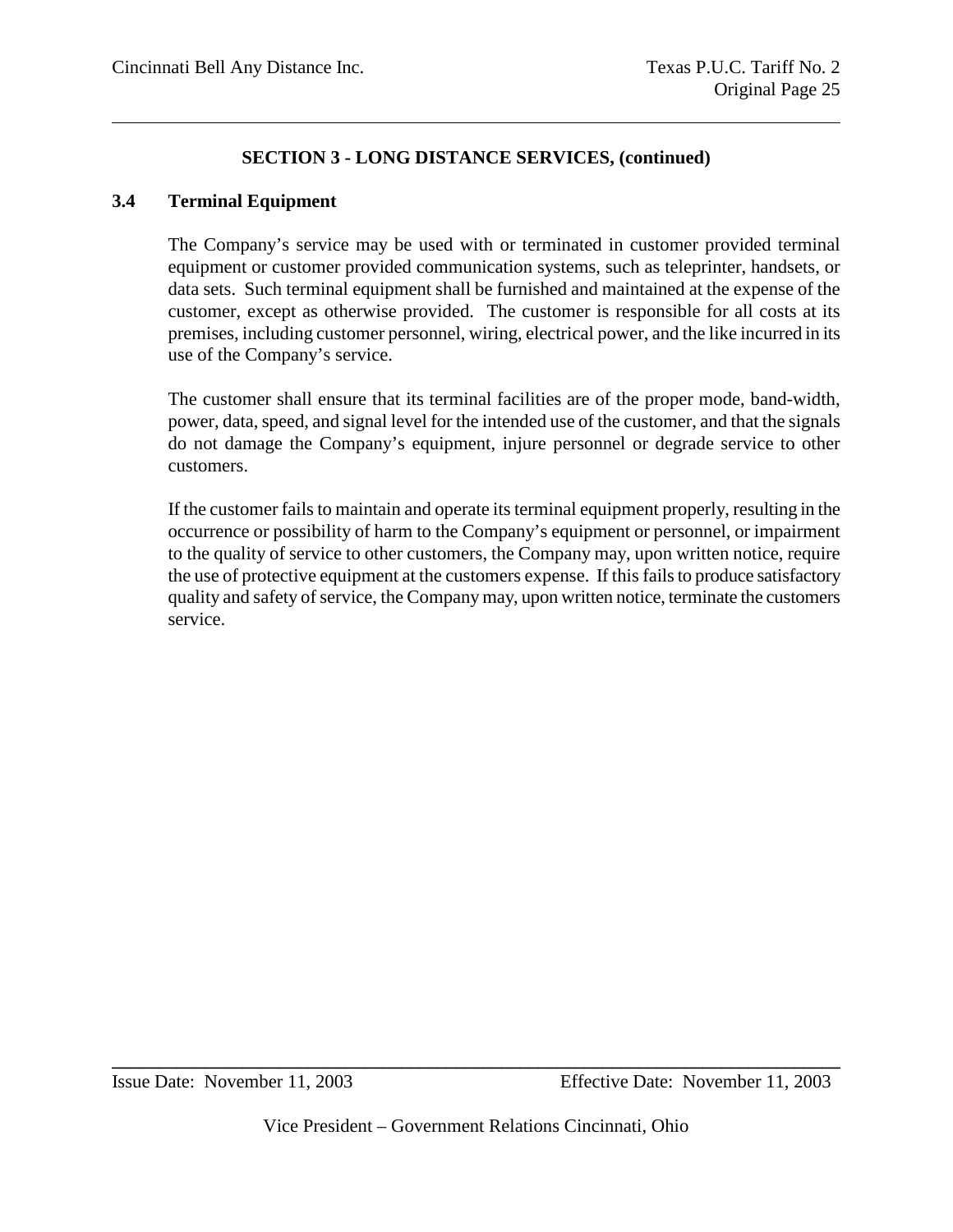**SECTION 3 - LONG DISTANCE SERVICES, (continued)**

## 3.4 Terminal Equipment

The Company's service may be used with or terminated in customer provided terminal equipment or customer provided communication systems, such as teleprinter, handsets, or data sets. Such terminal equipment shall be furnished and maintained at the expense of the customer, except as otherwise provided. The customer is responsible for all costs at its premises, including customer personnel, wiring, electrical power, and the like incurred in its use of the Company's service.

The customer shall ensure that its terminal facilities are of the proper mode, band-width, power, data, speed, and signal level for the intended use of the customer, and that the signals do not damage the Company's equipment, injure personnel or degrade service to other customers.

If the customer fails to maintain and operate its terminal equipment properly, resulting in the occurrence or possibility of harm to the Company's equipment or personnel, or impairment to the quality of service to other customers, the Company may, upon written notice, require the use of protective equipment at the customers expense. If this fails to produce satisfactory quality and safety of service, the Company may, upon written notice, terminate the customers service.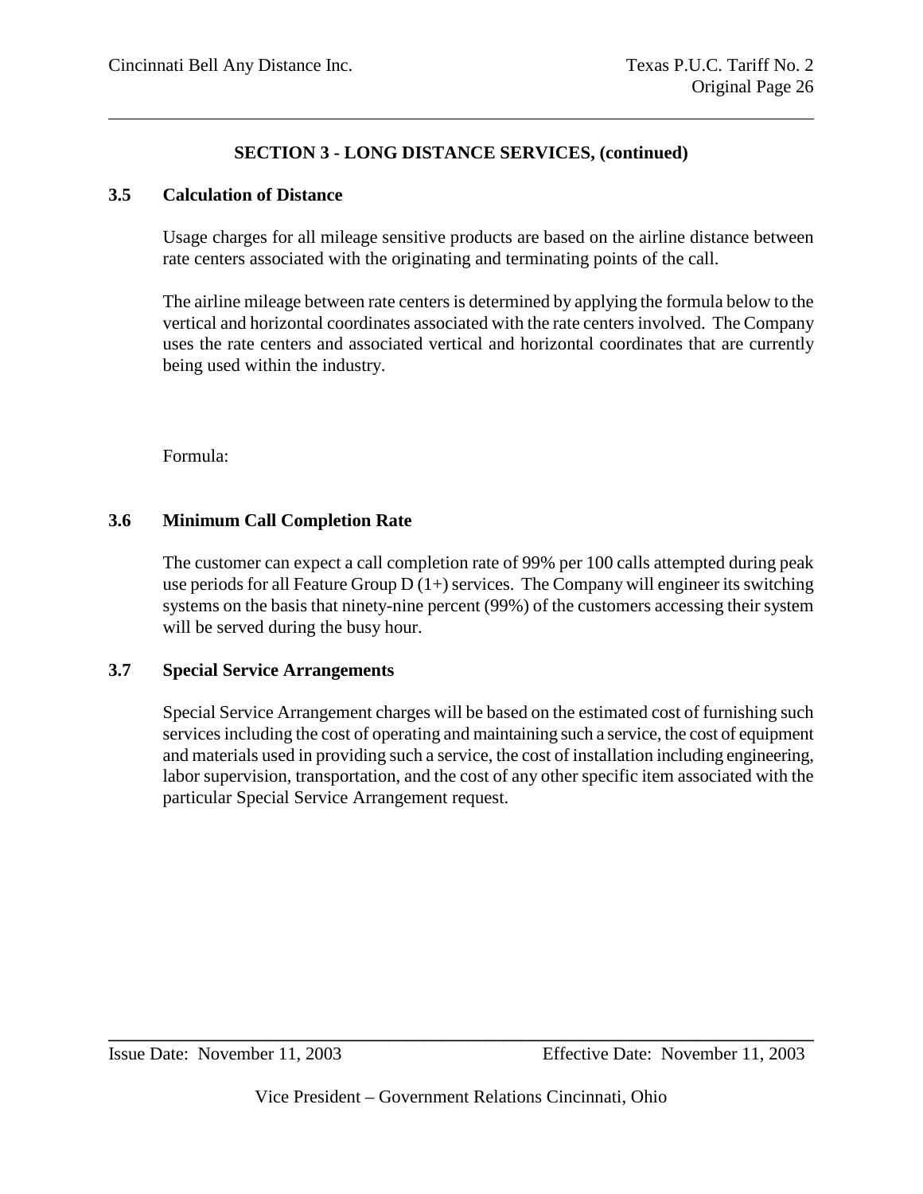## SECTION 3 - LONG DISTANCE SERVICES, (continued)

### 3.5 Calculation of Distance

Usage charges for all mileage sensitive products are based on the airline distance between rate centers associated with the originating and terminating points of the call.

The airline mileage between rate centers is determined by applying the formula below to the vertical and horizontal coordinates associated with the rate centers involved. The Company uses the rate centers and associated vertical and horizontal coordinates that are currently being used within the industry.

Formula:

### 3.6 Minimum Call Completion Rate

The customer can expect a call completion rate of 99% per 100 calls attempted during peak use periods for all Feature Group D (1+) services. The Company will engineer its switching systems on the basis that ninety-nine percent (99%) of the customers accessing their system will be served during the busy hour.

### 3.7 Special Service Arrangements

Special Service Arrangement charges will be based on the estimated cost of furnishing such services including the cost of operating and maintaining such a service, the cost of equipment and materials used in providing such a service, the cost of installation including engineering, labor supervision, transportation, and the cost of any other specific item associated with the particular Special Service Arrangement request.

Issue Date: November 11, 2003 Effective Date: November 11, 2003

Vice President – Government Relations Cincinnati, Ohio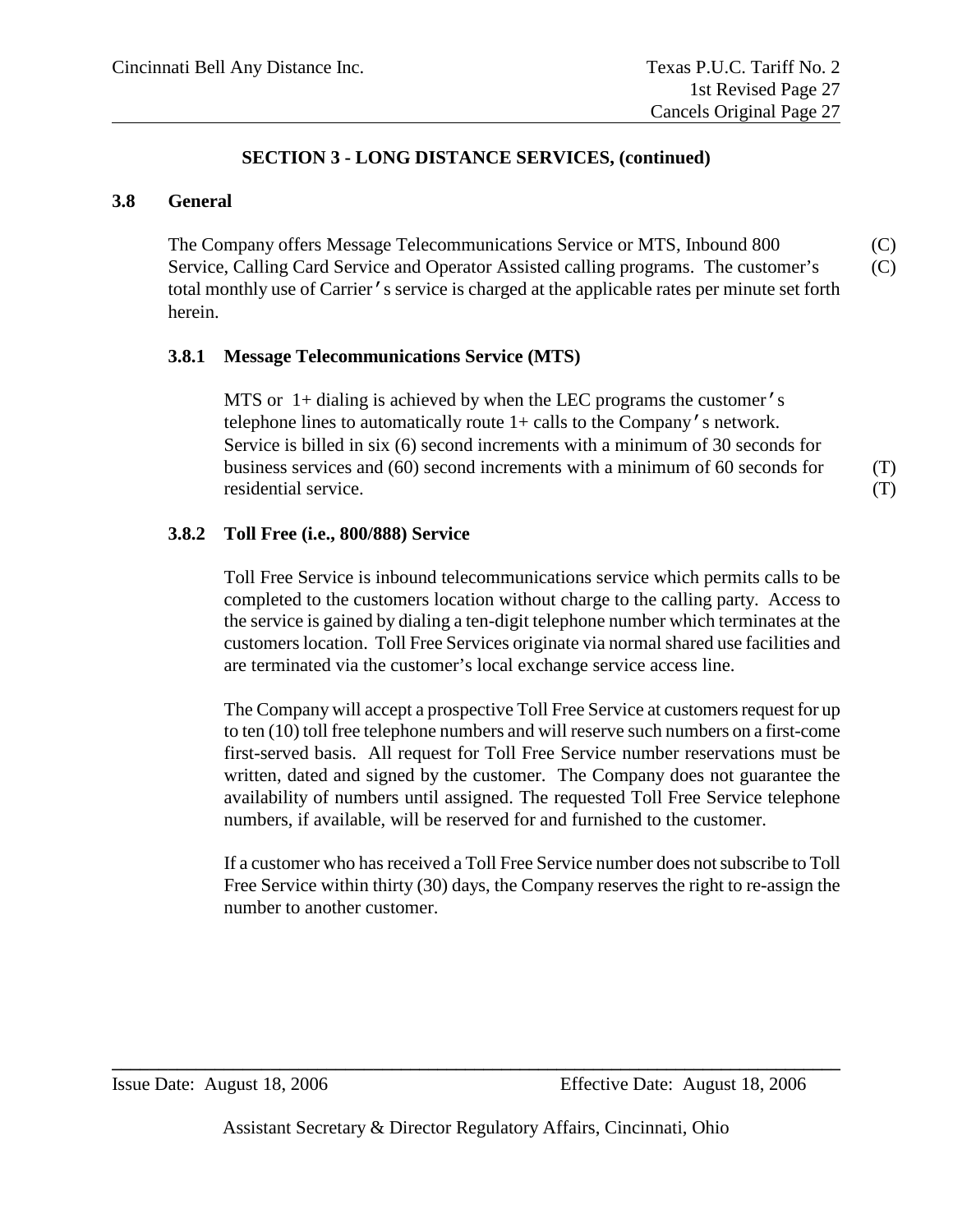## SECTION 3 - LONG DISTANCE SERVICES, (continued)

### 3.8 General

The Company offers Message Telecommunications Service or MTS, Inbound 800 Service, Calling Card Service and Operator Assisted calling programs. The customer's total monthly use of Carrier's service is charged at the applicable rates per minute set forth herein. (C) (C)

#### 3.8.1 Message Telecommunications Service (MTS)

MTS or 1+ dialing is achieved by when the LEC programs the customer's telephone lines to automatically route 1+ calls to the Company's network. Service is billed in six (6) second increments with a minimum of 30 seconds for business services and (60) second increments with a minimum of 60 seconds for residential service. (T) (T)

#### 3.8.2 Toll Free (i.e., 800/888) Service

Toll Free Service is inbound telecommunications service which permits calls to be completed to the customers location without charge to the calling party. Access to the service is gained by dialing a ten-digit telephone number which terminates at the customers location. Toll Free Services originate via normal shared use facilities and are terminated via the customer's local exchange service access line.

The Company will accept a prospective Toll Free Service at customers request for up to ten (10) toll free telephone numbers and will reserve such numbers on a first-come first-served basis. All request for Toll Free Service number reservations must be written, dated and signed by the customer. The Company does not guarantee the availability of numbers until assigned. The requested Toll Free Service telephone numbers, if available, will be reserved for and furnished to the customer.

If a customer who has received a Toll Free Service number does not subscribe to Toll Free Service within thirty (30) days, the Company reserves the right to re-assign the number to another customer.

Issue Date: August 18, 2006 Effective Date: August 18, 2006

Assistant Secretary & Director Regulatory Affairs, Cincinnati, Ohio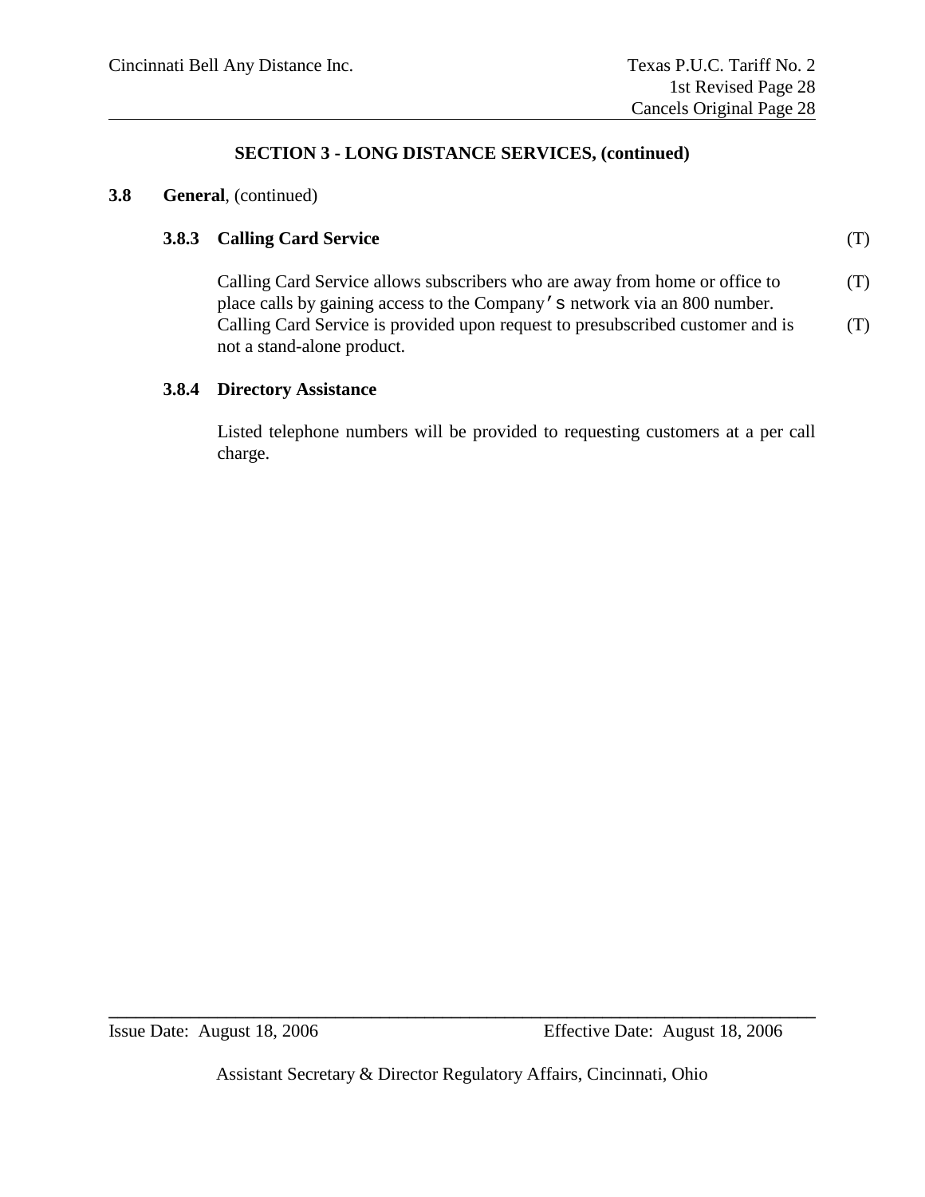## SECTION 3 - LONG DISTANCE SERVICES, (continued)

**3.8 General**, (continued)

**3.8.3 Calling Card Service** (T)

Calling Card Service allows subscribers who are away from home or office to place calls by gaining access to the Company's network via an 800 number. Calling Card Service is provided upon request to presubscribed customer and is not a stand-alone product. (T) (T)

**3.8.4 Directory Assistance**

Listed telephone numbers will be provided to requesting customers at a per call charge.

Issue Date: August 18, 2006 Effective Date: August 18, 2006

Assistant Secretary & Director Regulatory Affairs, Cincinnati, Ohio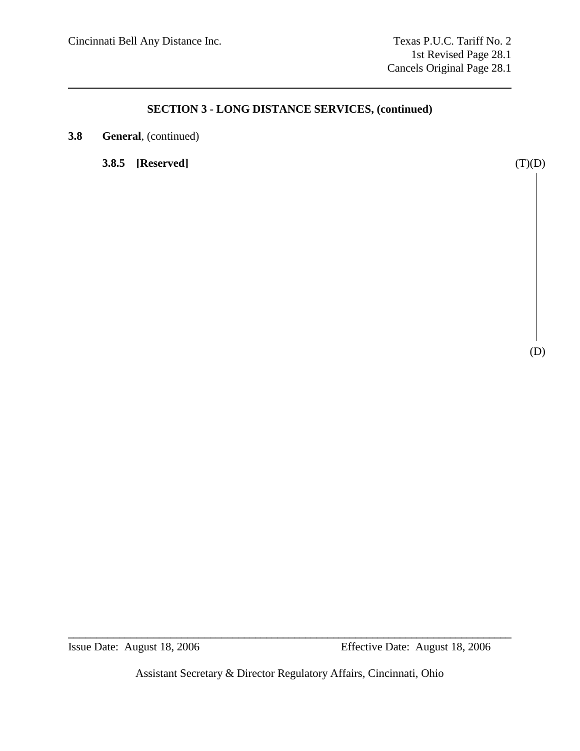## SECTION 3 - LONG DISTANCE SERVICES, (continued)

**3.8 General**, (continued)

**3.8.5 [Reserved]** (T)(D)

(D)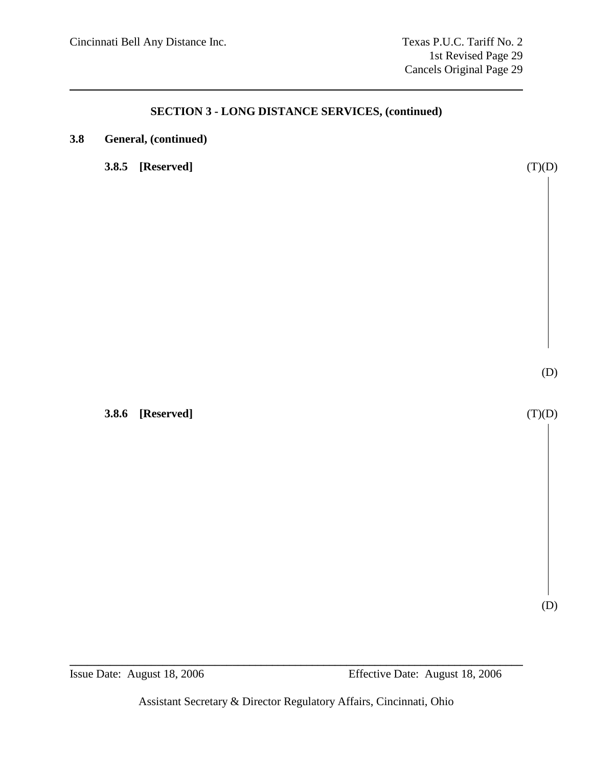## SECTION 3 - LONG DISTANCE SERVICES, (continued)

**3.8 General, (continued)**

**3.8.5 [Reserved]** (T)(D)

(D)

**3.8.6 [Reserved]** (T)(D)

(D)

Issue Date: August 18, 2006 Effective Date: August 18, 2006

Assistant Secretary & Director Regulatory Affairs, Cincinnati, Ohio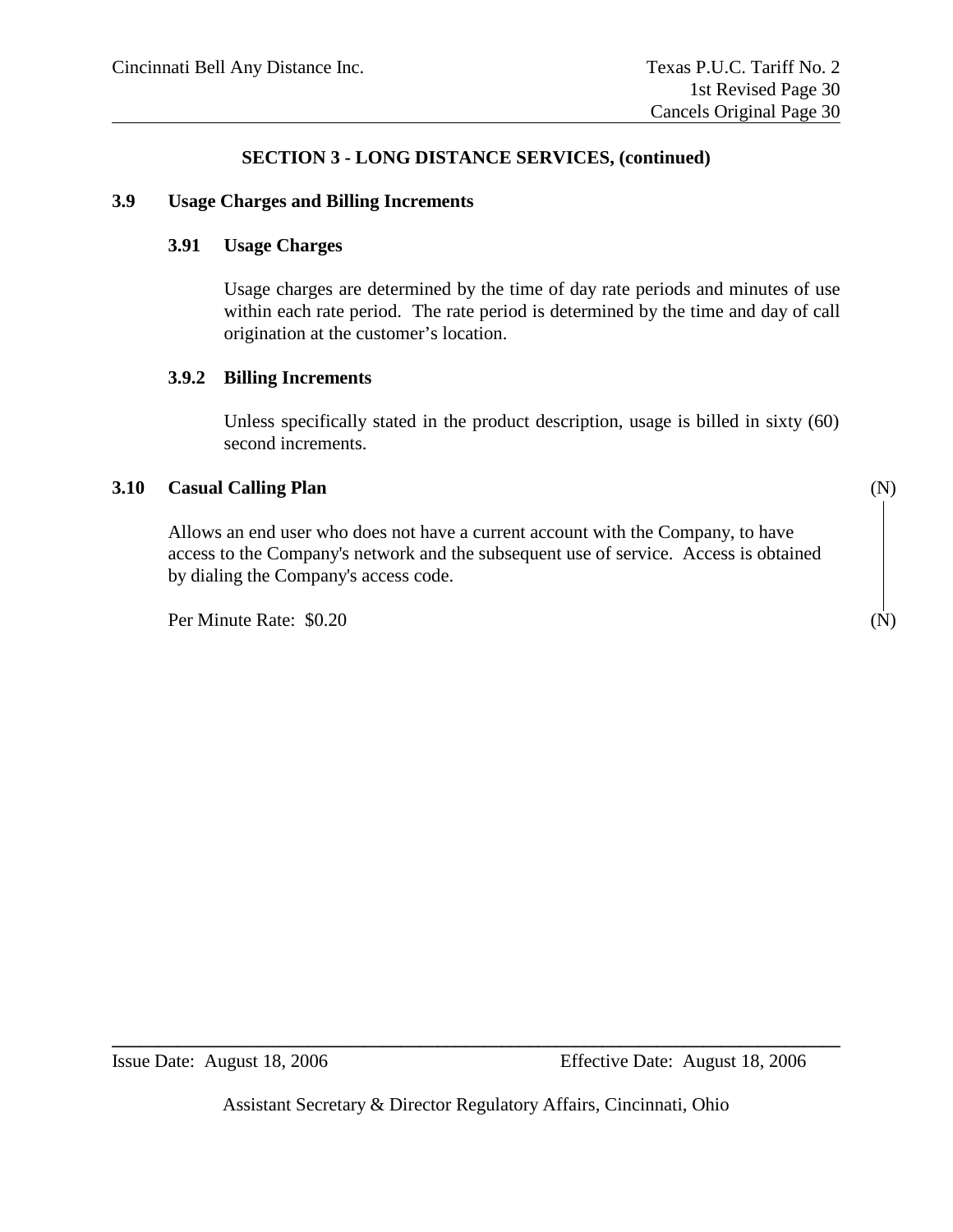## SECTION 3 - LONG DISTANCE SERVICES, (continued)

### 3.9 Usage Charges and Billing Increments

#### 3.91 Usage Charges

Usage charges are determined by the time of day rate periods and minutes of use within each rate period. The rate period is determined by the time and day of call origination at the customer's location.

#### 3.9.2 Billing Increments

Unless specifically stated in the product description, usage is billed in sixty (60) second increments.

### 3.10 Casual Calling Plan (N)

Allows an end user who does not have a current account with the Company, to have access to the Company's network and the subsequent use of service. Access is obtained by dialing the Company's access code.

Per Minute Rate: $0.20 (N)

Issue Date: August 18, 2006 Effective Date: August 18, 2006

Assistant Secretary & Director Regulatory Affairs, Cincinnati, Ohio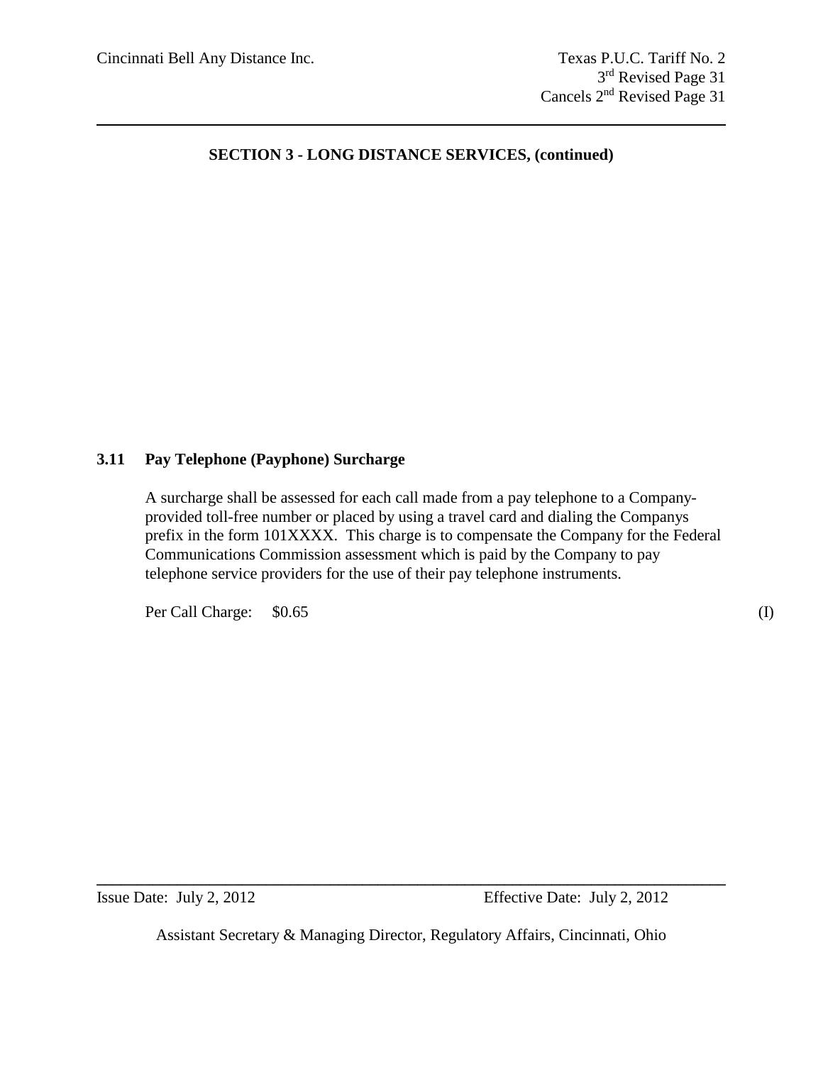## SECTION 3 - LONG DISTANCE SERVICES, (continued)

### 3.11 Pay Telephone (Payphone) Surcharge

A surcharge shall be assessed for each call made from a pay telephone to a Company-provided toll-free number or placed by using a travel card and dialing the Companys prefix in the form 101XXXX. This charge is to compensate the Company for the Federal Communications Commission assessment which is paid by the Company to pay telephone service providers for the use of their pay telephone instruments.

Per Call Charge: $0.65 (I)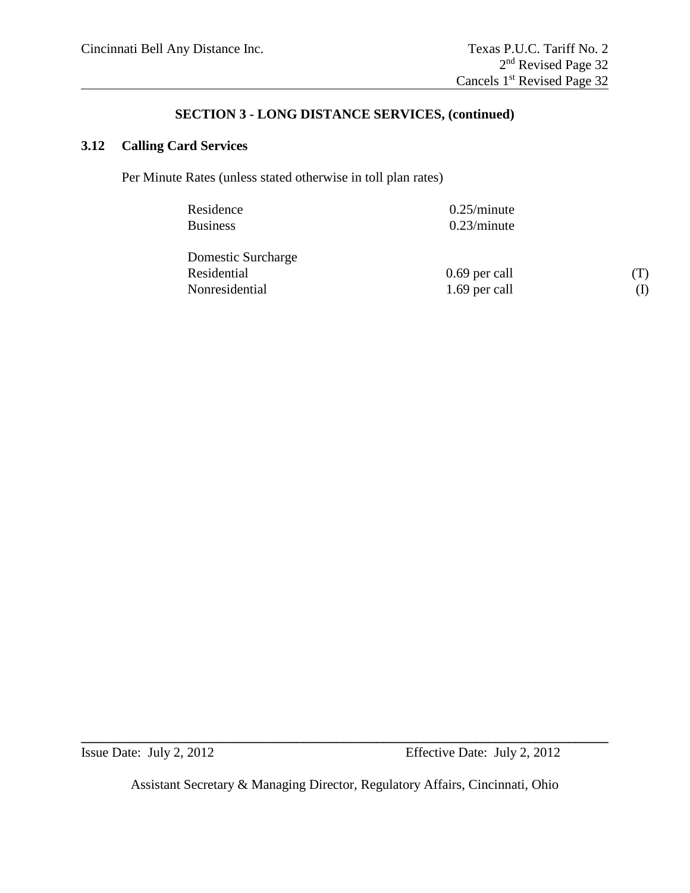## SECTION 3 - LONG DISTANCE SERVICES, (continued)

### 3.12 Calling Card Services

Per Minute Rates (unless stated otherwise in toll plan rates)

| | | |
|---|---|---|
| Residence | 0.25/minute | |
| Business | 0.23/minute | |
| | | |
| Domestic Surcharge | | |
| Residential | 0.69 per call | (T) |
| Nonresidential | 1.69 per call | (I) |

Issue Date: July 2, 2012 Effective Date: July 2, 2012

Assistant Secretary & Managing Director, Regulatory Affairs, Cincinnati, Ohio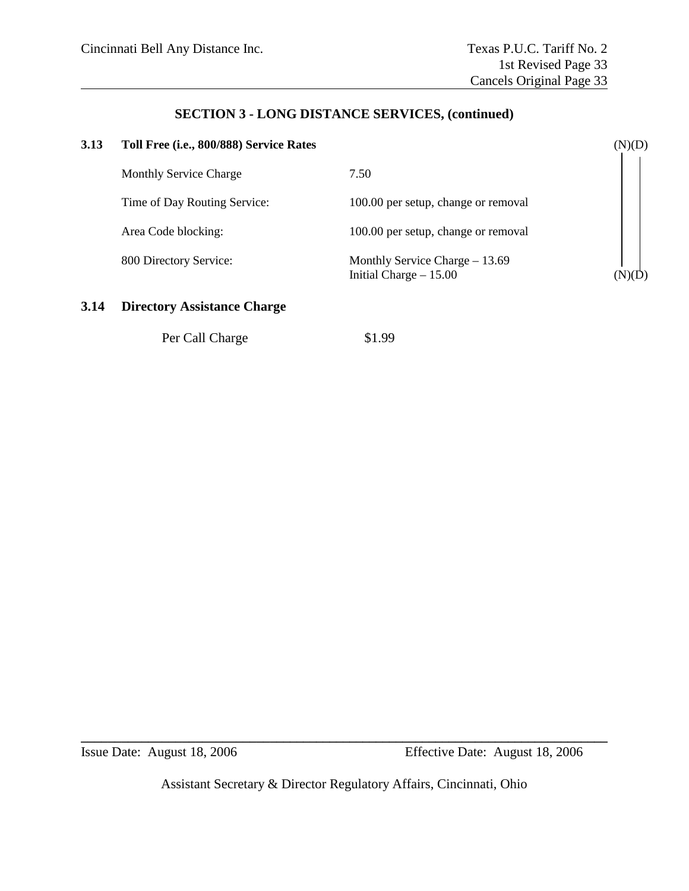## SECTION 3 - LONG DISTANCE SERVICES, (continued)

### 3.13 Toll Free (i.e., 800/888) Service Rates (N)(D)

| | |
|---|---|
| Monthly Service Charge | 7.50 |
| Time of Day Routing Service: | 100.00 per setup, change or removal |
| Area Code blocking: | 100.00 per setup, change or removal |
| 800 Directory Service: | Monthly Service Charge – 13.69<br>Initial Charge – 15.00 (N)(D) |

### 3.14 Directory Assistance Charge

| | |
|---|---|
| Per Call Charge | $1.99 |

Issue Date: August 18, 2006 Effective Date: August 18, 2006

Assistant Secretary & Director Regulatory Affairs, Cincinnati, Ohio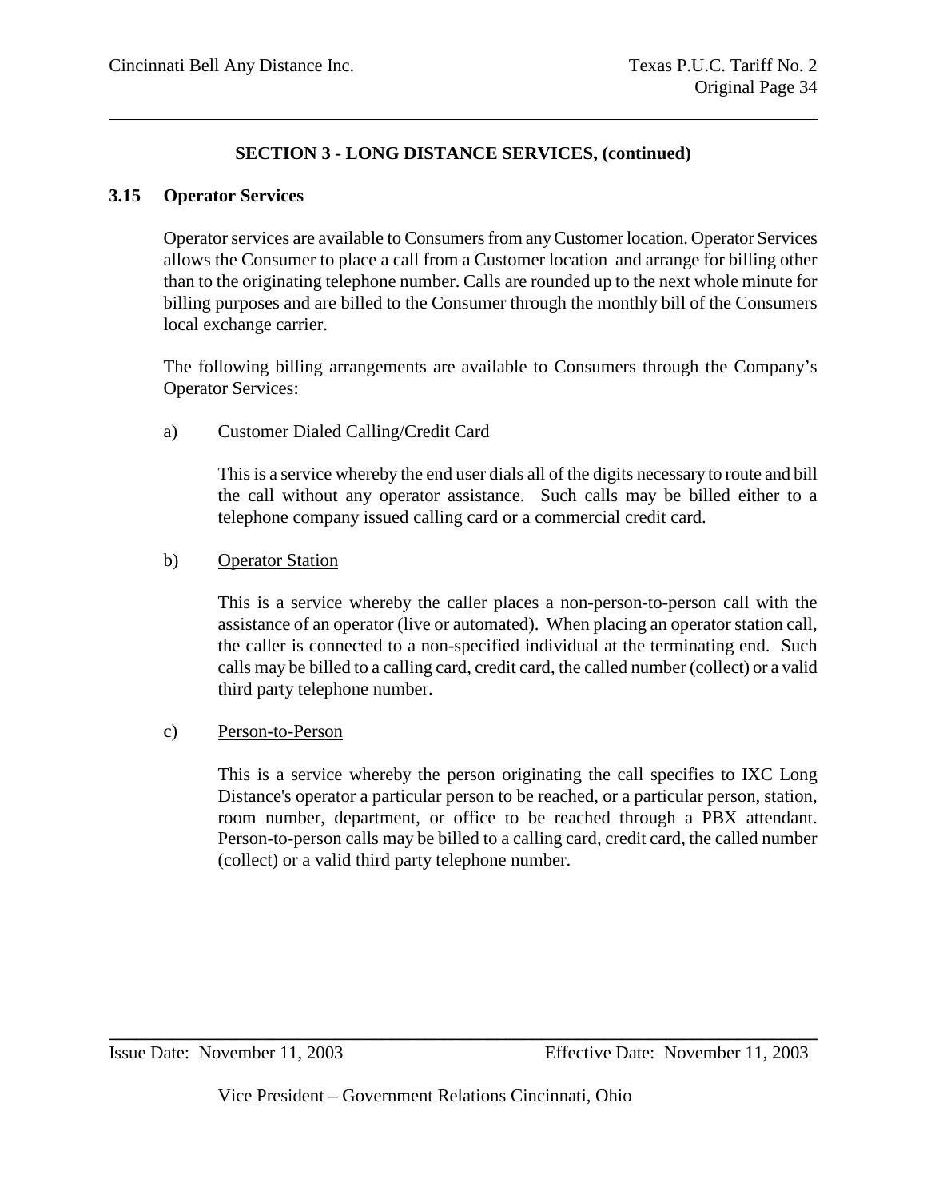## SECTION 3 - LONG DISTANCE SERVICES, (continued)

### 3.15 Operator Services

Operator services are available to Consumers from any Customer location. Operator Services allows the Consumer to place a call from a Customer location and arrange for billing other than to the originating telephone number. Calls are rounded up to the next whole minute for billing purposes and are billed to the Consumer through the monthly bill of the Consumers local exchange carrier.

The following billing arrangements are available to Consumers through the Company's Operator Services:

a) Customer Dialed Calling/Credit Card

This is a service whereby the end user dials all of the digits necessary to route and bill the call without any operator assistance. Such calls may be billed either to a telephone company issued calling card or a commercial credit card.

b) Operator Station

This is a service whereby the caller places a non-person-to-person call with the assistance of an operator (live or automated). When placing an operator station call, the caller is connected to a non-specified individual at the terminating end. Such calls may be billed to a calling card, credit card, the called number (collect) or a valid third party telephone number.

c) Person-to-Person

This is a service whereby the person originating the call specifies to IXC Long Distance's operator a particular person to be reached, or a particular person, station, room number, department, or office to be reached through a PBX attendant. Person-to-person calls may be billed to a calling card, credit card, the called number (collect) or a valid third party telephone number.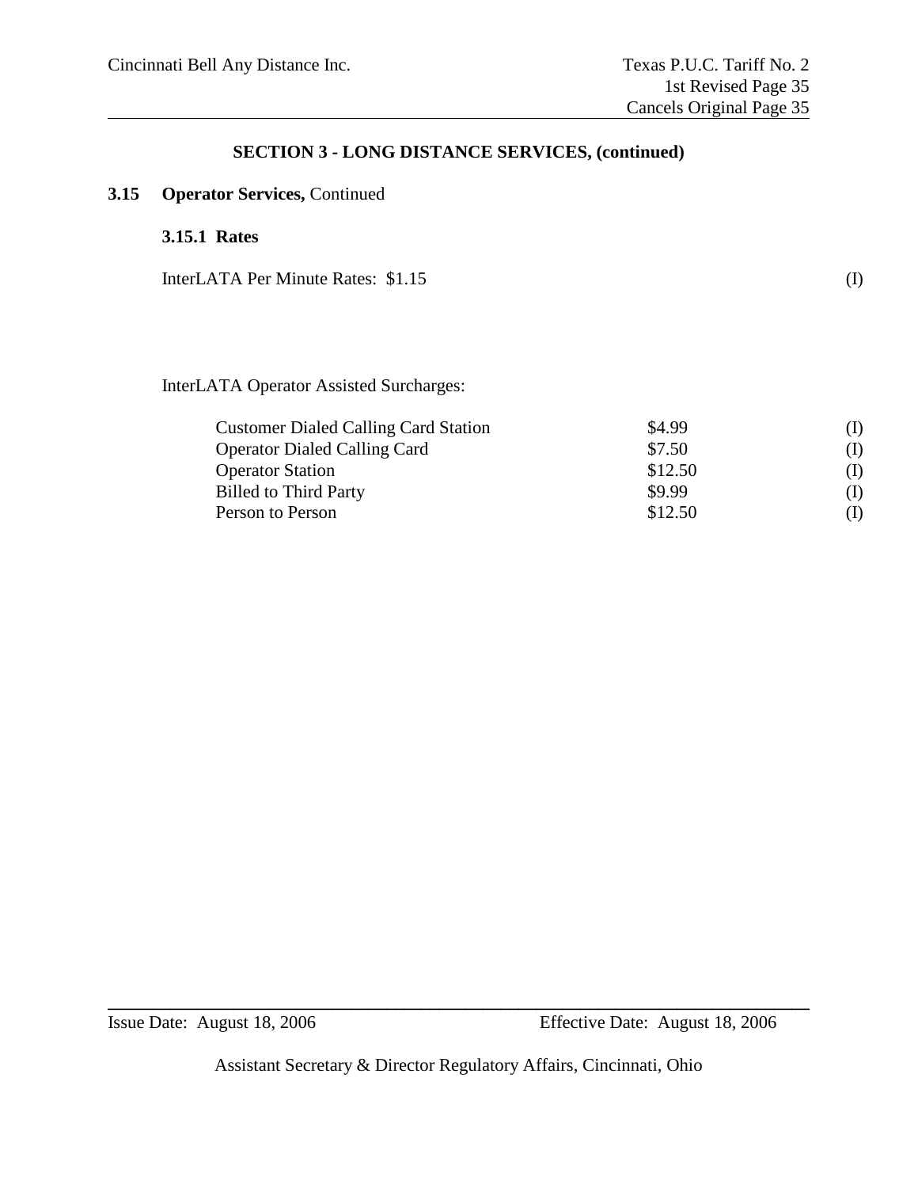## SECTION 3 - LONG DISTANCE SERVICES, (continued)

### 3.15 Operator Services, Continued

#### 3.15.1 Rates

InterLATA Per Minute Rates: $1.15 (I)

InterLATA Operator Assisted Surcharges:

| | | |
|---|---|---|
| Customer Dialed Calling Card Station | $4.99 | (I) |
| Operator Dialed Calling Card | $7.50 | (I) |
| Operator Station | $12.50 | (I) |
| Billed to Third Party | $9.99 | (I) |
| Person to Person | $12.50 | (I) |

Issue Date: August 18, 2006 Effective Date: August 18, 2006

Assistant Secretary & Director Regulatory Affairs, Cincinnati, Ohio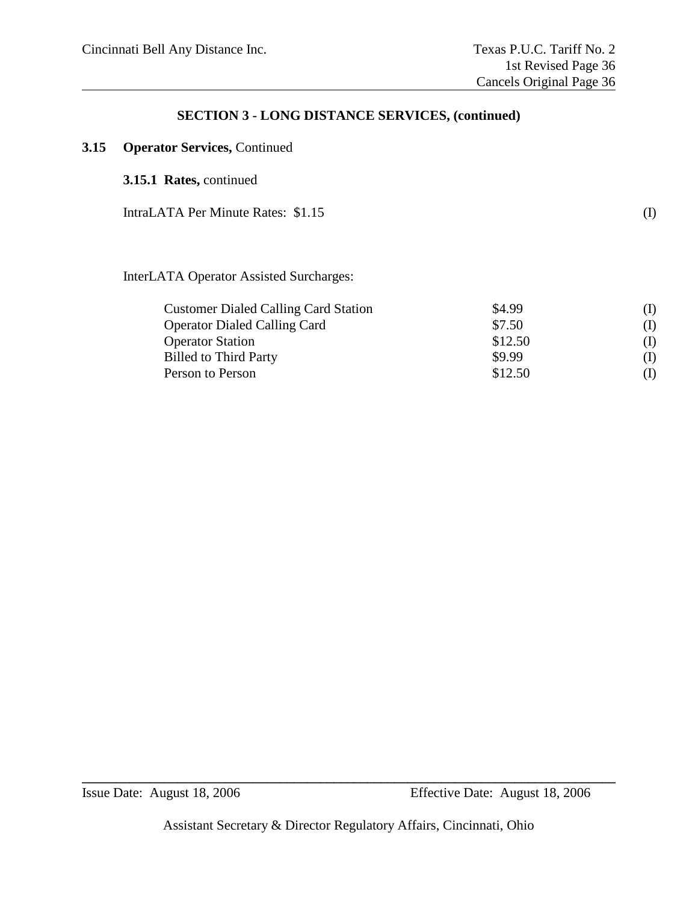## SECTION 3 - LONG DISTANCE SERVICES, (continued)

### 3.15 Operator Services, Continued

#### 3.15.1 Rates, continued

IntraLATA Per Minute Rates: $1.15 (I)

InterLATA Operator Assisted Surcharges:

| | | |
|---|---|---|
| Customer Dialed Calling Card Station | $4.99 | (I) |
| Operator Dialed Calling Card | $7.50 | (I) |
| Operator Station | $12.50 | (I) |
| Billed to Third Party | $9.99 | (I) |
| Person to Person | $12.50 | (I) |

Issue Date: August 18, 2006 Effective Date: August 18, 2006

Assistant Secretary & Director Regulatory Affairs, Cincinnati, Ohio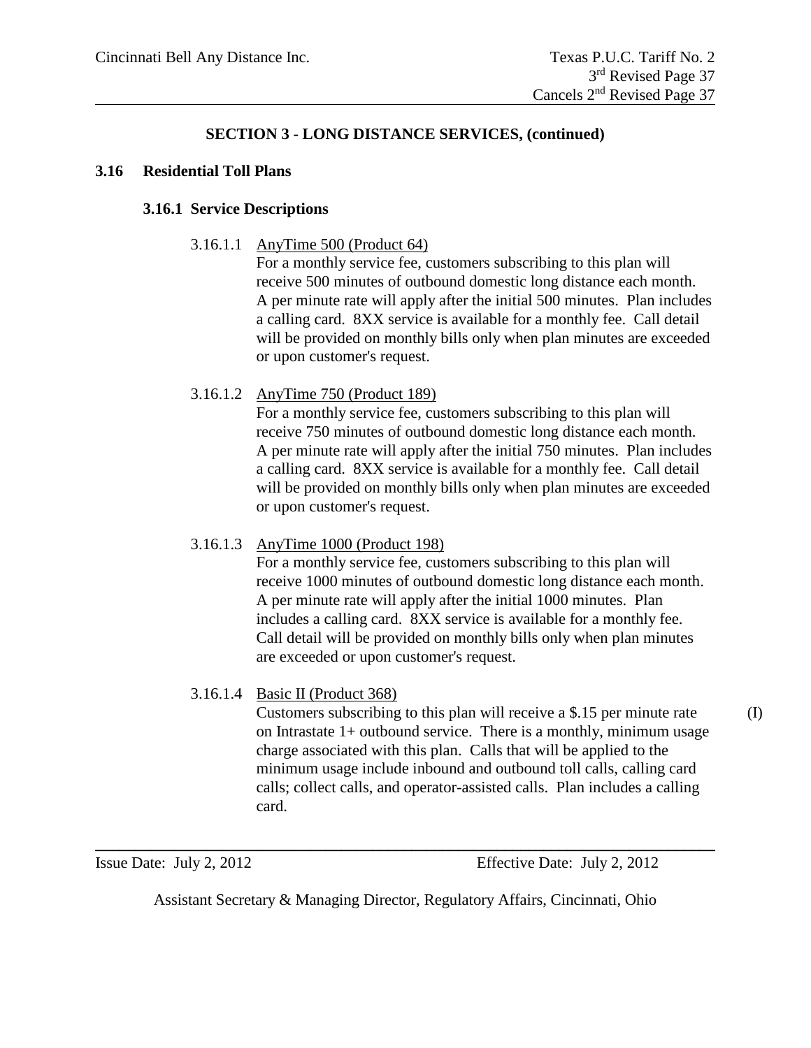## SECTION 3 - LONG DISTANCE SERVICES, (continued)

### 3.16 Residential Toll Plans

#### 3.16.1 Service Descriptions

3.16.1.1 AnyTime 500 (Product 64)

For a monthly service fee, customers subscribing to this plan will receive 500 minutes of outbound domestic long distance each month. A per minute rate will apply after the initial 500 minutes. Plan includes a calling card. 8XX service is available for a monthly fee. Call detail will be provided on monthly bills only when plan minutes are exceeded or upon customer's request.

3.16.1.2 AnyTime 750 (Product 189)

For a monthly service fee, customers subscribing to this plan will receive 750 minutes of outbound domestic long distance each month. A per minute rate will apply after the initial 750 minutes. Plan includes a calling card. 8XX service is available for a monthly fee. Call detail will be provided on monthly bills only when plan minutes are exceeded or upon customer's request.

3.16.1.3 AnyTime 1000 (Product 198)

For a monthly service fee, customers subscribing to this plan will receive 1000 minutes of outbound domestic long distance each month. A per minute rate will apply after the initial 1000 minutes. Plan includes a calling card. 8XX service is available for a monthly fee. Call detail will be provided on monthly bills only when plan minutes are exceeded or upon customer's request.

3.16.1.4 Basic II (Product 368)

Customers subscribing to this plan will receive a $.15 per minute rate on Intrastate 1+ outbound service. There is a monthly, minimum usage charge associated with this plan. Calls that will be applied to the minimum usage include inbound and outbound toll calls, calling card calls; collect calls, and operator-assisted calls. Plan includes a calling card. (I)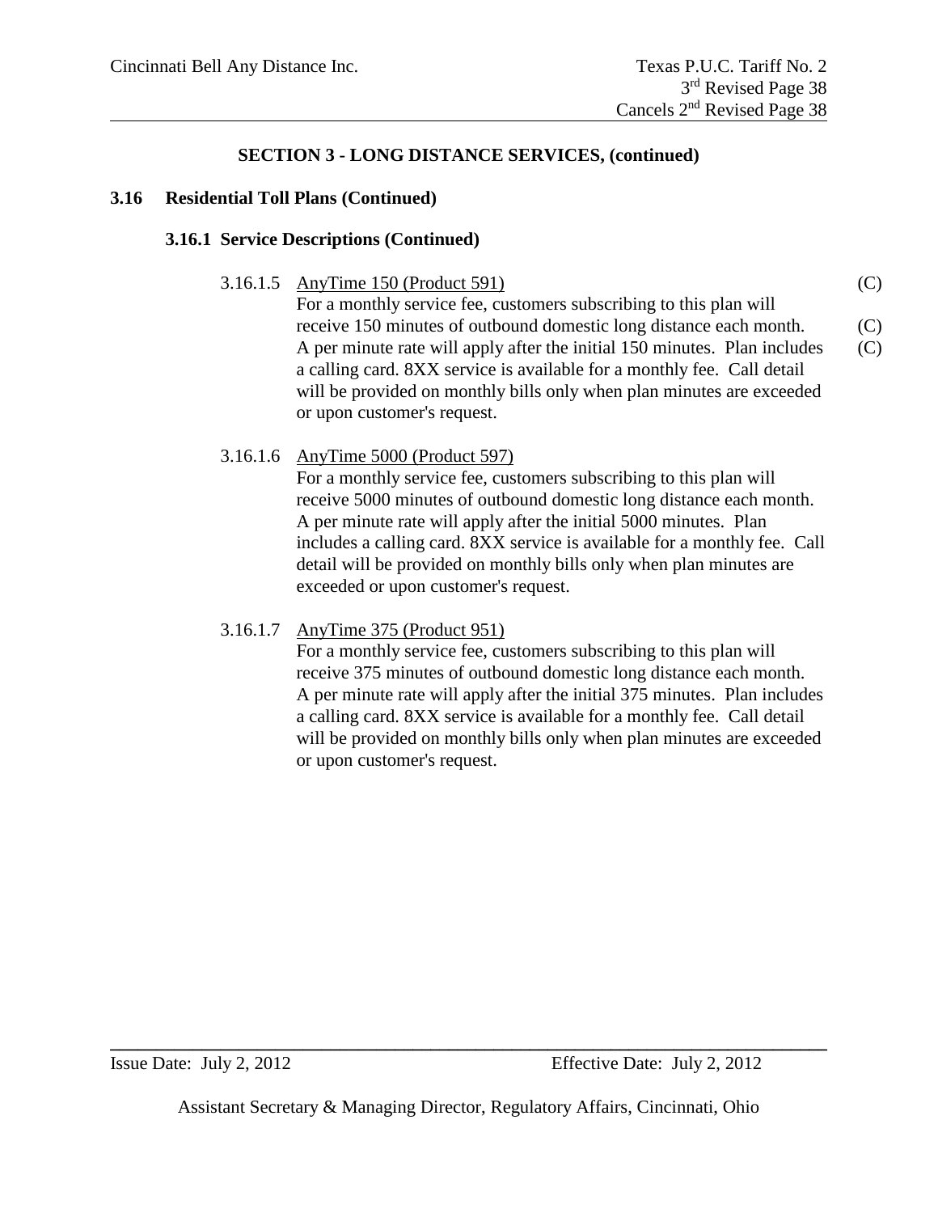## SECTION 3 - LONG DISTANCE SERVICES, (continued)

### 3.16 Residential Toll Plans (Continued)

#### 3.16.1 Service Descriptions (Continued)

3.16.1.5 AnyTime 150 (Product 591) (C)

For a monthly service fee, customers subscribing to this plan will receive 150 minutes of outbound domestic long distance each month. (C) A per minute rate will apply after the initial 150 minutes. (C) Plan includes a calling card. 8XX service is available for a monthly fee. Call detail will be provided on monthly bills only when plan minutes are exceeded or upon customer's request.

3.16.1.6 AnyTime 5000 (Product 597)

For a monthly service fee, customers subscribing to this plan will receive 5000 minutes of outbound domestic long distance each month. A per minute rate will apply after the initial 5000 minutes. Plan includes a calling card. 8XX service is available for a monthly fee. Call detail will be provided on monthly bills only when plan minutes are exceeded or upon customer's request.

3.16.1.7 AnyTime 375 (Product 951)

For a monthly service fee, customers subscribing to this plan will receive 375 minutes of outbound domestic long distance each month. A per minute rate will apply after the initial 375 minutes. Plan includes a calling card. 8XX service is available for a monthly fee. Call detail will be provided on monthly bills only when plan minutes are exceeded or upon customer's request.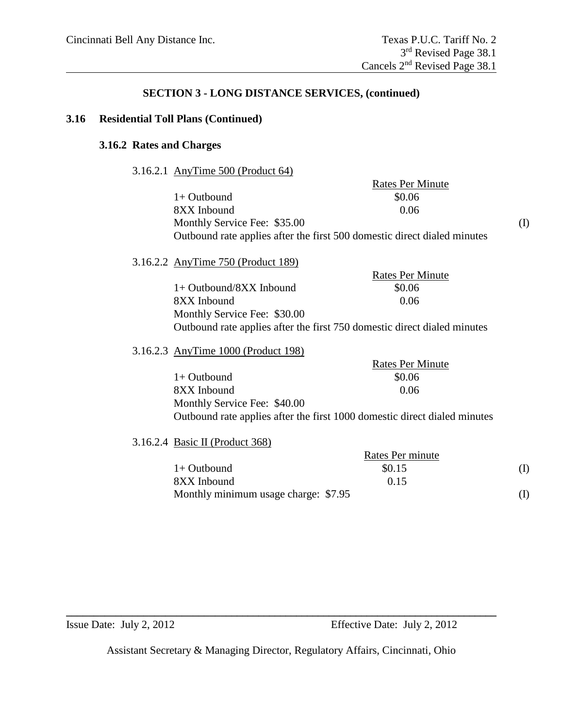## SECTION 3 - LONG DISTANCE SERVICES, (continued)

### 3.16 Residential Toll Plans (Continued)

#### 3.16.2 Rates and Charges

3.16.2.1 AnyTime 500 (Product 64)

| | Rates Per Minute | |
|---|---|---|
| 1+ Outbound | $0.06 | |
| 8XX Inbound | 0.06 | |
| Monthly Service Fee: $35.00 | | (I) |

Outbound rate applies after the first 500 domestic direct dialed minutes

3.16.2.2 AnyTime 750 (Product 189)

| | Rates Per Minute |
|---|---|
| 1+ Outbound/8XX Inbound | $0.06 |
| 8XX Inbound | 0.06 |
| Monthly Service Fee: $30.00 | |

Outbound rate applies after the first 750 domestic direct dialed minutes

3.16.2.3 AnyTime 1000 (Product 198)

| | Rates Per Minute |
|---|---|
| 1+ Outbound | $0.06 |
| 8XX Inbound | 0.06 |
| Monthly Service Fee: $40.00 | |

Outbound rate applies after the first 1000 domestic direct dialed minutes

3.16.2.4 Basic II (Product 368)

| | Rates Per minute | |
|---|---|---|
| 1+ Outbound | $0.15 | (I) |
| 8XX Inbound | 0.15 | |
| Monthly minimum usage charge: $7.95 | | (I) |

Issue Date: July 2, 2012 Effective Date: July 2, 2012

Assistant Secretary & Managing Director, Regulatory Affairs, Cincinnati, Ohio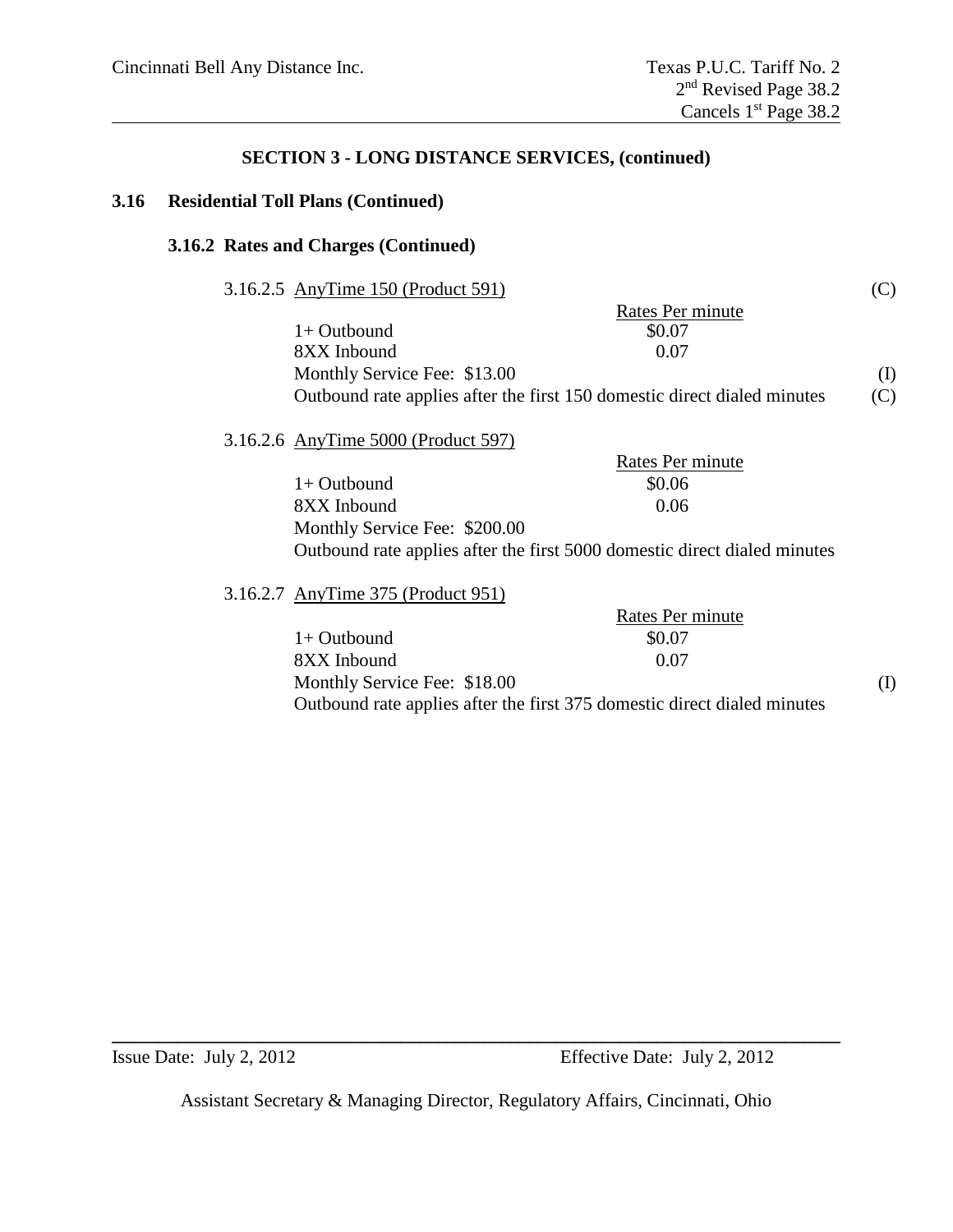## SECTION 3 - LONG DISTANCE SERVICES, (continued)

### 3.16 Residential Toll Plans (Continued)

#### 3.16.2 Rates and Charges (Continued)

3.16.2.5 AnyTime 150 (Product 591) (C)

| | Rates Per minute |
|---|---|
| 1+ Outbound | $0.07 |
| 8XX Inbound | 0.07 |

Monthly Service Fee: $13.00 (I)

Outbound rate applies after the first 150 domestic direct dialed minutes (C)

3.16.2.6 AnyTime 5000 (Product 597)

| | Rates Per minute |
|---|---|
| 1+ Outbound | $0.06 |
| 8XX Inbound | 0.06 |

Monthly Service Fee: $200.00

Outbound rate applies after the first 5000 domestic direct dialed minutes

3.16.2.7 AnyTime 375 (Product 951)

| | Rates Per minute |
|---|---|
| 1+ Outbound | $0.07 |
| 8XX Inbound | 0.07 |

Monthly Service Fee: $18.00 (I)

Outbound rate applies after the first 375 domestic direct dialed minutes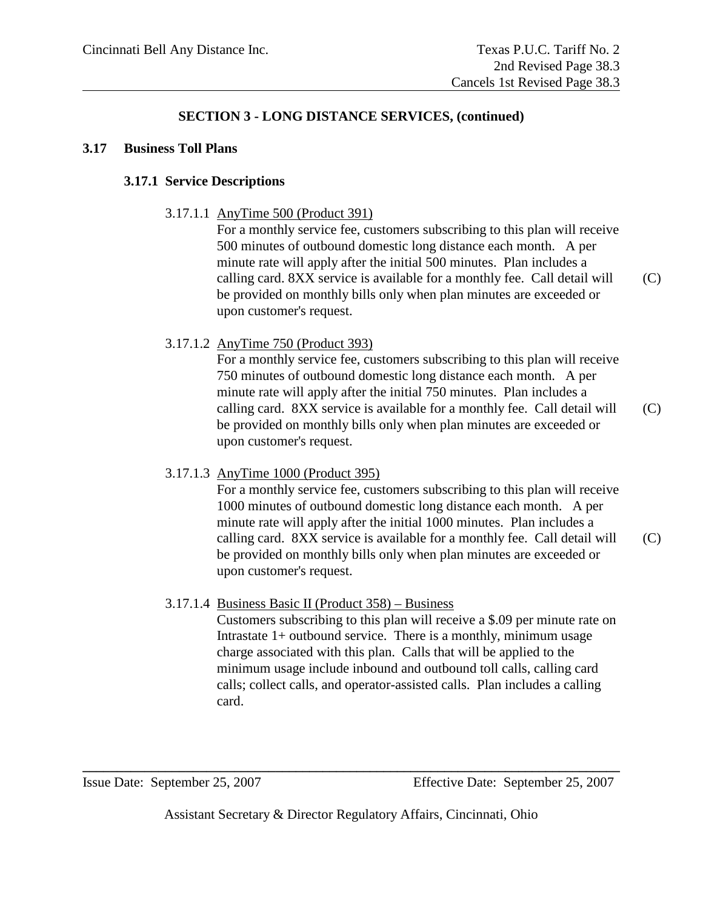## SECTION 3 - LONG DISTANCE SERVICES, (continued)

### 3.17 Business Toll Plans

#### 3.17.1 Service Descriptions

3.17.1.1 AnyTime 500 (Product 391)

For a monthly service fee, customers subscribing to this plan will receive 500 minutes of outbound domestic long distance each month. A per minute rate will apply after the initial 500 minutes. Plan includes a calling card. 8XX service is available for a monthly fee. Call detail will be provided on monthly bills only when plan minutes are exceeded or upon customer's request. (C)

3.17.1.2 AnyTime 750 (Product 393)

For a monthly service fee, customers subscribing to this plan will receive 750 minutes of outbound domestic long distance each month. A per minute rate will apply after the initial 750 minutes. Plan includes a calling card. 8XX service is available for a monthly fee. Call detail will be provided on monthly bills only when plan minutes are exceeded or upon customer's request. (C)

3.17.1.3 AnyTime 1000 (Product 395)

For a monthly service fee, customers subscribing to this plan will receive 1000 minutes of outbound domestic long distance each month. A per minute rate will apply after the initial 1000 minutes. Plan includes a calling card. 8XX service is available for a monthly fee. Call detail will be provided on monthly bills only when plan minutes are exceeded or upon customer's request. (C)

3.17.1.4 Business Basic II (Product 358) – Business

Customers subscribing to this plan will receive a $.09 per minute rate on Intrastate 1+ outbound service. There is a monthly, minimum usage charge associated with this plan. Calls that will be applied to the minimum usage include inbound and outbound toll calls, calling card calls; collect calls, and operator-assisted calls. Plan includes a calling card.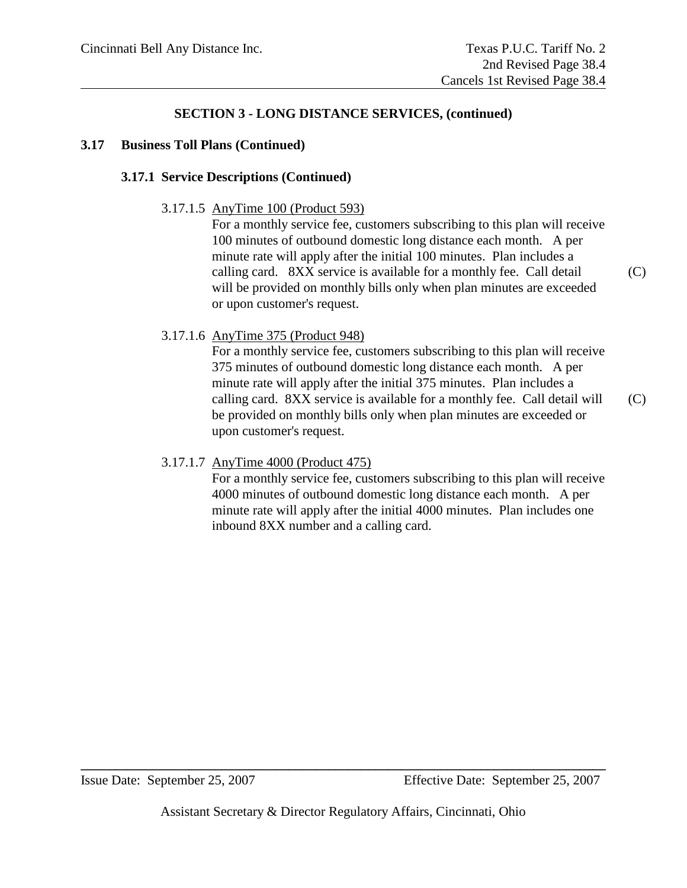## SECTION 3 - LONG DISTANCE SERVICES, (continued)

### 3.17 Business Toll Plans (Continued)

#### 3.17.1 Service Descriptions (Continued)

3.17.1.5 AnyTime 100 (Product 593)

For a monthly service fee, customers subscribing to this plan will receive 100 minutes of outbound domestic long distance each month. A per minute rate will apply after the initial 100 minutes. Plan includes a calling card. 8XX service is available for a monthly fee. Call detail will be provided on monthly bills only when plan minutes are exceeded or upon customer's request. (C)

3.17.1.6 AnyTime 375 (Product 948)

For a monthly service fee, customers subscribing to this plan will receive 375 minutes of outbound domestic long distance each month. A per minute rate will apply after the initial 375 minutes. Plan includes a calling card. 8XX service is available for a monthly fee. Call detail will be provided on monthly bills only when plan minutes are exceeded or upon customer's request. (C)

3.17.1.7 AnyTime 4000 (Product 475)

For a monthly service fee, customers subscribing to this plan will receive 4000 minutes of outbound domestic long distance each month. A per minute rate will apply after the initial 4000 minutes. Plan includes one inbound 8XX number and a calling card.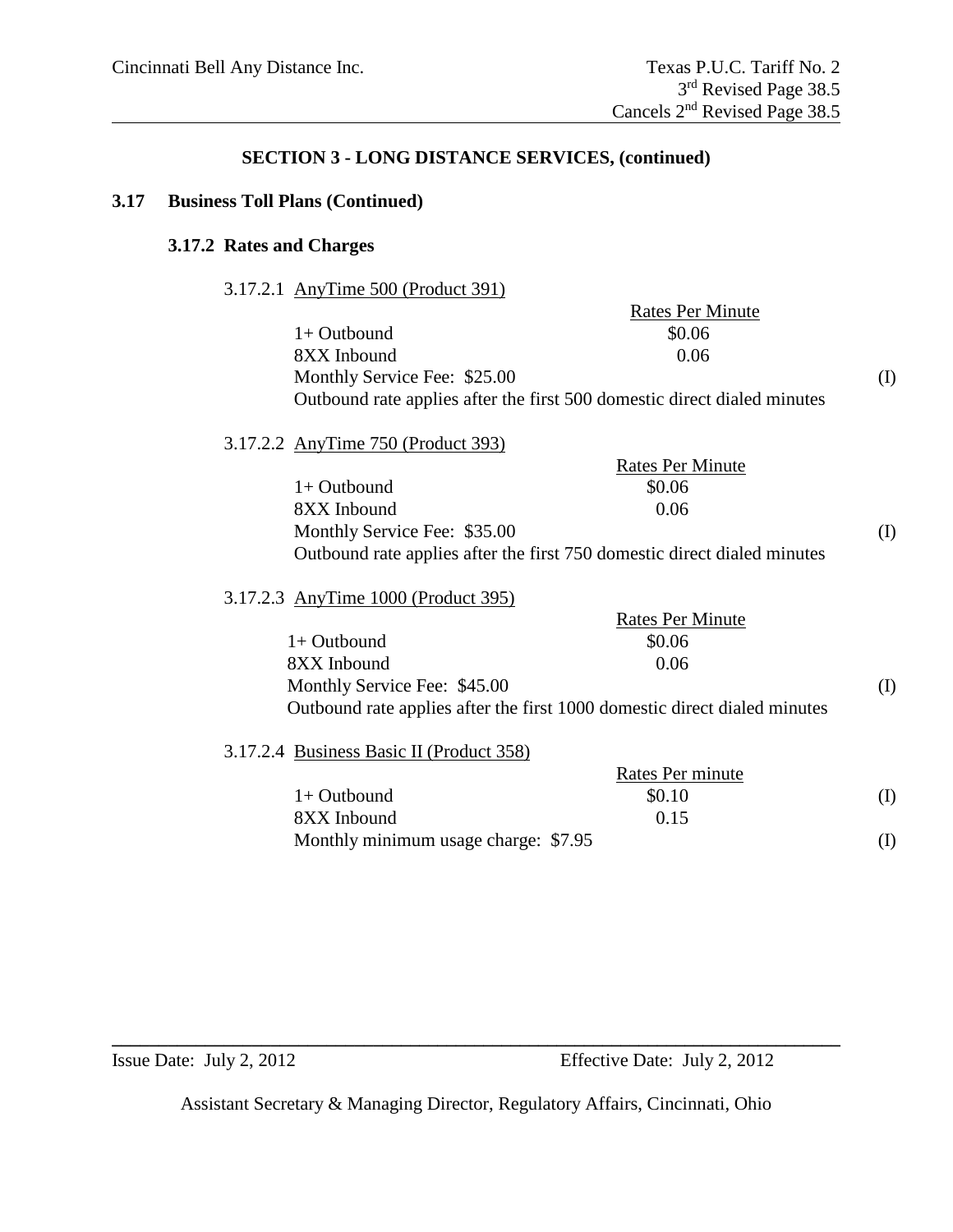## SECTION 3 - LONG DISTANCE SERVICES, (continued)

### 3.17 Business Toll Plans (Continued)

#### 3.17.2 Rates and Charges

3.17.2.1 AnyTime 500 (Product 391)

| | Rates Per Minute | |
|---|---|---|
| 1+ Outbound | $0.06 | |
| 8XX Inbound | 0.06 | |
| Monthly Service Fee: $25.00 | | (I) |

Outbound rate applies after the first 500 domestic direct dialed minutes

3.17.2.2 AnyTime 750 (Product 393)

| | Rates Per Minute | |
|---|---|---|
| 1+ Outbound | $0.06 | |
| 8XX Inbound | 0.06 | |
| Monthly Service Fee: $35.00 | | (I) |

Outbound rate applies after the first 750 domestic direct dialed minutes

3.17.2.3 AnyTime 1000 (Product 395)

| | Rates Per Minute | |
|---|---|---|
| 1+ Outbound | $0.06 | |
| 8XX Inbound | 0.06 | |
| Monthly Service Fee: $45.00 | | (I) |

Outbound rate applies after the first 1000 domestic direct dialed minutes

3.17.2.4 Business Basic II (Product 358)

| | Rates Per minute | |
|---|---|---|
| 1+ Outbound | $0.10 | (I) |
| 8XX Inbound | 0.15 | |
| Monthly minimum usage charge: $7.95 | | (I) |

Issue Date: July 2, 2012 Effective Date: July 2, 2012

Assistant Secretary & Managing Director, Regulatory Affairs, Cincinnati, Ohio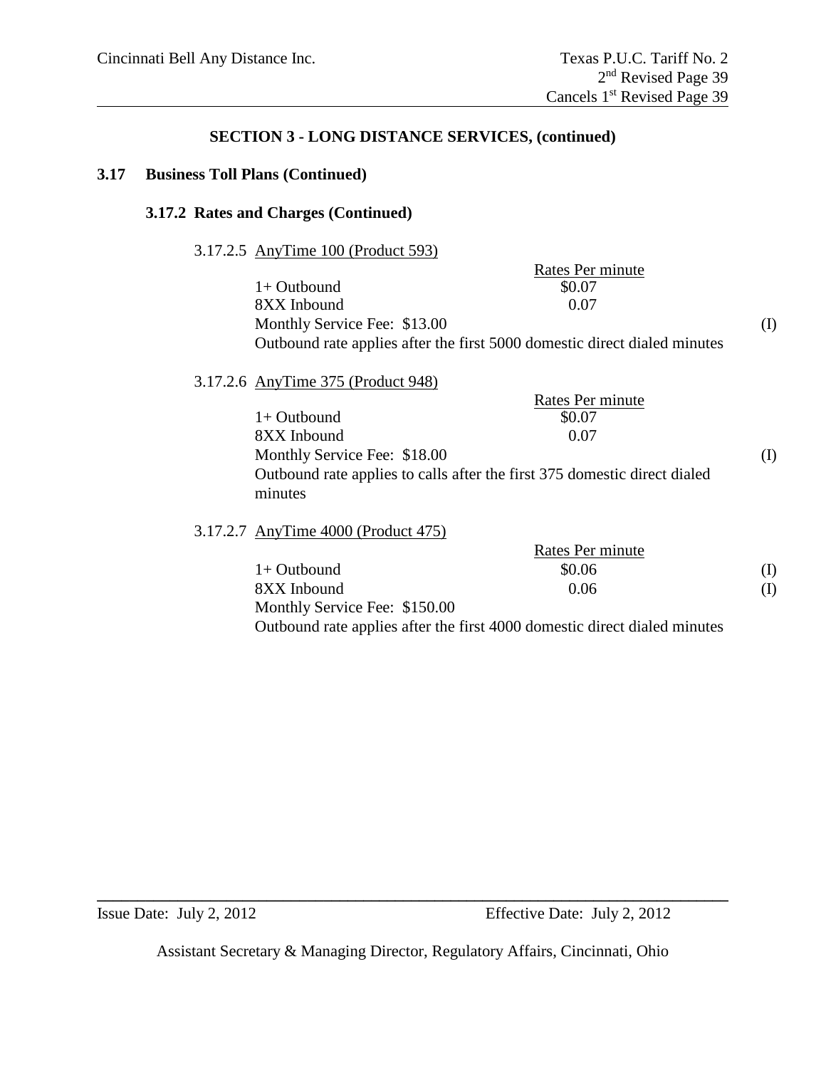## SECTION 3 - LONG DISTANCE SERVICES, (continued)

### 3.17 Business Toll Plans (Continued)

#### 3.17.2 Rates and Charges (Continued)

3.17.2.5 AnyTime 100 (Product 593)

| | Rates Per minute | |
|---|---|---|
| 1+ Outbound | $0.07 | |
| 8XX Inbound | 0.07 | |

Monthly Service Fee: $13.00 (I)

Outbound rate applies after the first 5000 domestic direct dialed minutes

3.17.2.6 AnyTime 375 (Product 948)

| | Rates Per minute | |
|---|---|---|
| 1+ Outbound | $0.07 | |
| 8XX Inbound | 0.07 | |

Monthly Service Fee: $18.00 (I)

Outbound rate applies to calls after the first 375 domestic direct dialed minutes

3.17.2.7 AnyTime 4000 (Product 475)

| | Rates Per minute | |
|---|---|---|
| 1+ Outbound | $0.06 | (I) |
| 8XX Inbound | 0.06 | (I) |

Monthly Service Fee: $150.00

Outbound rate applies after the first 4000 domestic direct dialed minutes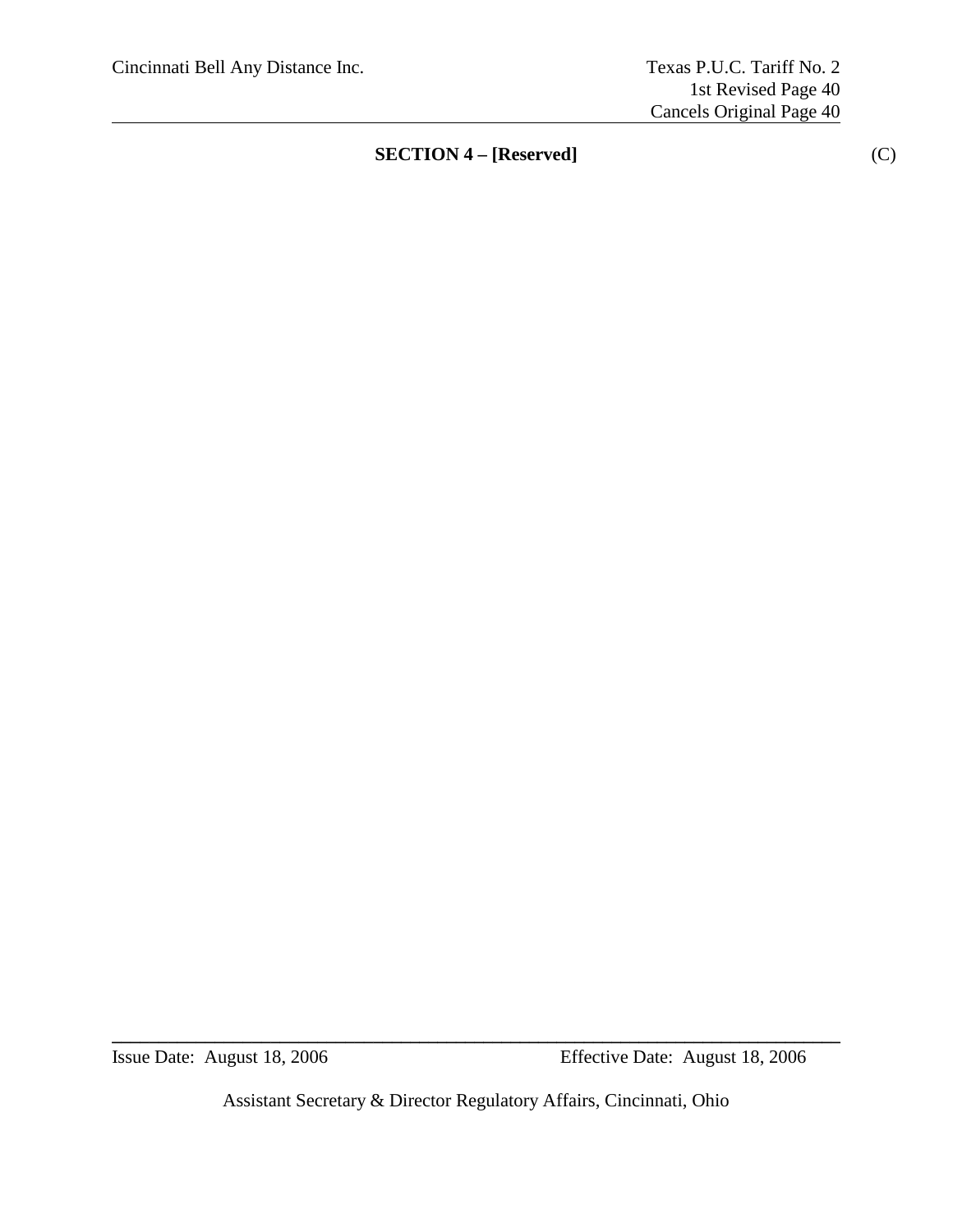## SECTION 4 – [Reserved] (C)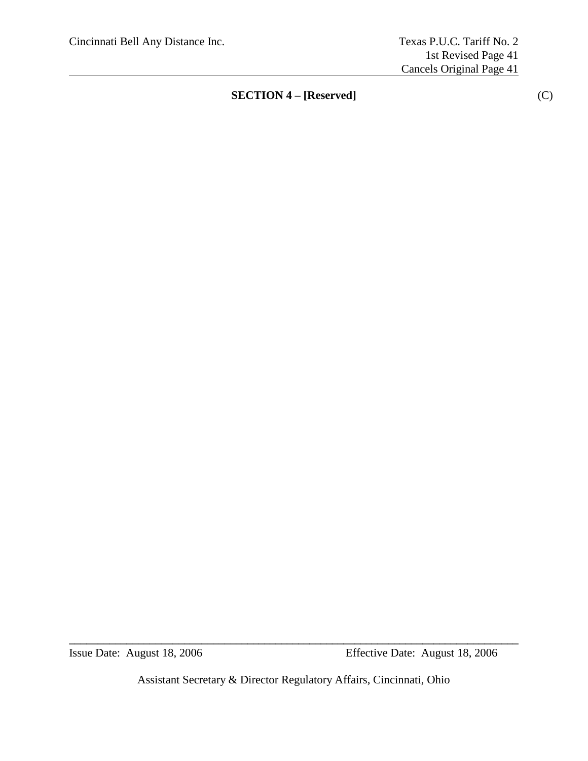## SECTION 4 – [Reserved] (C)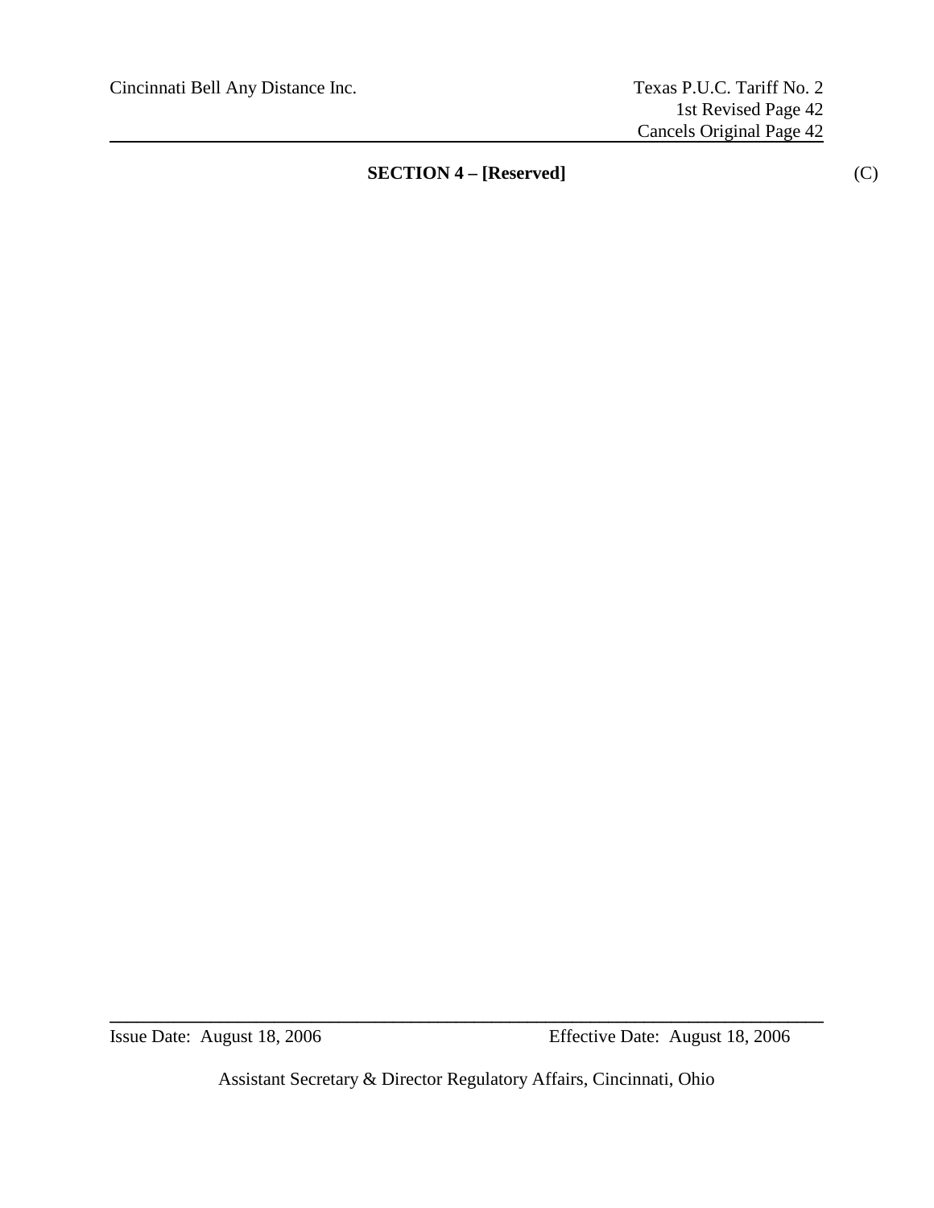## SECTION 4 – [Reserved] (C)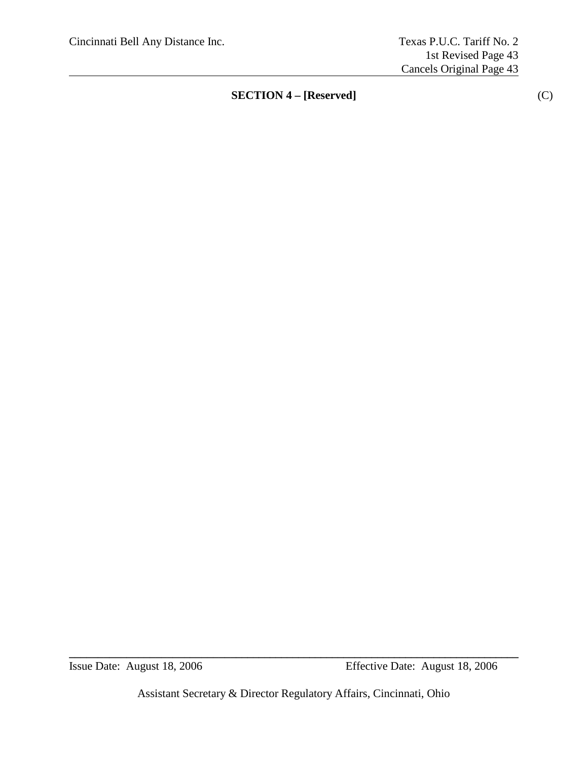# SECTION 4 – [Reserved] (C)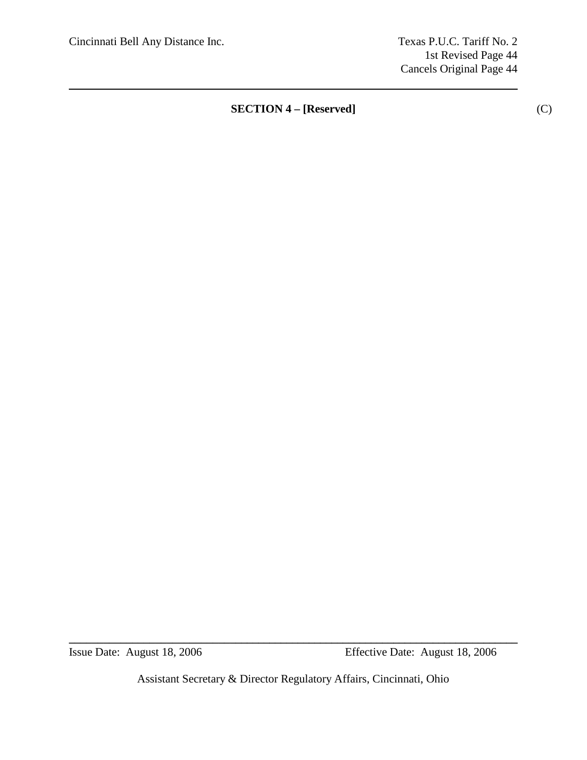## SECTION 4 – [Reserved] (C)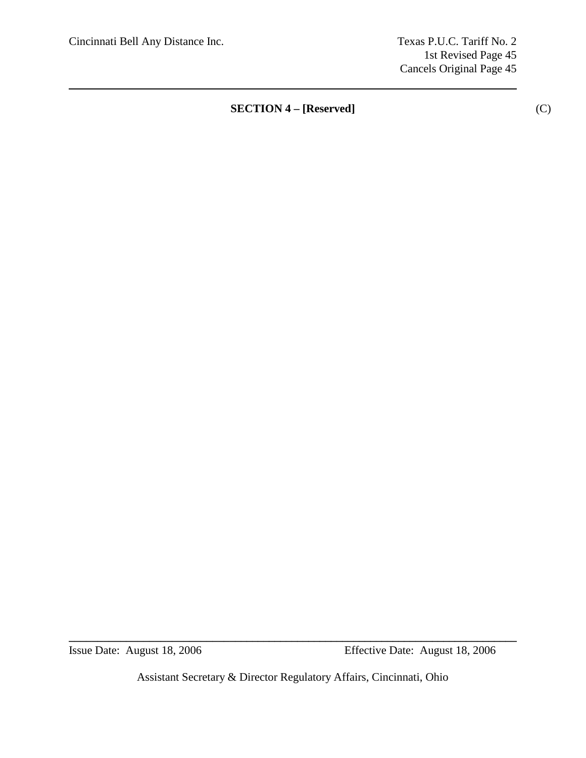## SECTION 4 – [Reserved] (C)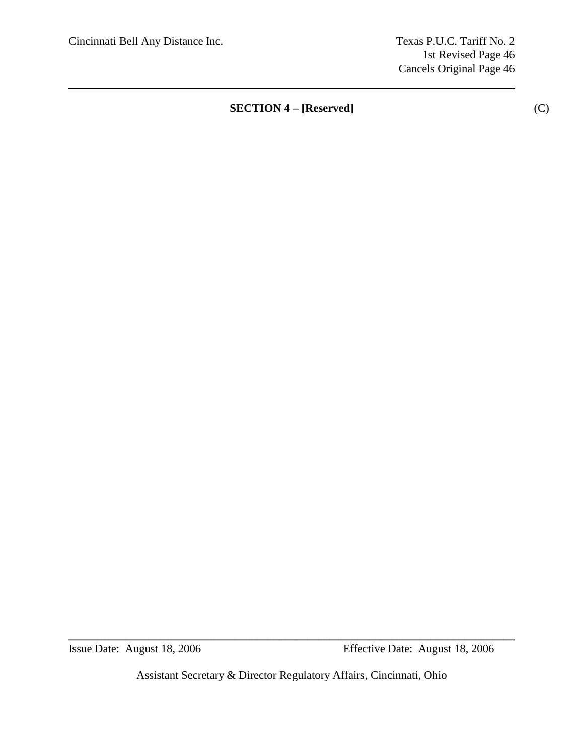**SECTION 4 – [Reserved]** (C)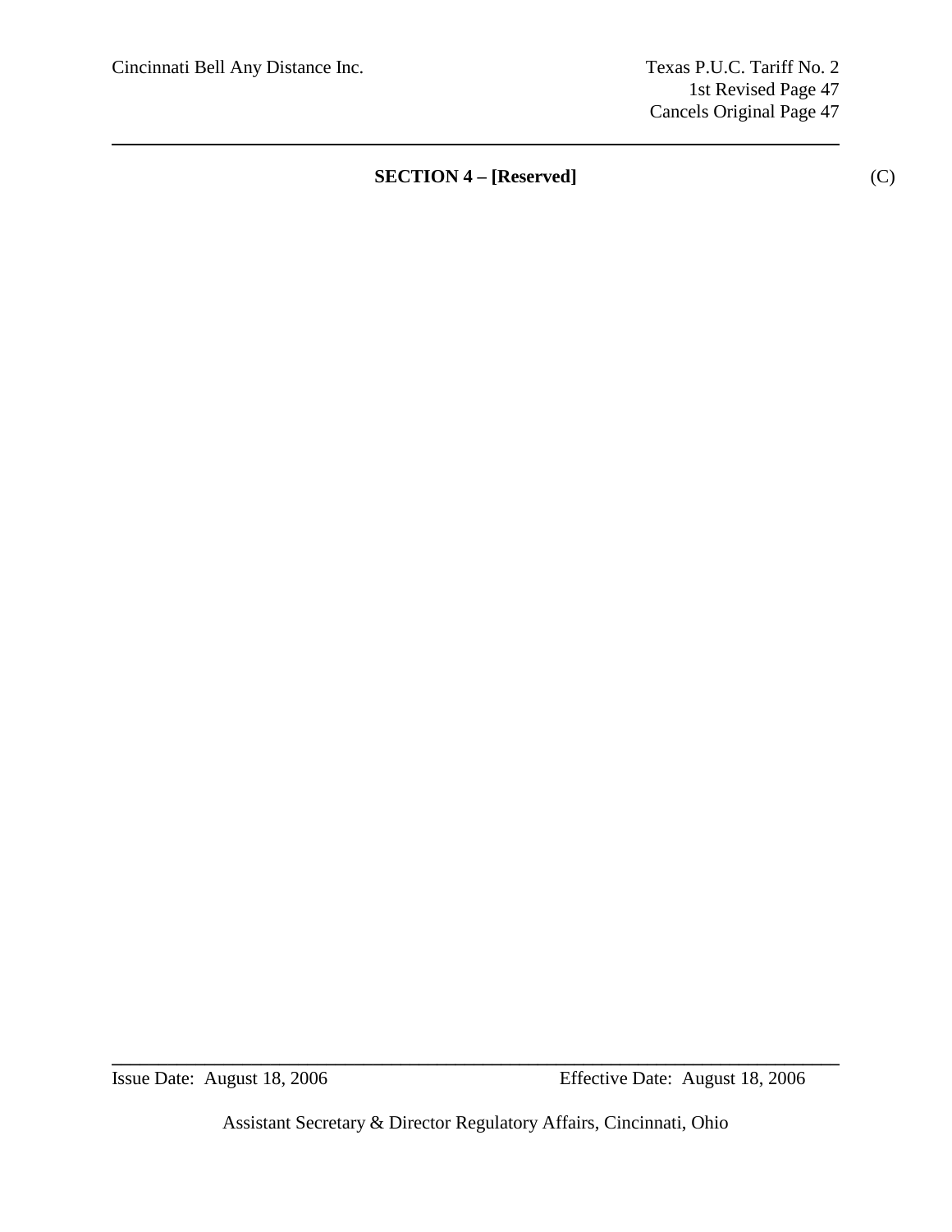**SECTION 4 – [Reserved]** (C)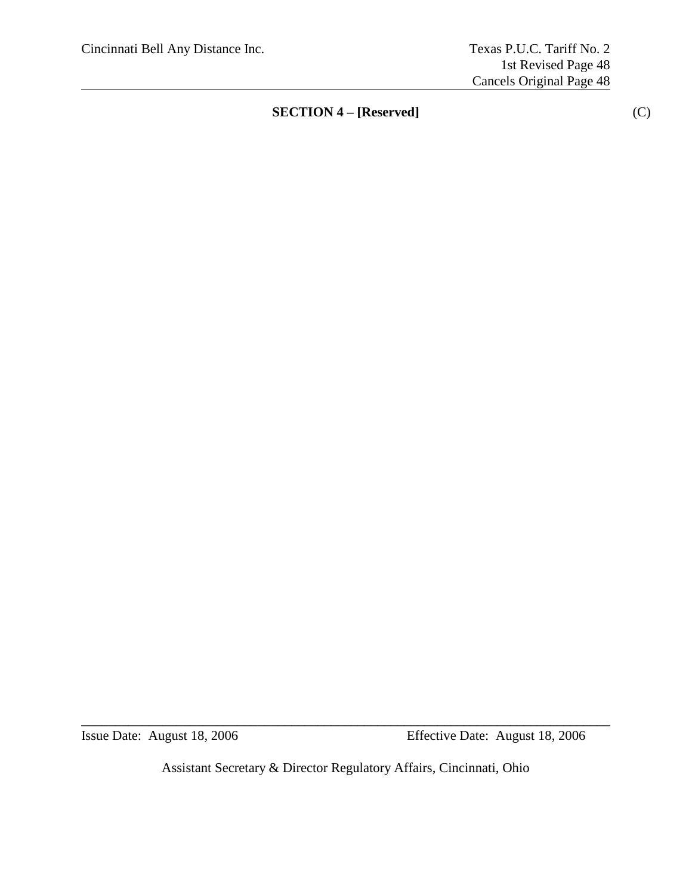## SECTION 4 – [Reserved] (C)

Issue Date: August 18, 2006 Effective Date: August 18, 2006

Assistant Secretary & Director Regulatory Affairs, Cincinnati, Ohio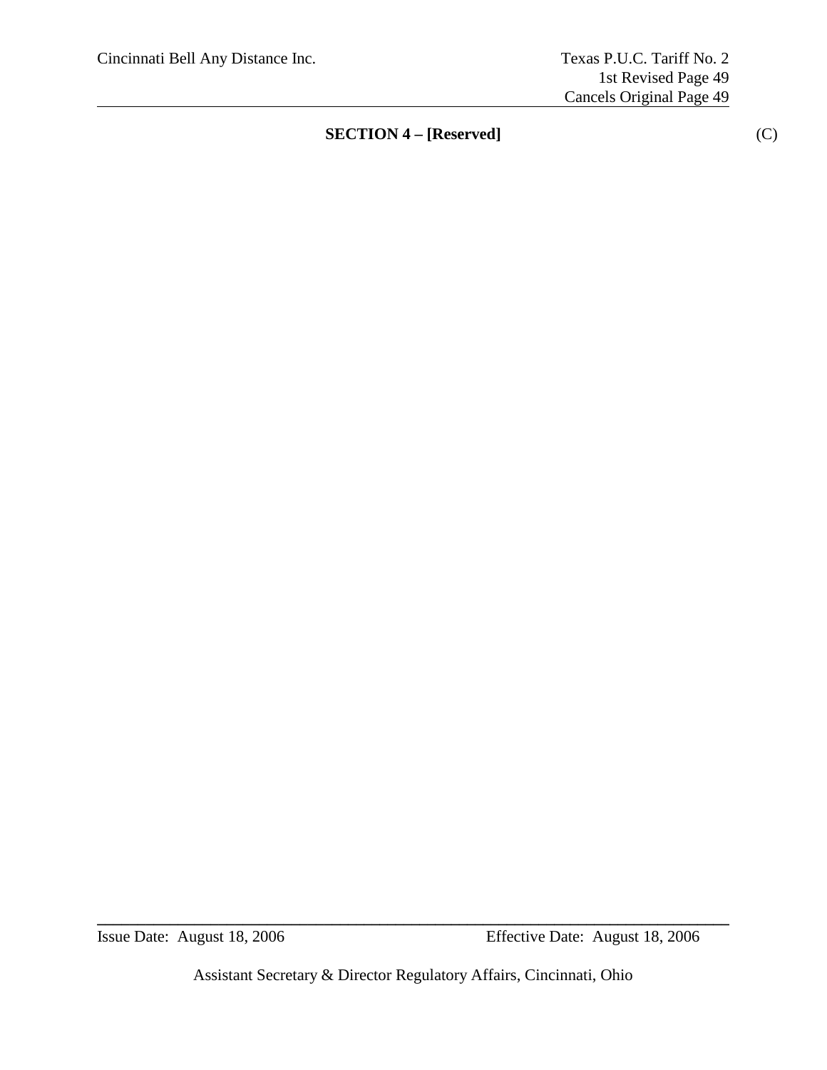## SECTION 4 – [Reserved] (C)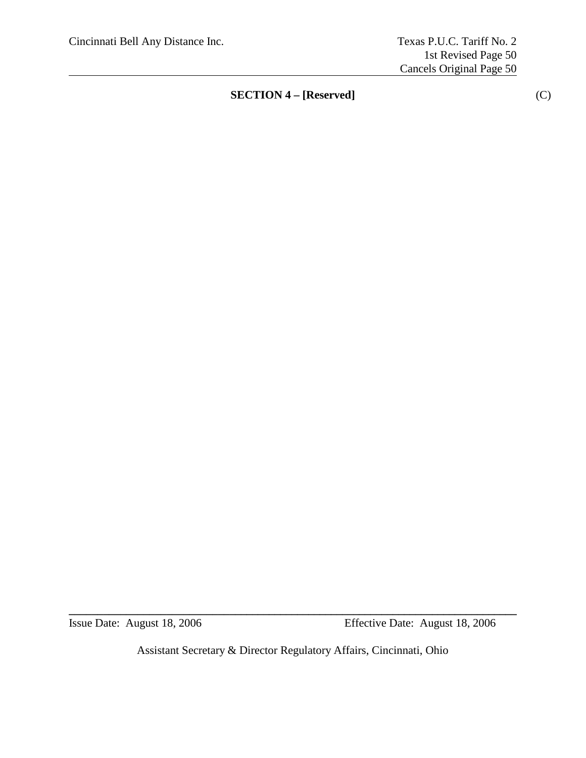## SECTION 4 – [Reserved] (C)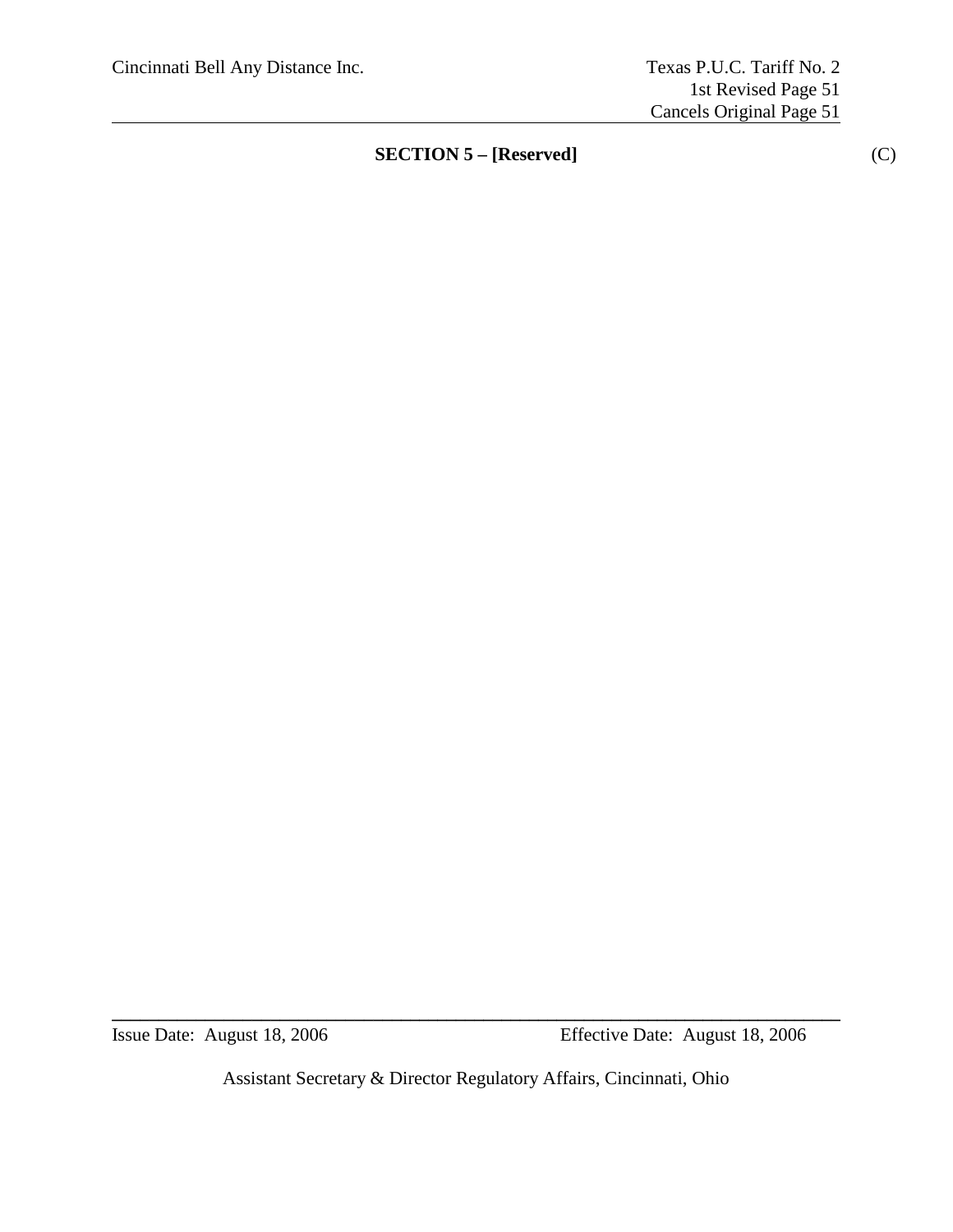## SECTION 5 – [Reserved] (C)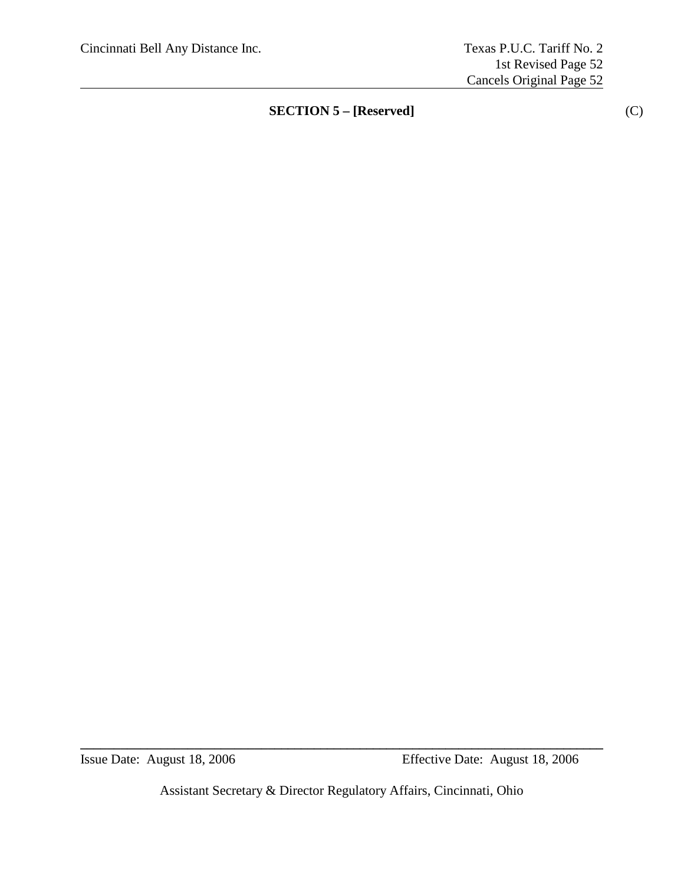## SECTION 5 – [Reserved] (C)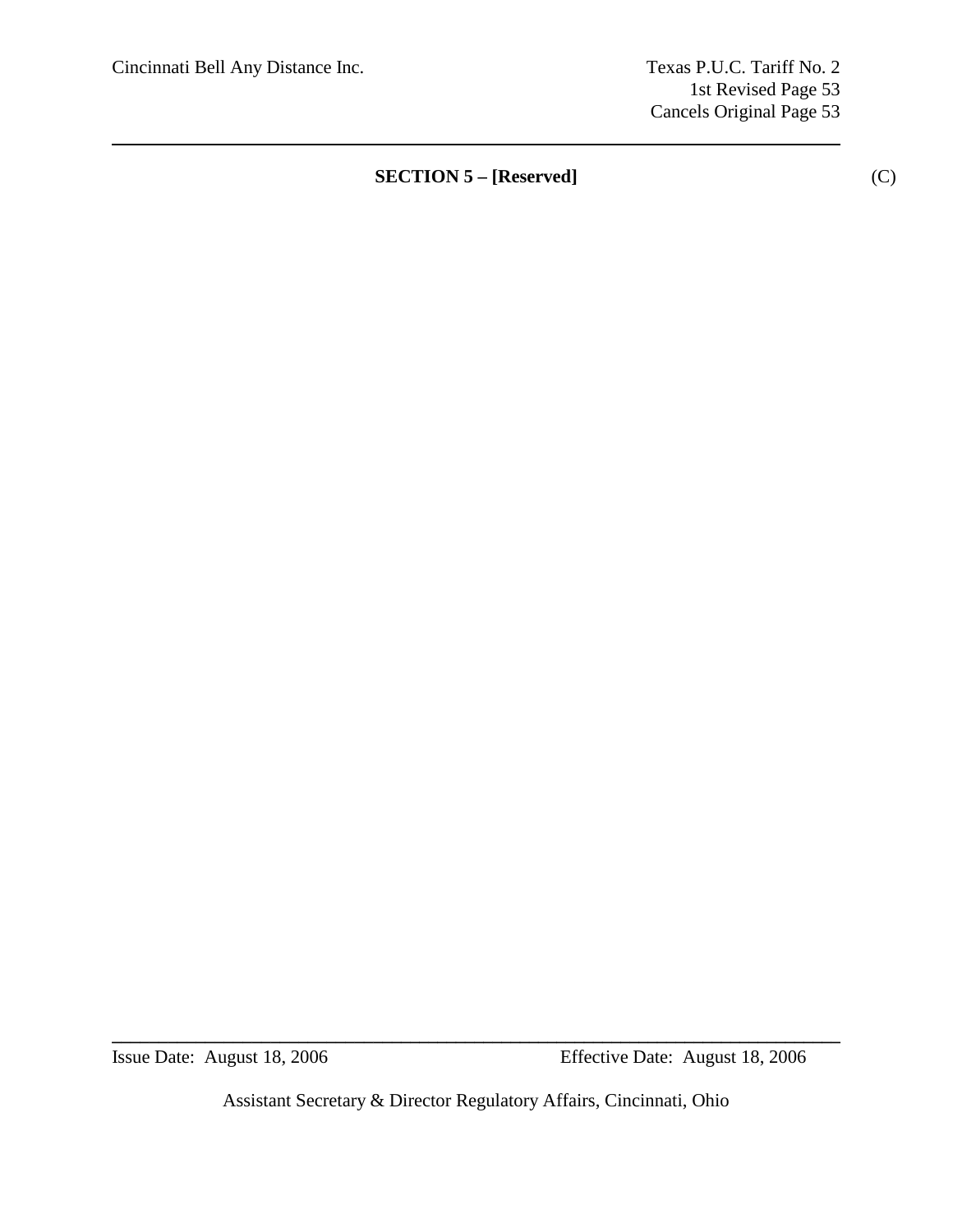## SECTION 5 – [Reserved]

(C)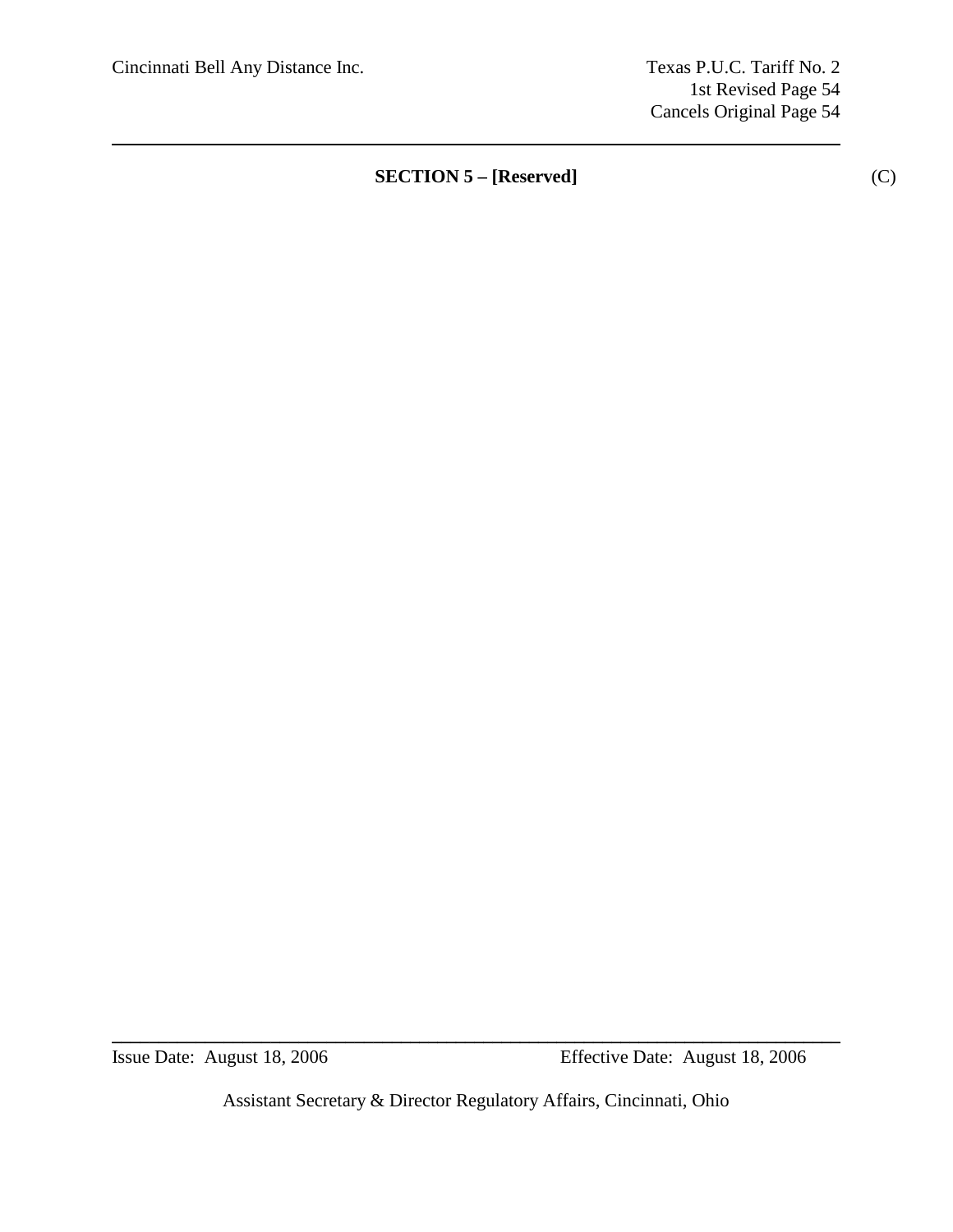**SECTION 5 – [Reserved]** (C)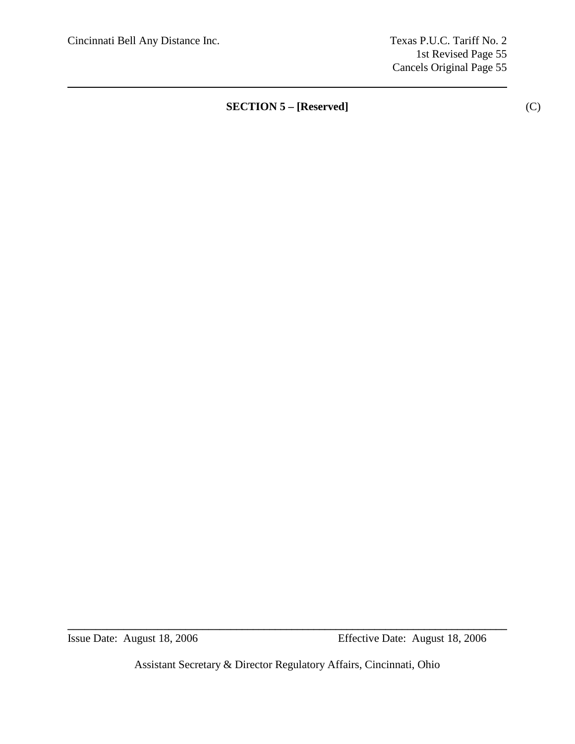## SECTION 5 – [Reserved] (C)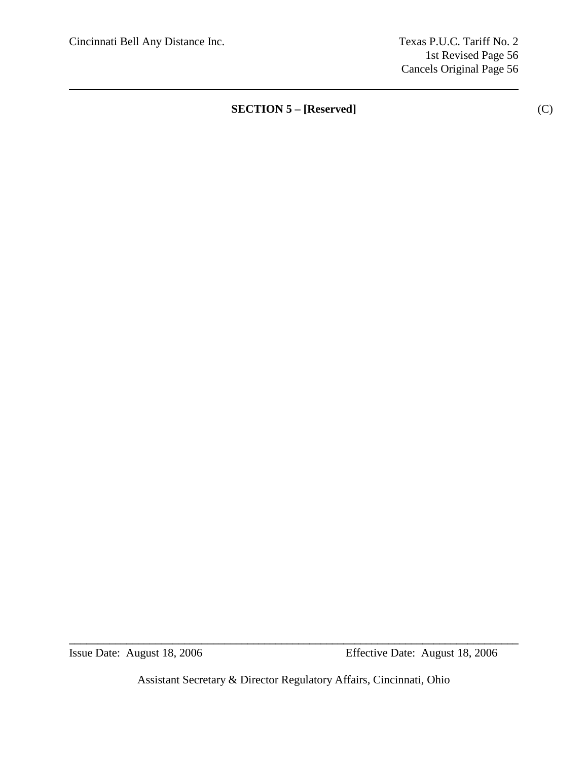**SECTION 5 – [Reserved]** (C)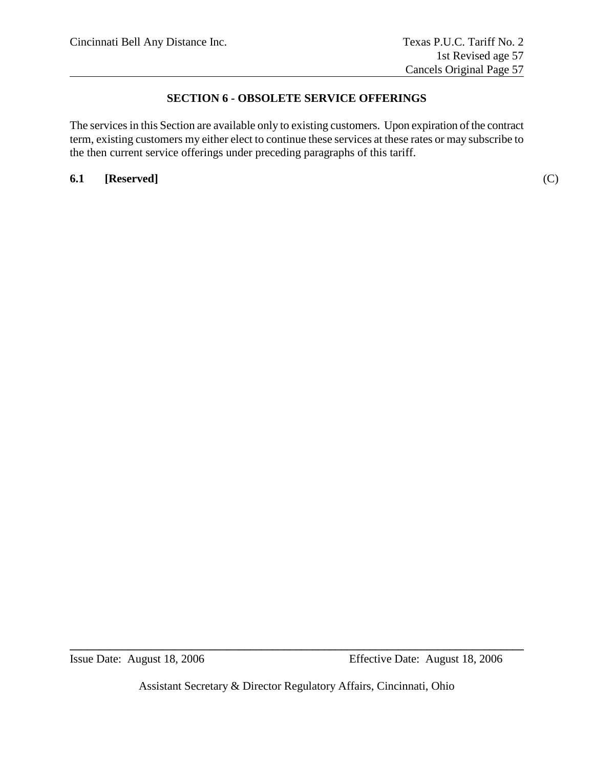# SECTION 6 - OBSOLETE SERVICE OFFERINGS

The services in this Section are available only to existing customers. Upon expiration of the contract term, existing customers my either elect to continue these services at these rates or may subscribe to the then current service offerings under preceding paragraphs of this tariff.

**6.1 [Reserved]** (C)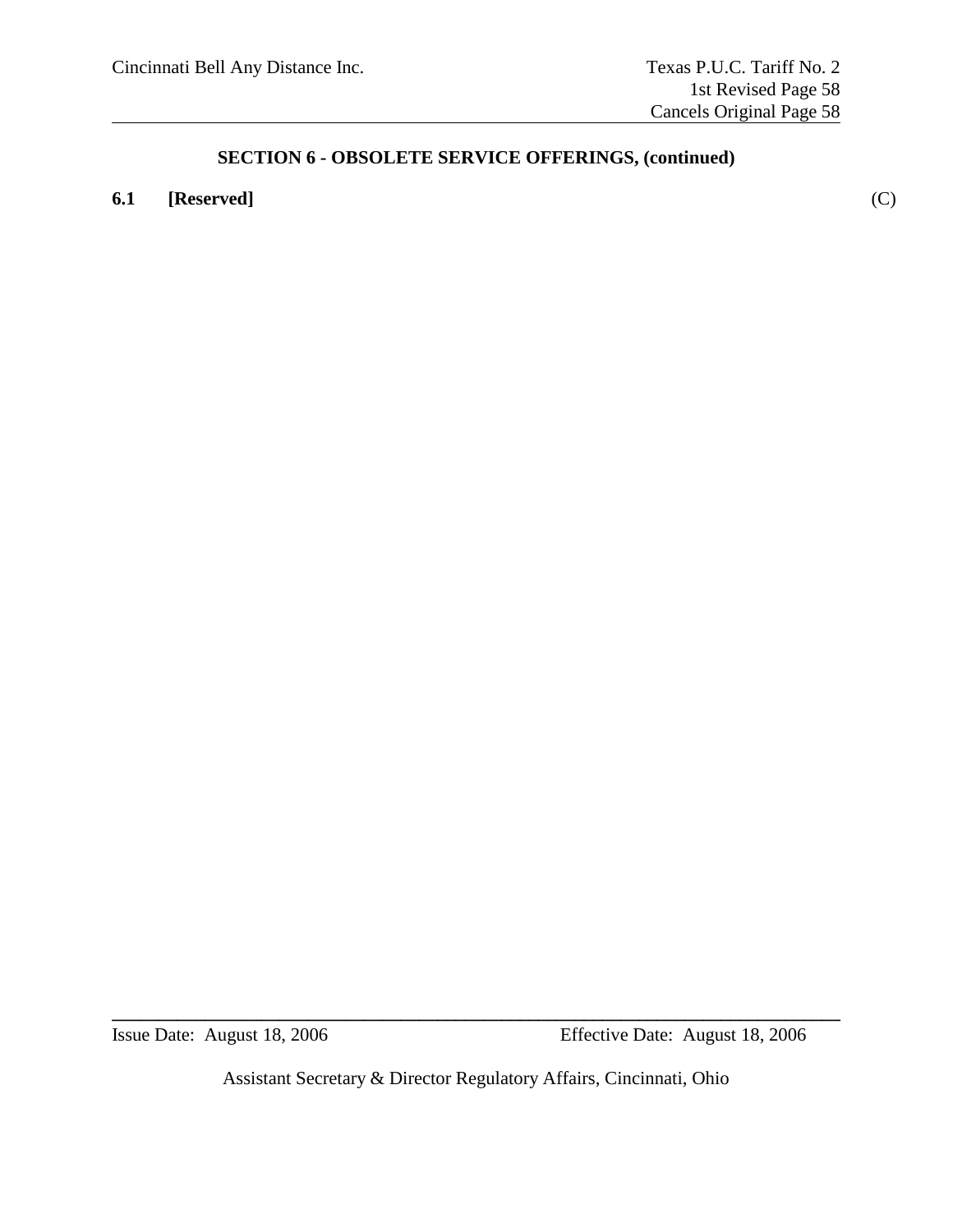## SECTION 6 - OBSOLETE SERVICE OFFERINGS, (continued)

**6.1 [Reserved]** (C)

Issue Date: August 18, 2006 Effective Date: August 18, 2006

Assistant Secretary & Director Regulatory Affairs, Cincinnati, Ohio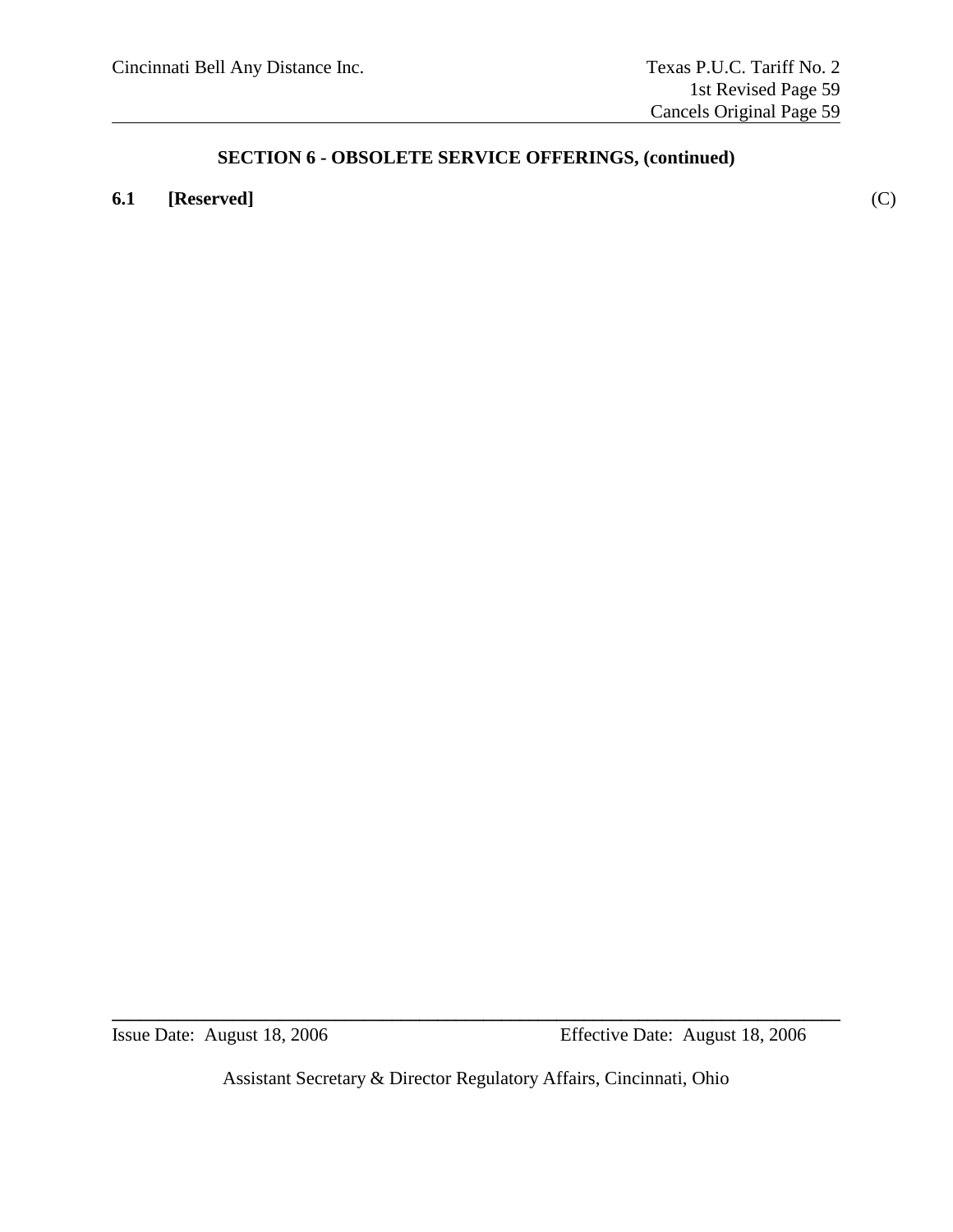## SECTION 6 - OBSOLETE SERVICE OFFERINGS, (continued)

**6.1 [Reserved]** (C)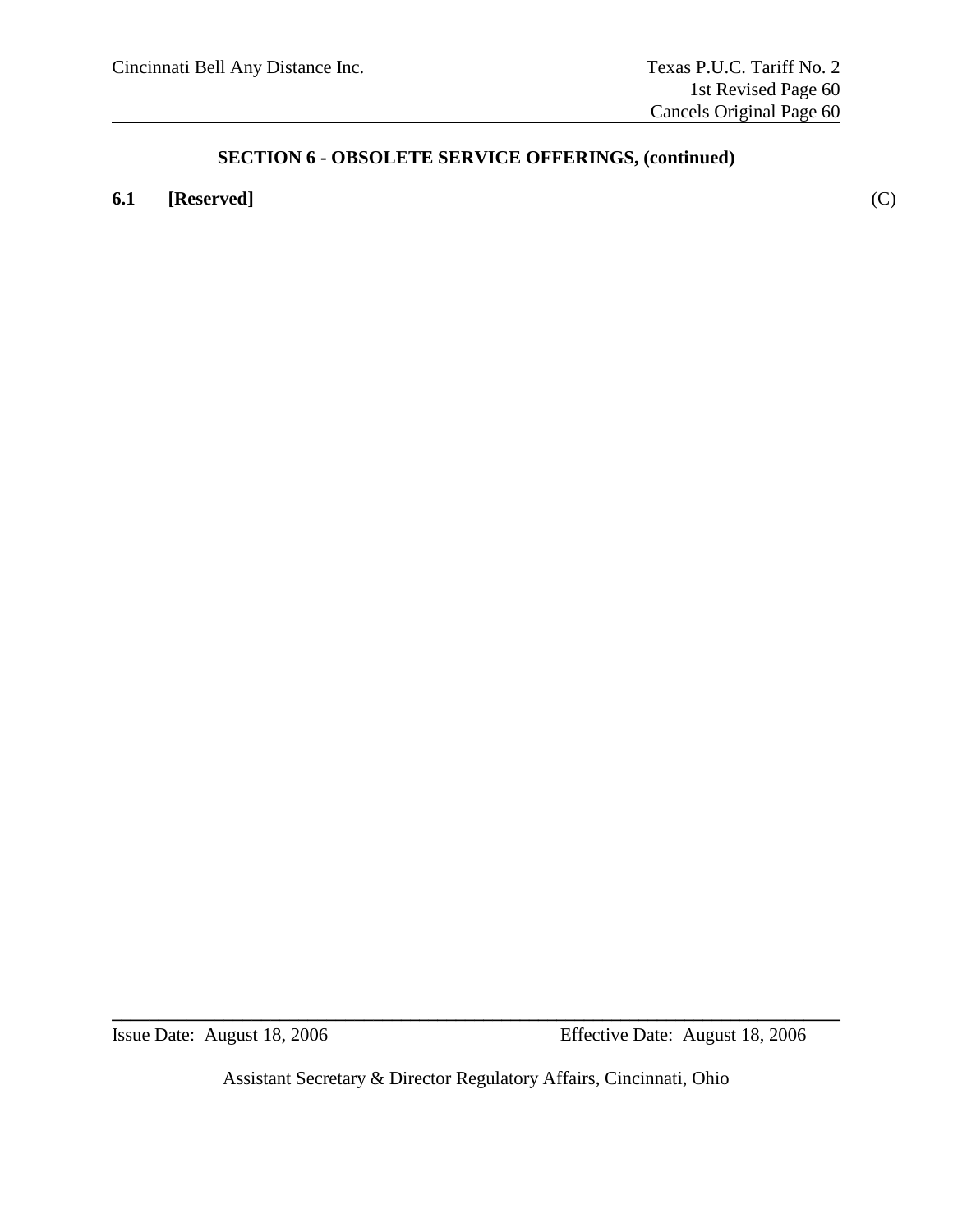## SECTION 6 - OBSOLETE SERVICE OFFERINGS, (continued)

**6.1 [Reserved]** (C)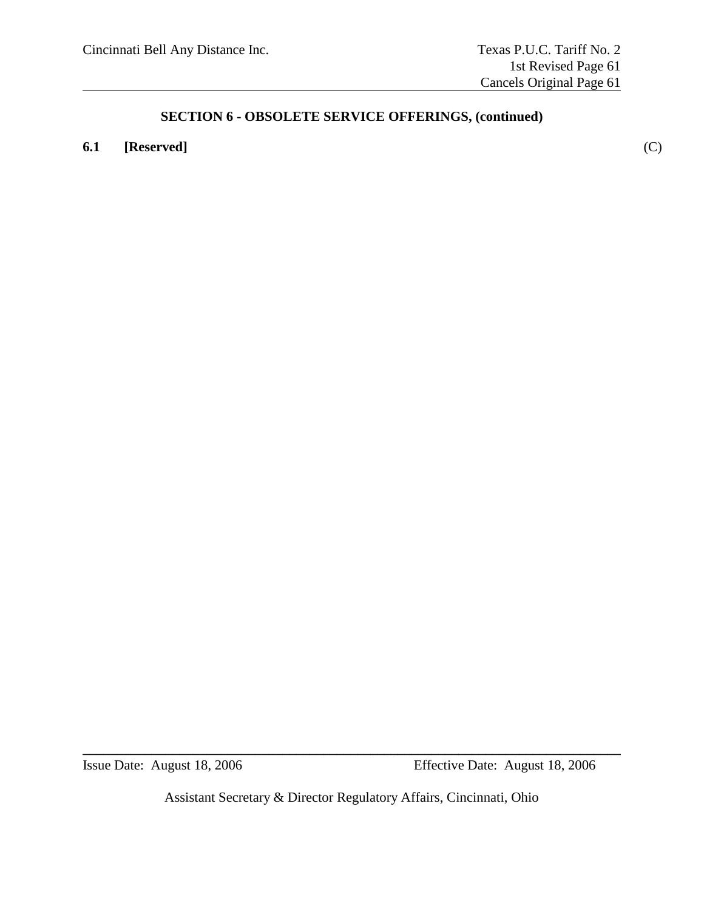## SECTION 6 - OBSOLETE SERVICE OFFERINGS, (continued)

**6.1 [Reserved]** (C)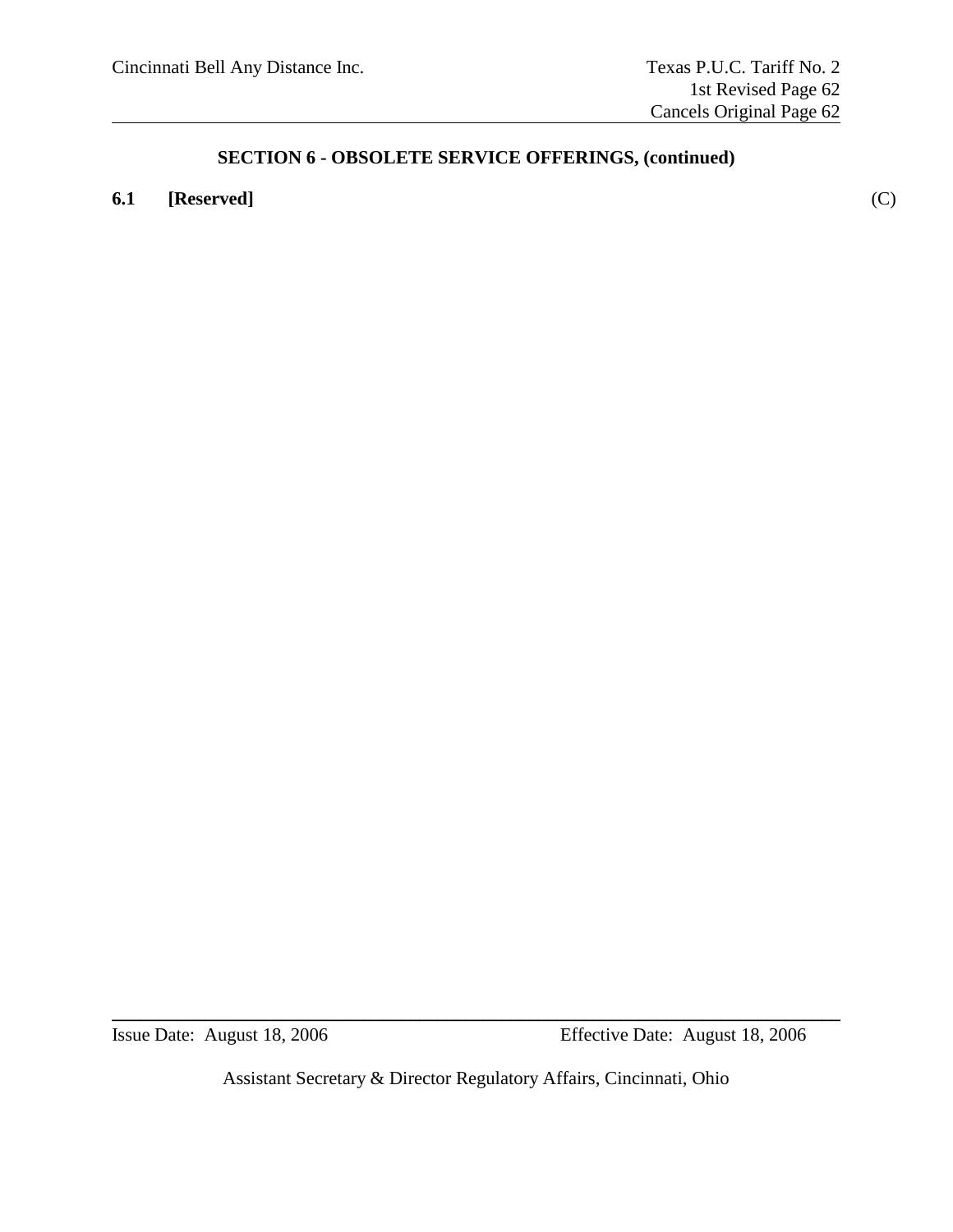## SECTION 6 - OBSOLETE SERVICE OFFERINGS, (continued)

**6.1 [Reserved]** (C)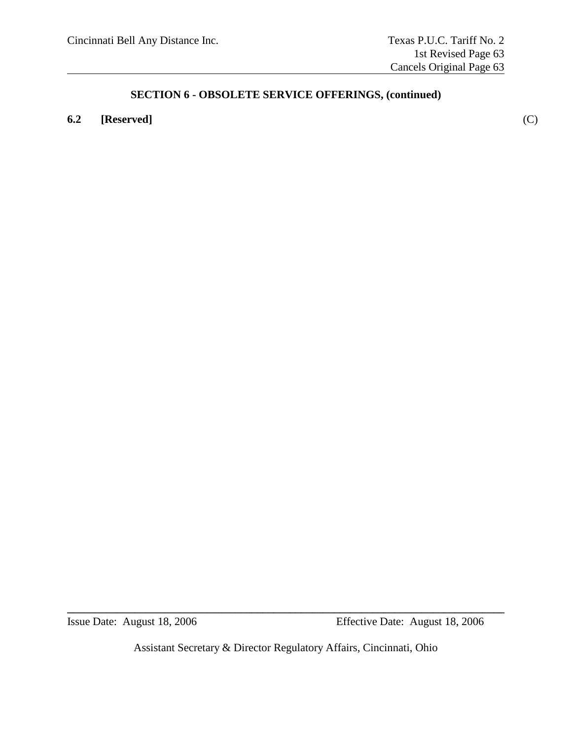## SECTION 6 - OBSOLETE SERVICE OFFERINGS, (continued)

**6.2 [Reserved]** (C)

Issue Date: August 18, 2006 Effective Date: August 18, 2006

Assistant Secretary & Director Regulatory Affairs, Cincinnati, Ohio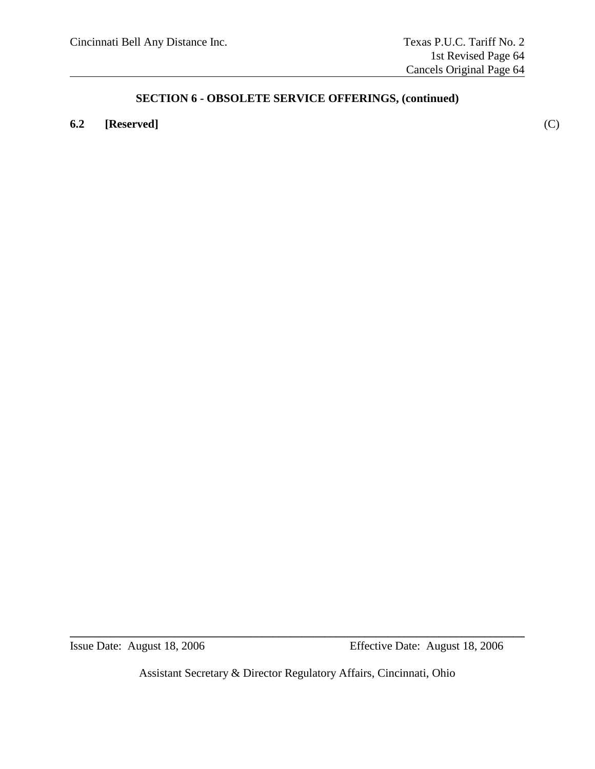## SECTION 6 - OBSOLETE SERVICE OFFERINGS, (continued)

**6.2 [Reserved]** (C)

Issue Date: August 18, 2006 Effective Date: August 18, 2006

Assistant Secretary & Director Regulatory Affairs, Cincinnati, Ohio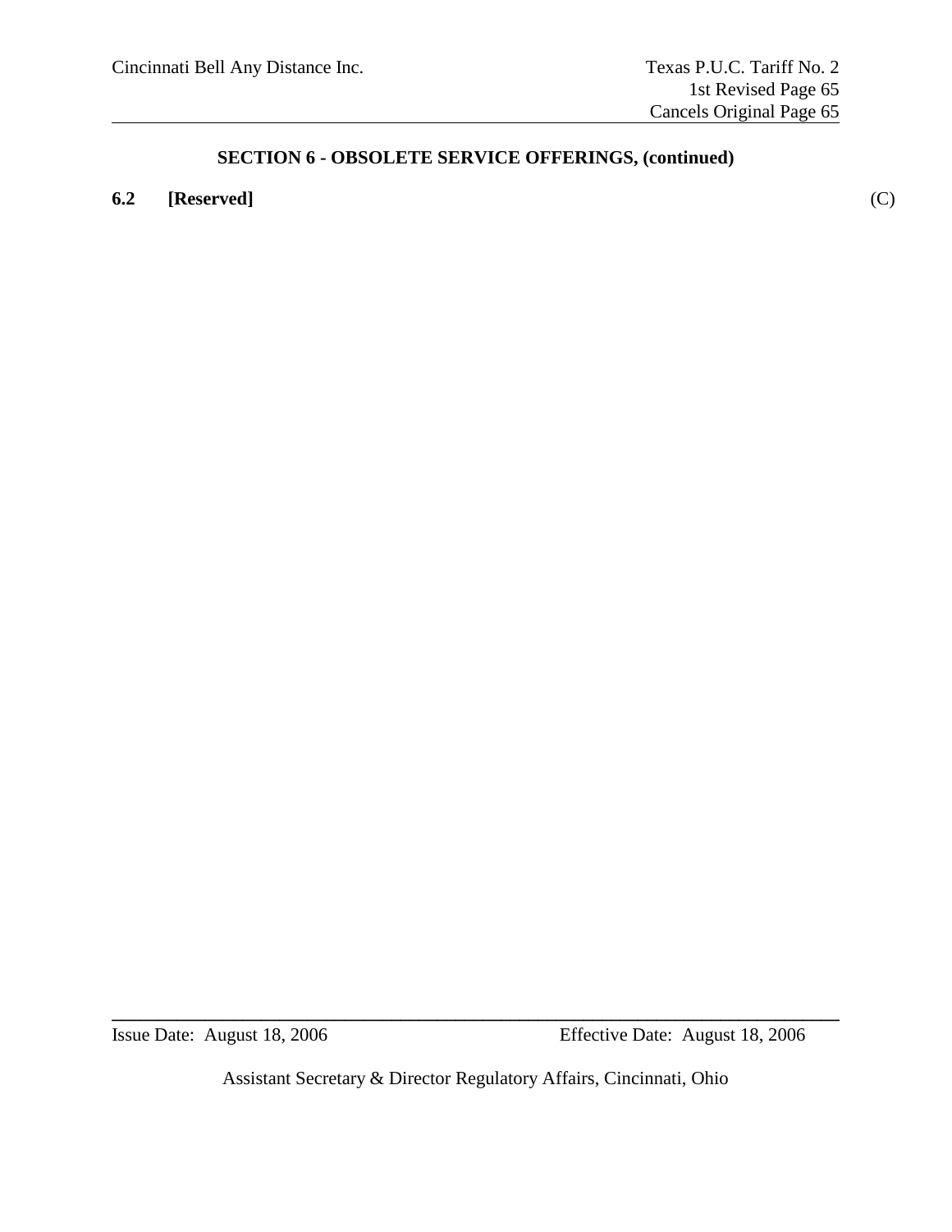## SECTION 6 - OBSOLETE SERVICE OFFERINGS, (continued)

**6.2 [Reserved]** (C)

Issue Date: August 18, 2006 Effective Date: August 18, 2006

Assistant Secretary & Director Regulatory Affairs, Cincinnati, Ohio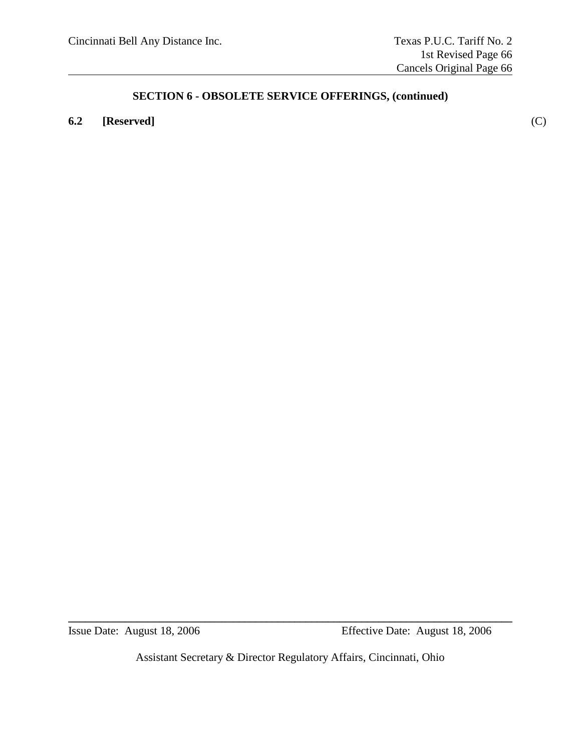## SECTION 6 - OBSOLETE SERVICE OFFERINGS, (continued)

**6.2 [Reserved]** (C)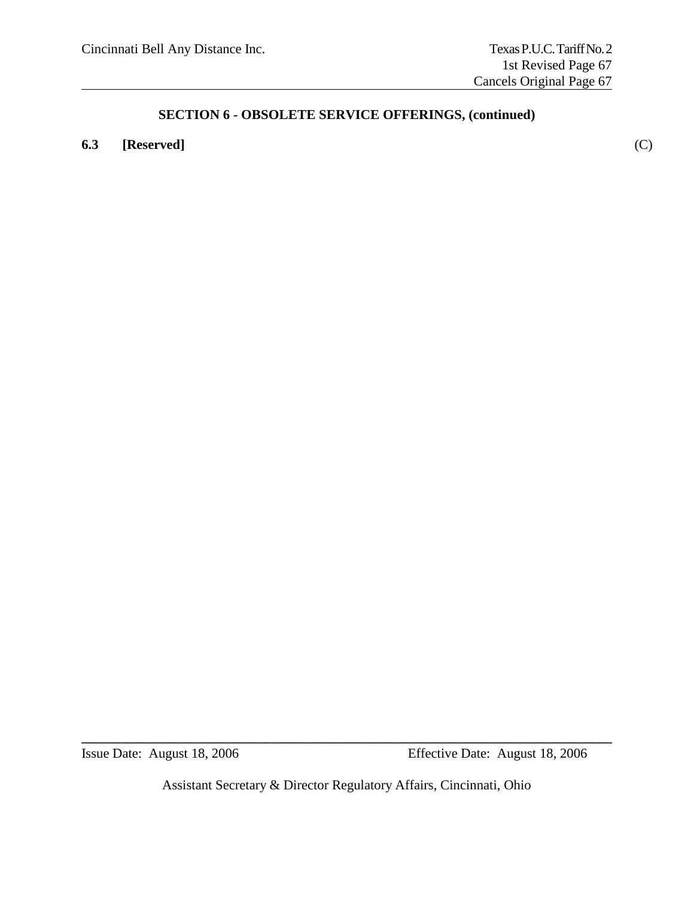## SECTION 6 - OBSOLETE SERVICE OFFERINGS, (continued)

**6.3 [Reserved]** (C)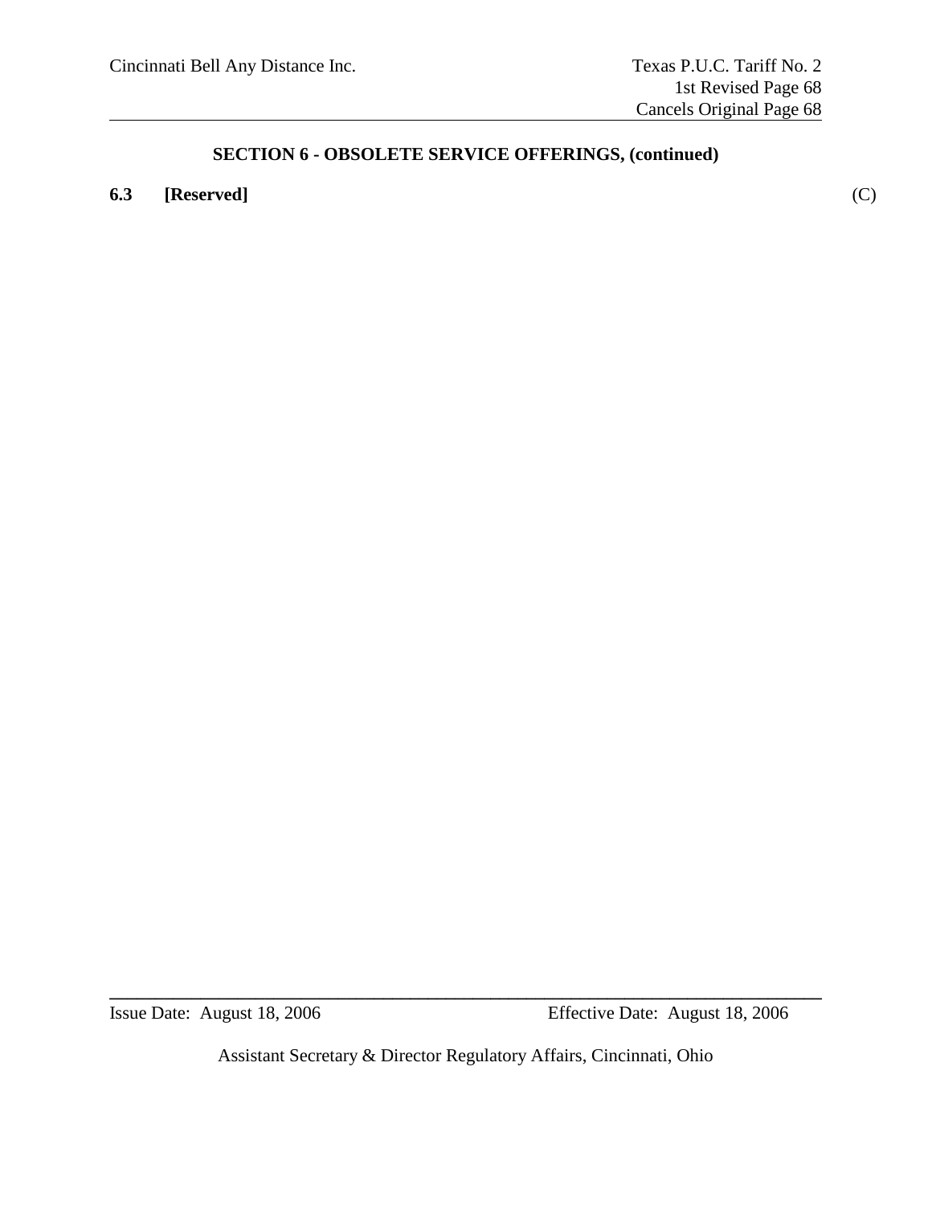## SECTION 6 - OBSOLETE SERVICE OFFERINGS, (continued)

**6.3 [Reserved]** (C)

Issue Date: August 18, 2006 Effective Date: August 18, 2006

Assistant Secretary & Director Regulatory Affairs, Cincinnati, Ohio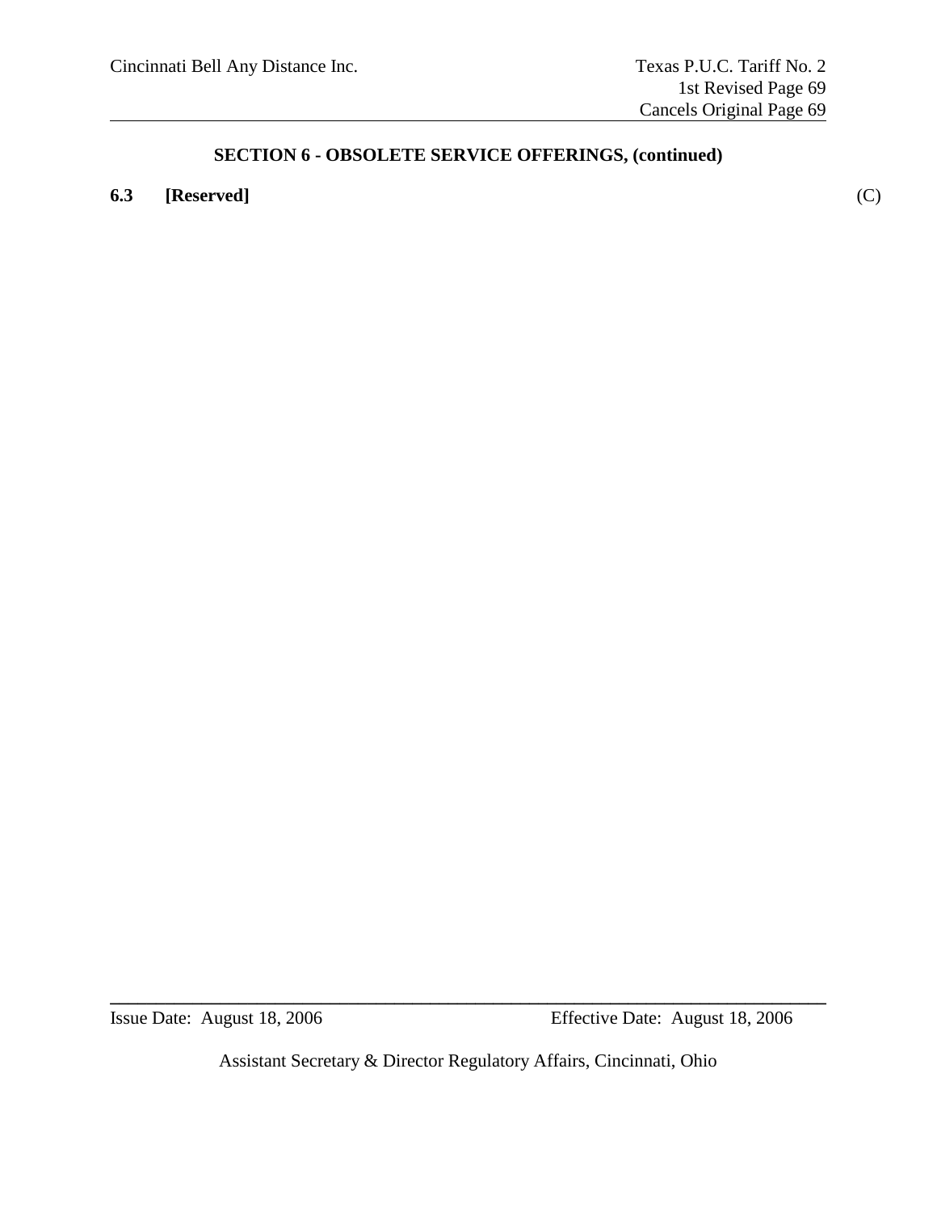## SECTION 6 - OBSOLETE SERVICE OFFERINGS, (continued)

**6.3 [Reserved]** (C)

Issue Date: August 18, 2006 Effective Date: August 18, 2006

Assistant Secretary & Director Regulatory Affairs, Cincinnati, Ohio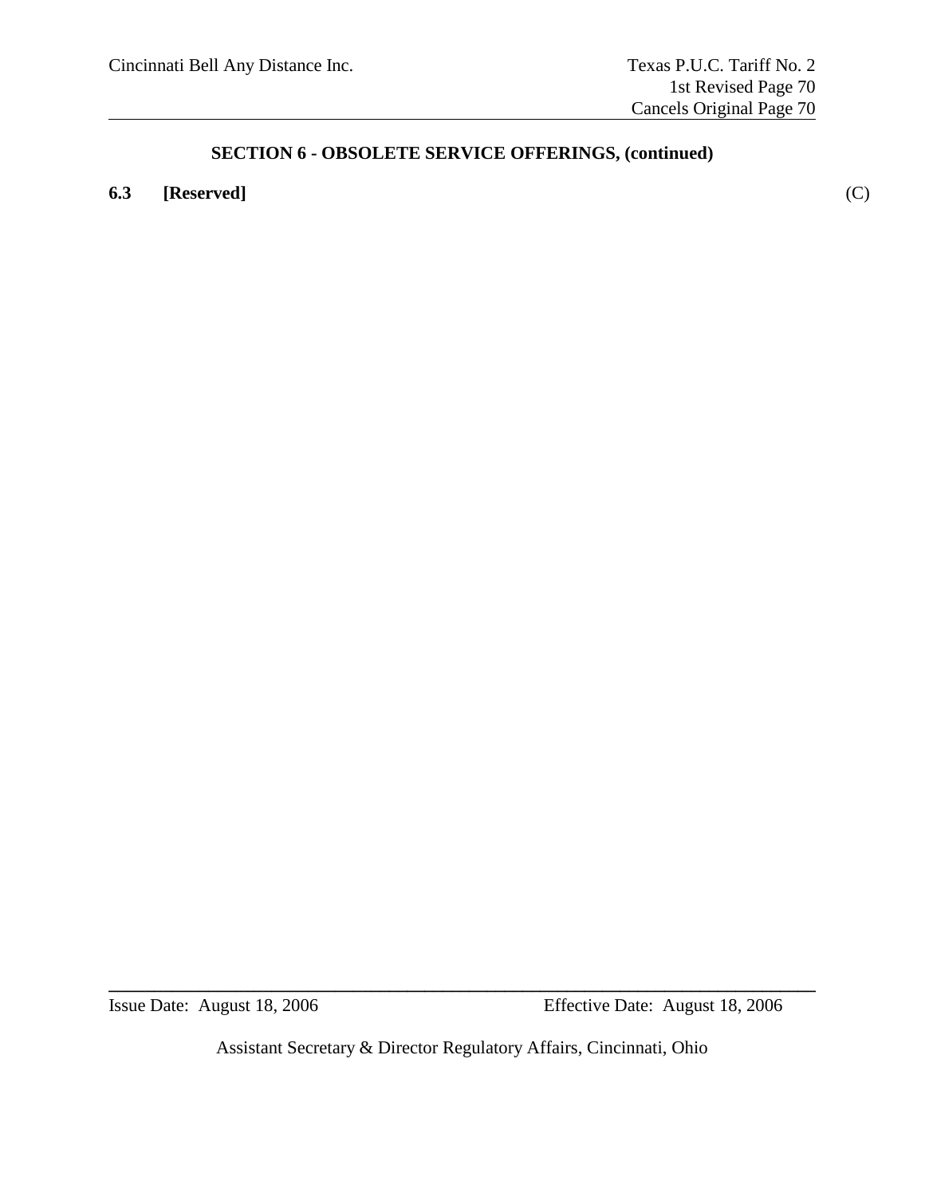## SECTION 6 - OBSOLETE SERVICE OFFERINGS, (continued)

**6.3 [Reserved]** (C)

Issue Date: August 18, 2006 Effective Date: August 18, 2006

Assistant Secretary & Director Regulatory Affairs, Cincinnati, Ohio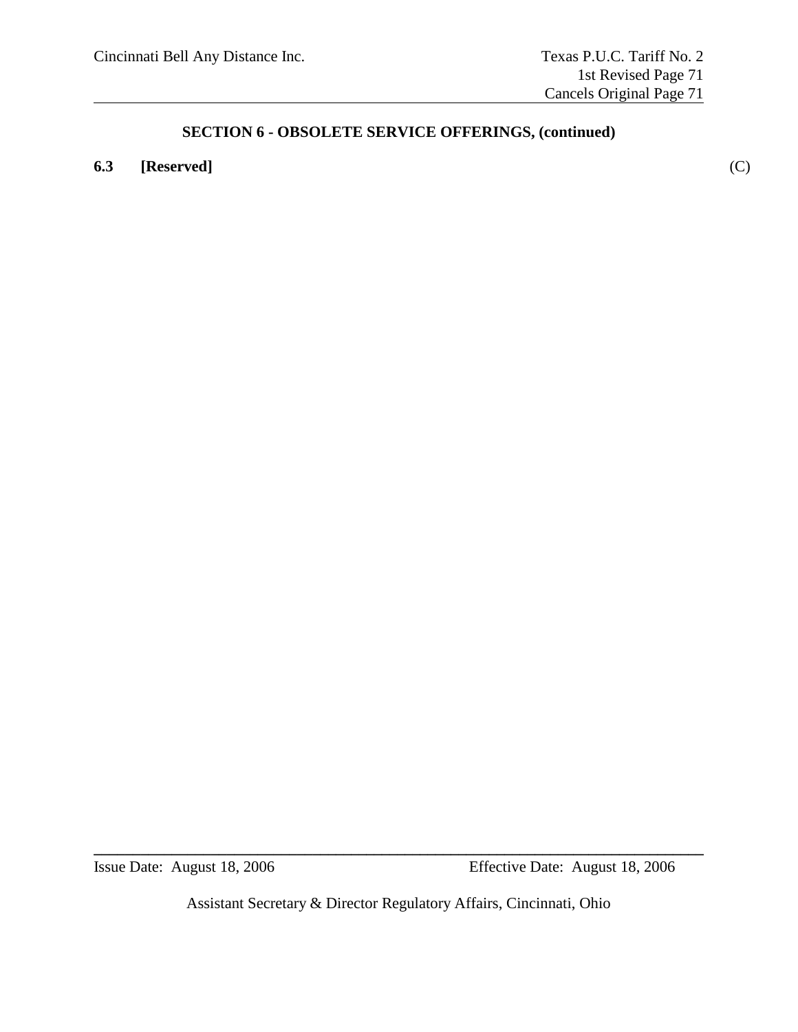## SECTION 6 - OBSOLETE SERVICE OFFERINGS, (continued)

**6.3 [Reserved]** (C)

Issue Date: August 18, 2006 Effective Date: August 18, 2006

Assistant Secretary & Director Regulatory Affairs, Cincinnati, Ohio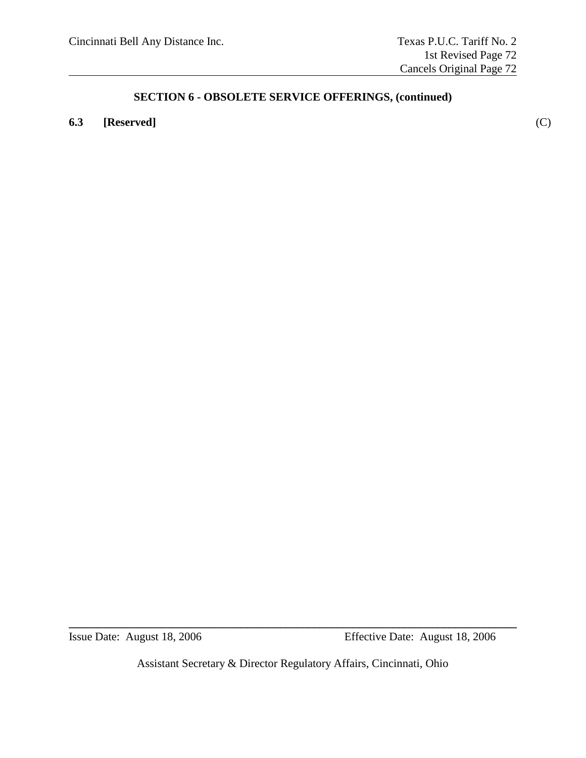## SECTION 6 - OBSOLETE SERVICE OFFERINGS, (continued)

**6.3 [Reserved]** (C)

Issue Date: August 18, 2006 Effective Date: August 18, 2006

Assistant Secretary & Director Regulatory Affairs, Cincinnati, Ohio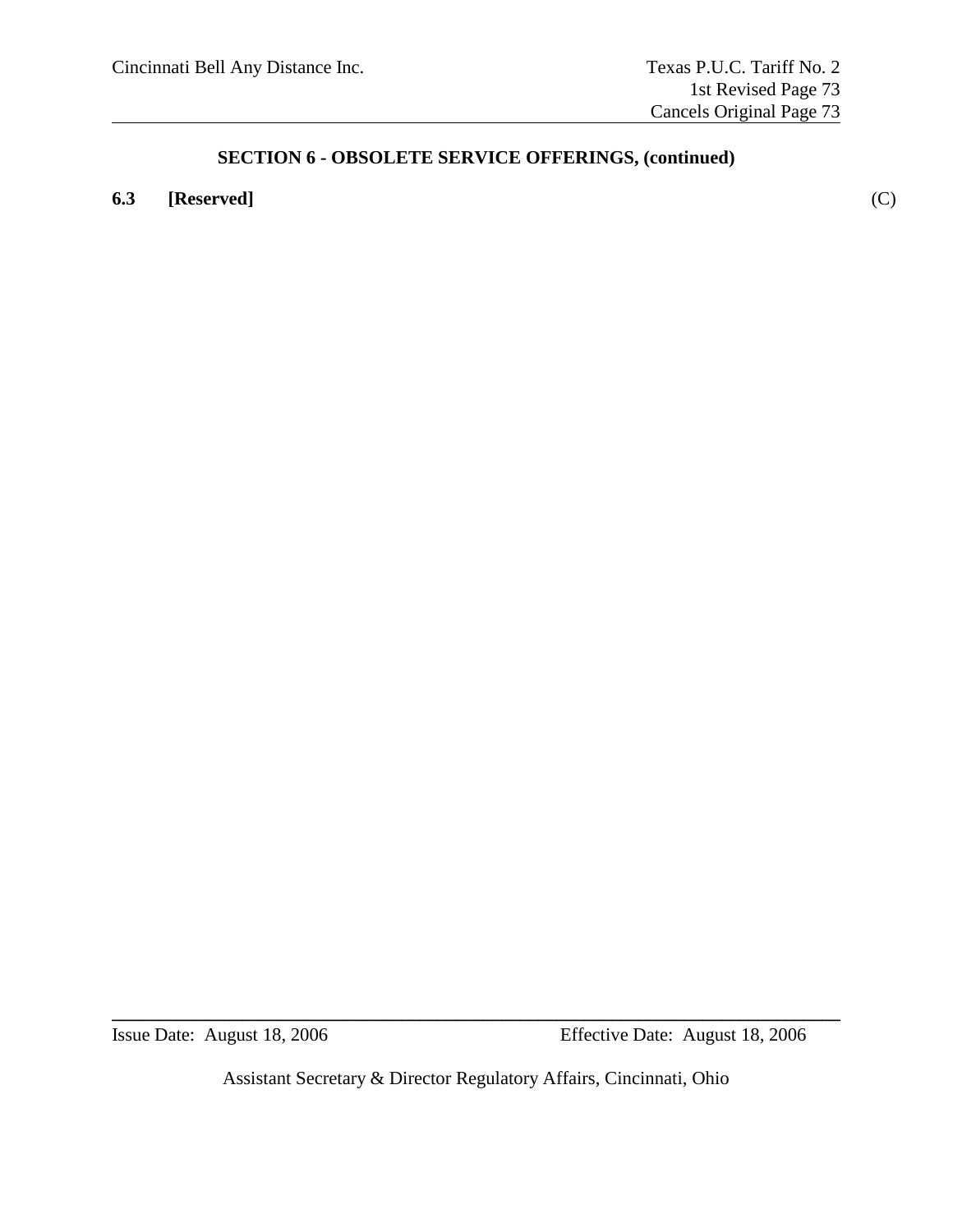## SECTION 6 - OBSOLETE SERVICE OFFERINGS, (continued)

**6.3 [Reserved]** (C)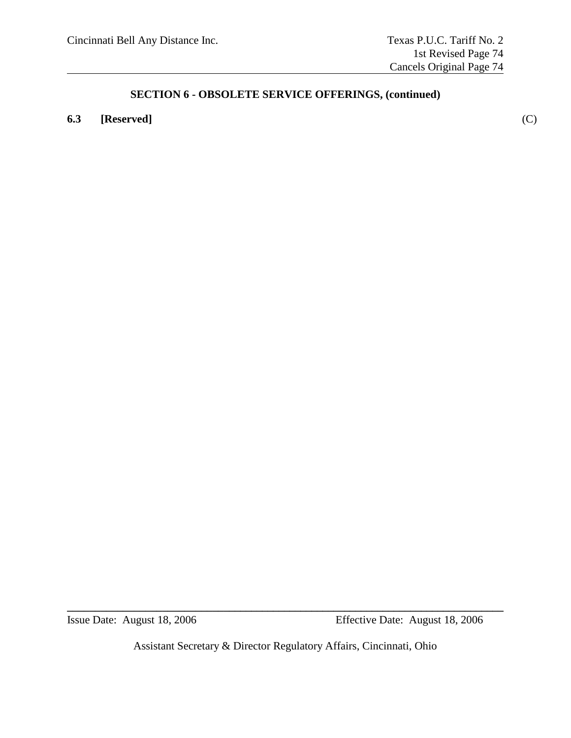## SECTION 6 - OBSOLETE SERVICE OFFERINGS, (continued)

**6.3 [Reserved]** (C)

Issue Date: August 18, 2006 Effective Date: August 18, 2006

Assistant Secretary & Director Regulatory Affairs, Cincinnati, Ohio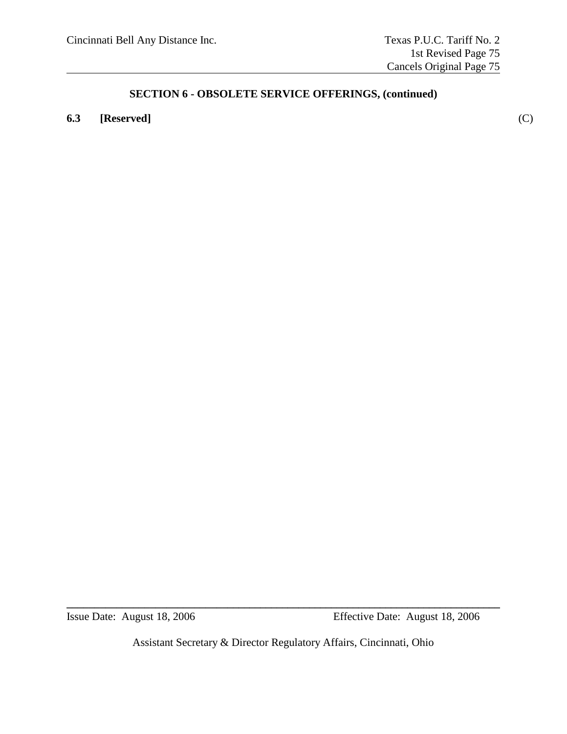## SECTION 6 - OBSOLETE SERVICE OFFERINGS, (continued)

**6.3 [Reserved]** (C)

Issue Date: August 18, 2006 Effective Date: August 18, 2006

Assistant Secretary & Director Regulatory Affairs, Cincinnati, Ohio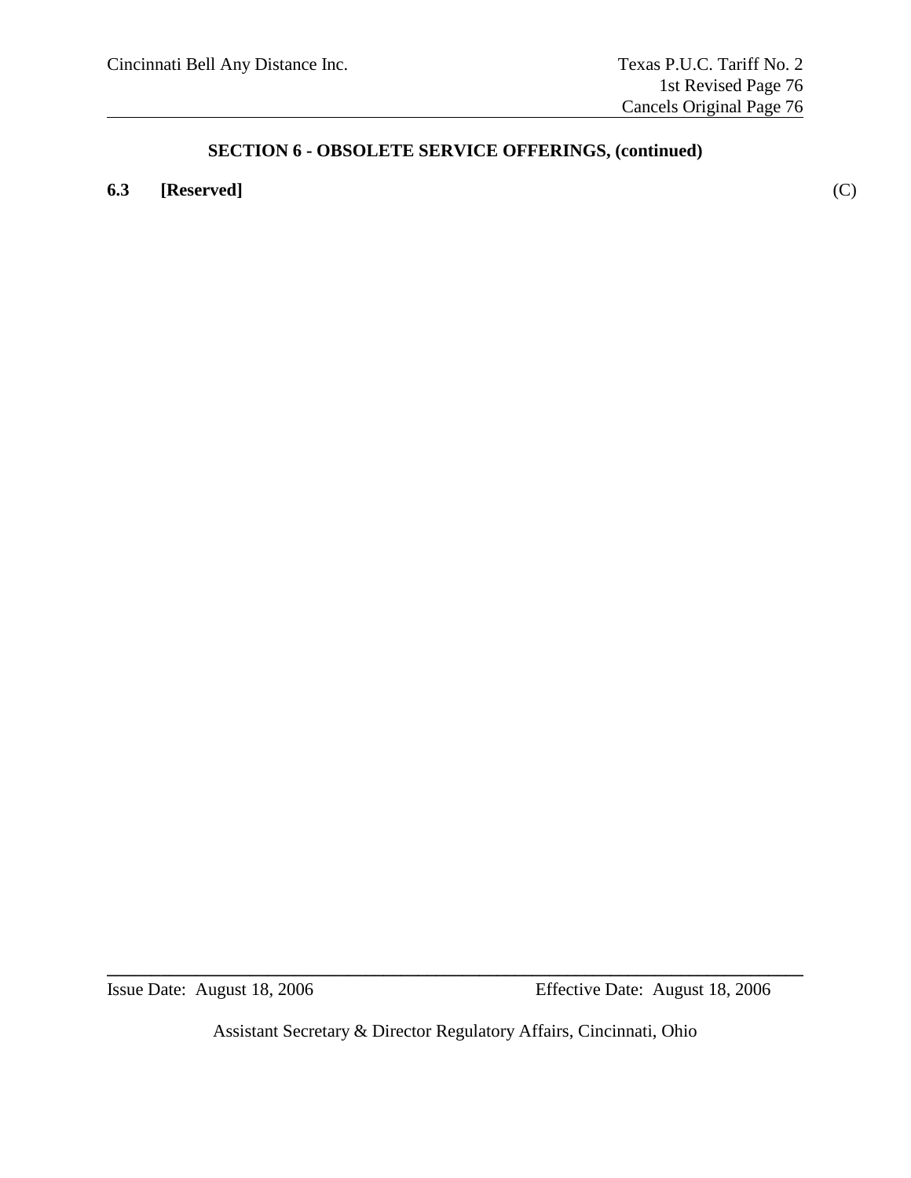## SECTION 6 - OBSOLETE SERVICE OFFERINGS, (continued)

**6.3 [Reserved]** (C)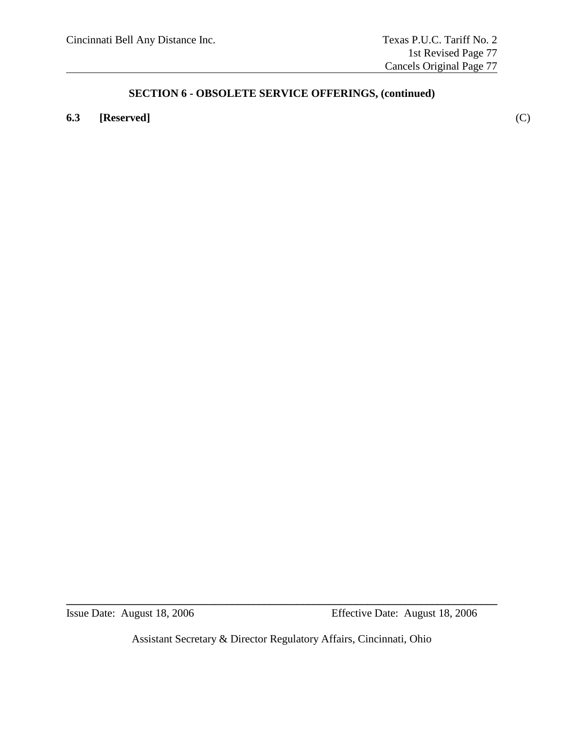## SECTION 6 - OBSOLETE SERVICE OFFERINGS, (continued)

**6.3 [Reserved]** (C)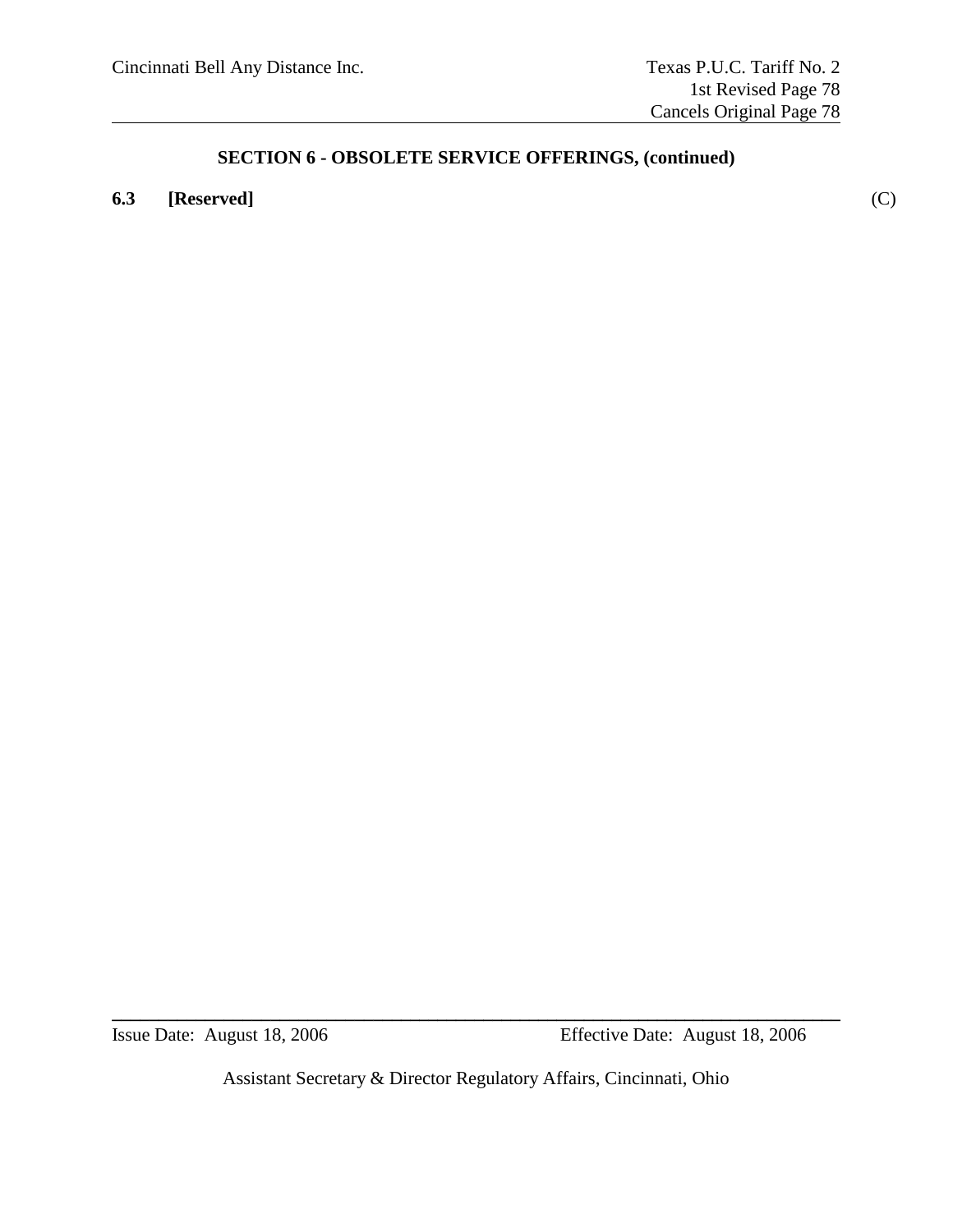## SECTION 6 - OBSOLETE SERVICE OFFERINGS, (continued)

**6.3 [Reserved]** (C)

Issue Date: August 18, 2006 Effective Date: August 18, 2006

Assistant Secretary & Director Regulatory Affairs, Cincinnati, Ohio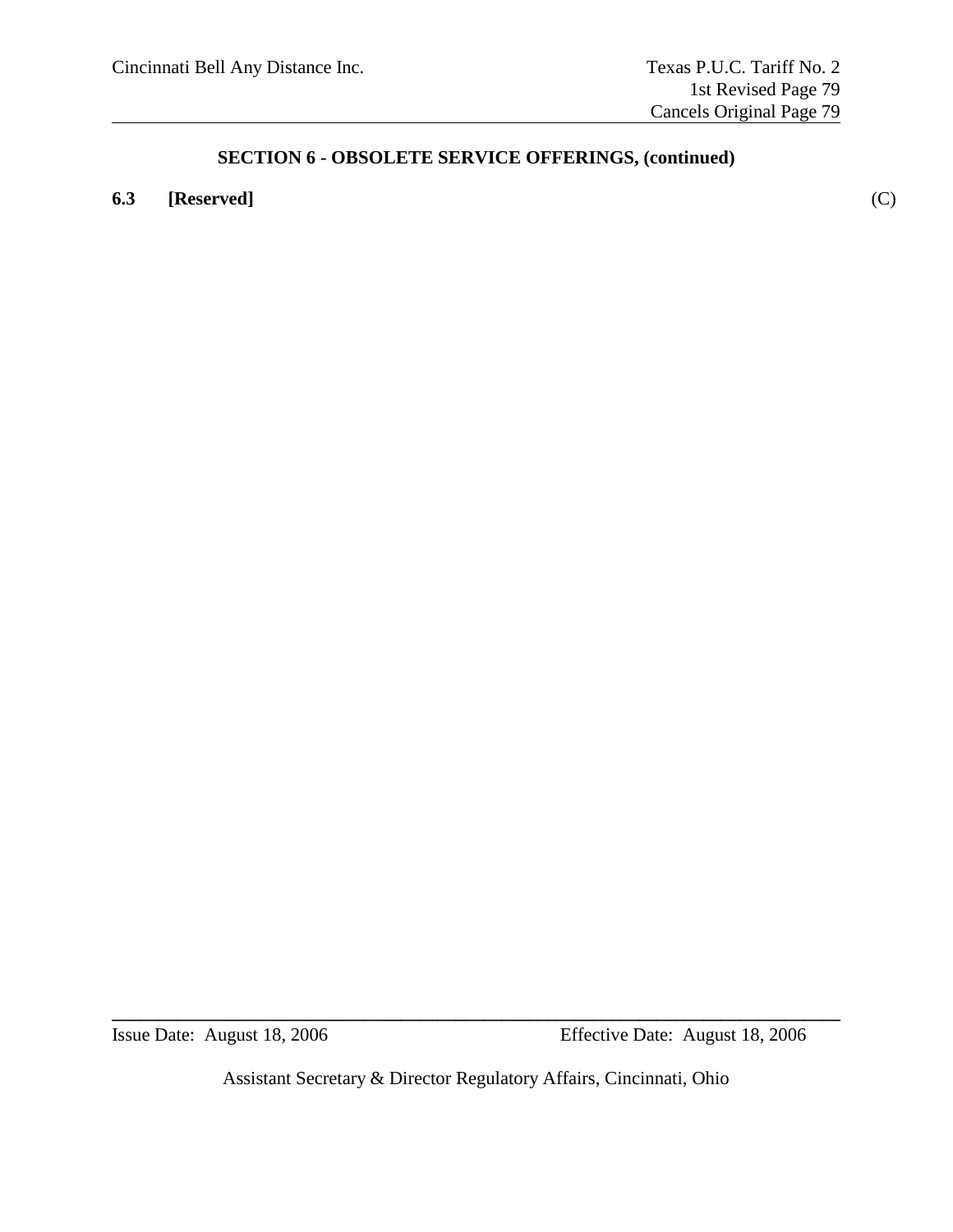## SECTION 6 - OBSOLETE SERVICE OFFERINGS, (continued)

**6.3 [Reserved]** (C)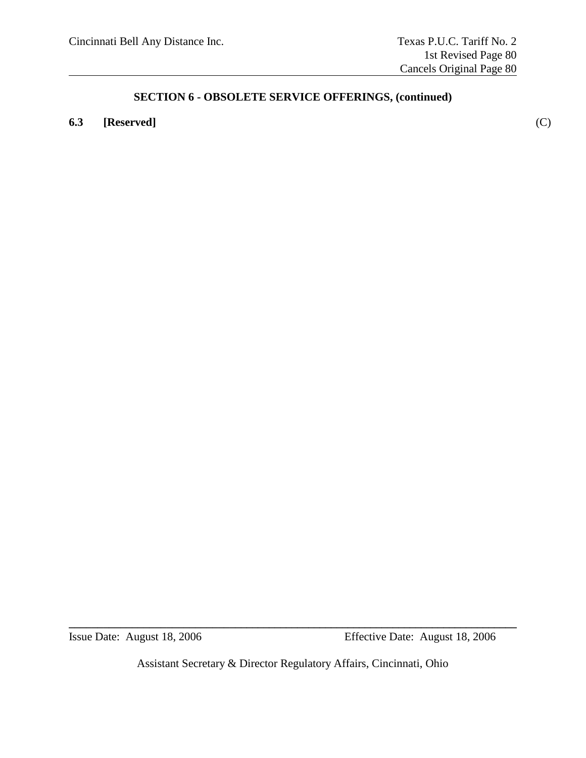## SECTION 6 - OBSOLETE SERVICE OFFERINGS, (continued)

**6.3 [Reserved]** (C)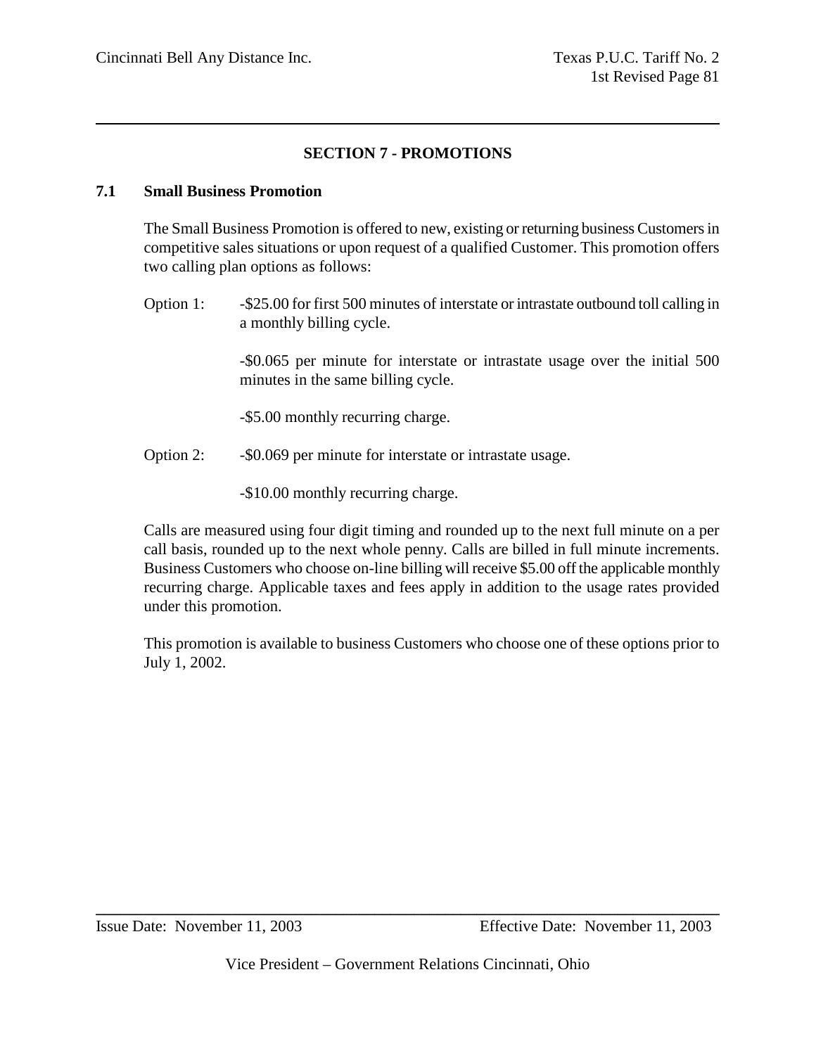## SECTION 7 - PROMOTIONS

### 7.1 Small Business Promotion

The Small Business Promotion is offered to new, existing or returning business Customers in competitive sales situations or upon request of a qualified Customer. This promotion offers two calling plan options as follows:

Option 1:

-$25.00 for first 500 minutes of interstate or intrastate outbound toll calling in a monthly billing cycle.

-$0.065 per minute for interstate or intrastate usage over the initial 500 minutes in the same billing cycle.

-$5.00 monthly recurring charge.

Option 2:

-$0.069 per minute for interstate or intrastate usage.

-$10.00 monthly recurring charge.

Calls are measured using four digit timing and rounded up to the next full minute on a per call basis, rounded up to the next whole penny. Calls are billed in full minute increments. Business Customers who choose on-line billing will receive $5.00 off the applicable monthly recurring charge. Applicable taxes and fees apply in addition to the usage rates provided under this promotion.

This promotion is available to business Customers who choose one of these options prior to July 1, 2002.